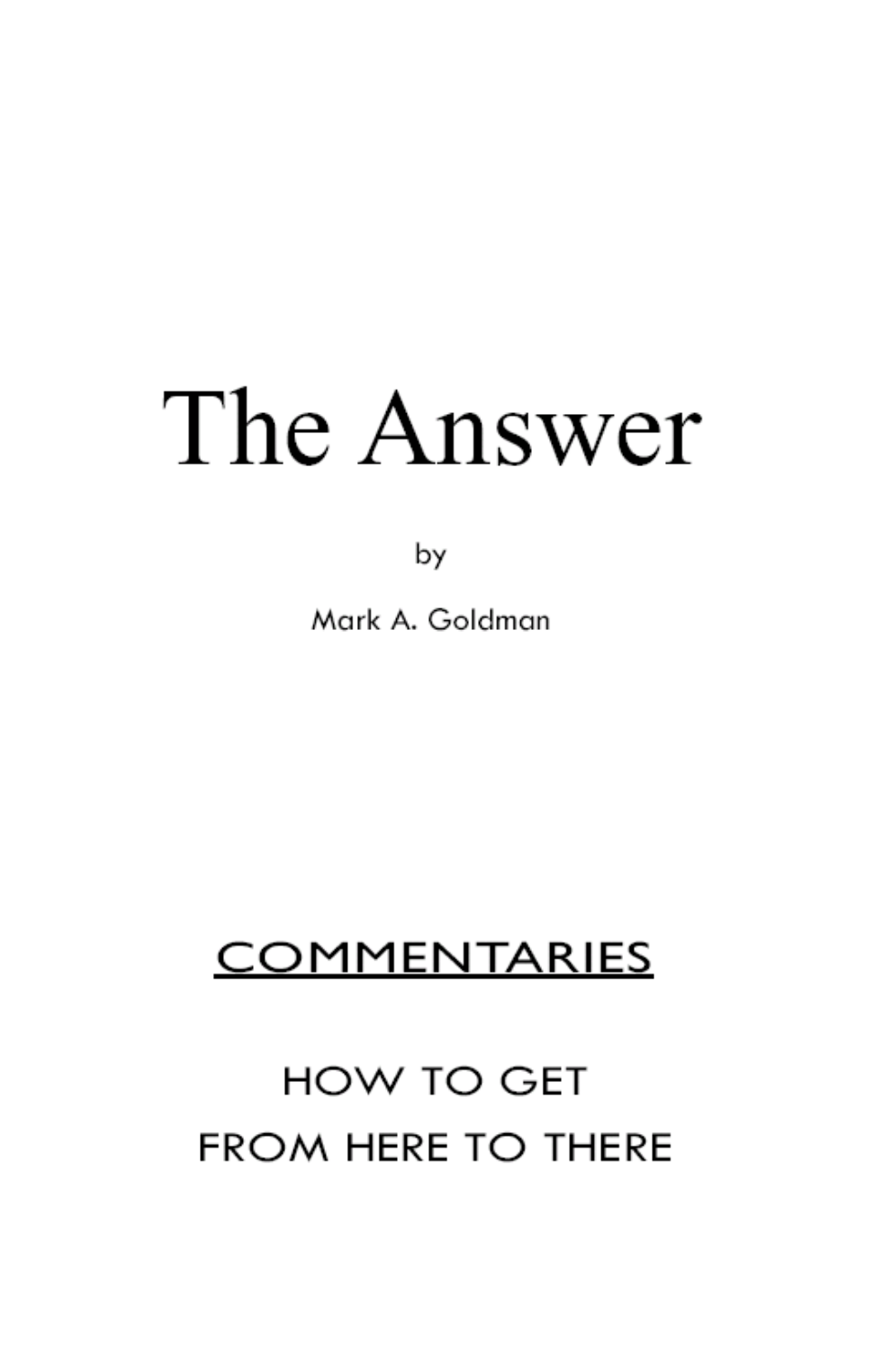# The Answer

by

Mark A. Goldman

## COMMENTARIES

HOW TO GET
FROM HERE TO THERE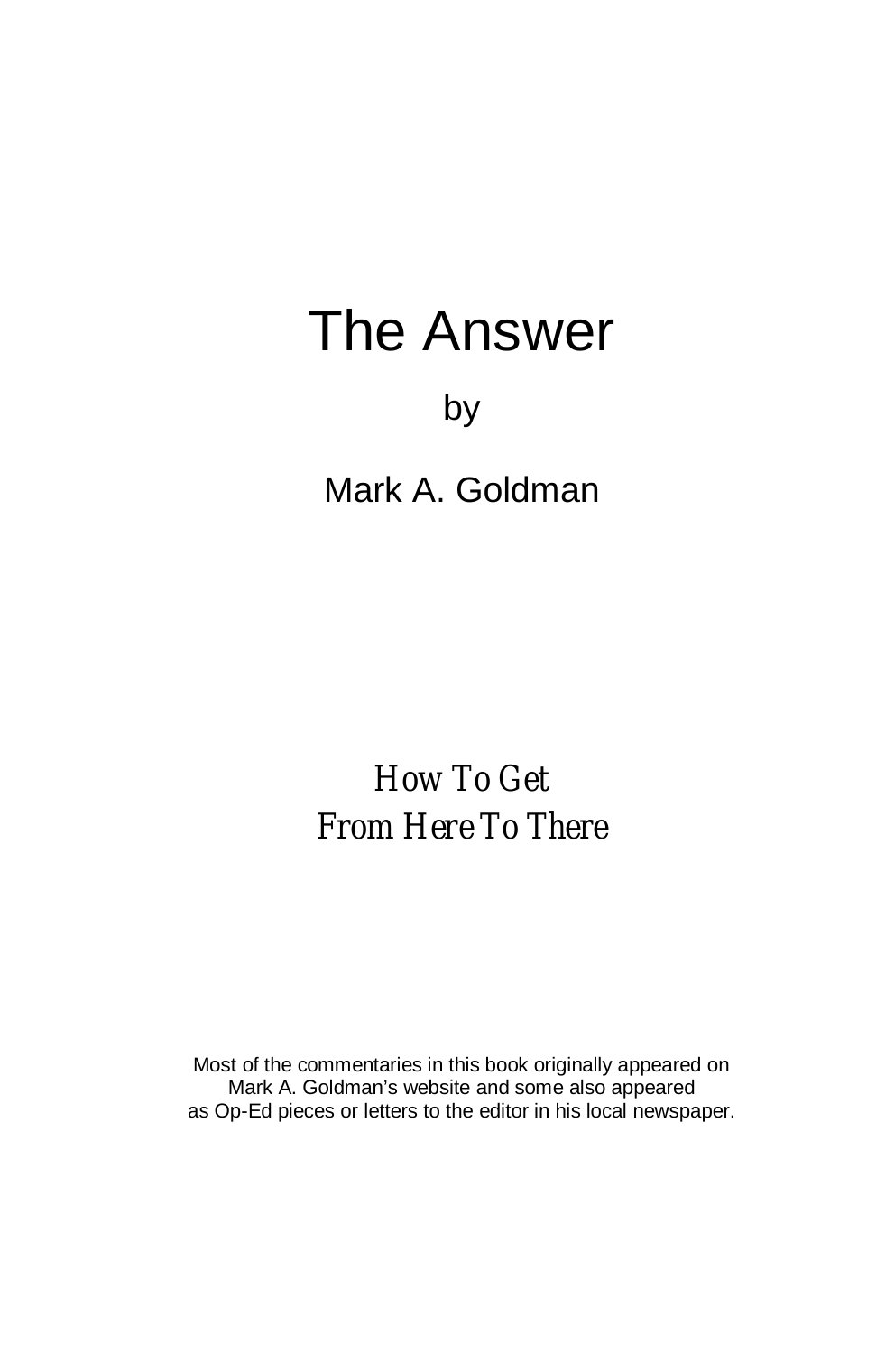# The Answer

by

Mark A. Goldman

*How To Get*
*From Here To There*

Most of the commentaries in this book originally appeared on Mark A. Goldman's website and some also appeared as Op-Ed pieces or letters to the editor in his local newspaper.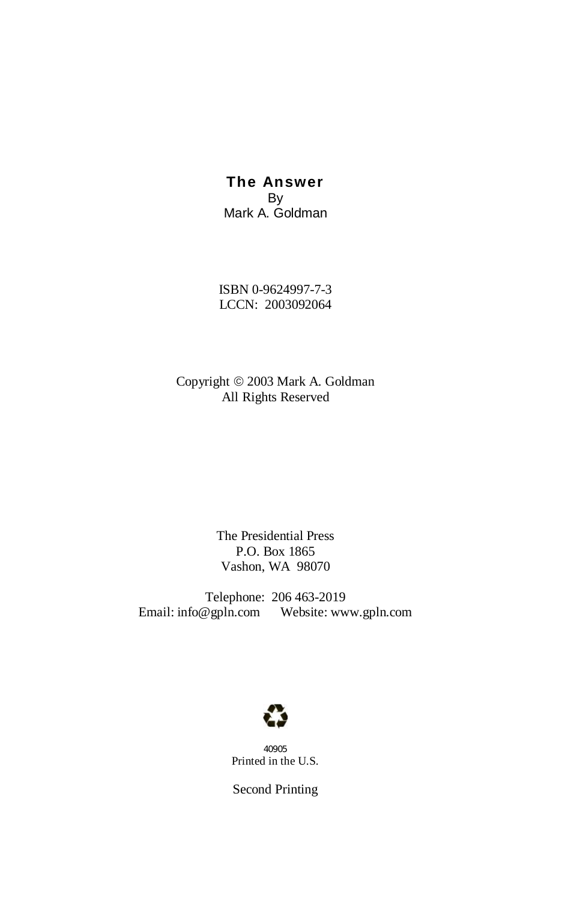**The Answer**

By

Mark A. Goldman

ISBN 0-9624997-7-3

LCCN: 2003092064

Copyright © 2003 Mark A. Goldman

All Rights Reserved

The Presidential Press

P.O. Box 1865

Vashon, WA 98070

Telephone: 206 463-2019

Email: info@gpln.com Website: www.gpln.com

40905

Printed in the U.S.

Second Printing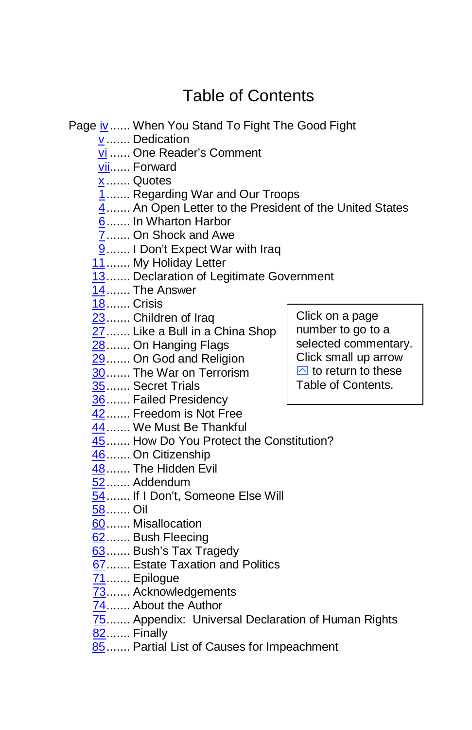# Table of Contents

Page iv...... When You Stand To Fight The Good Fight
v....... Dedication
vi ...... One Reader's Comment
vii...... Forward
x....... Quotes
1....... Regarding War and Our Troops
4....... An Open Letter to the President of the United States
6....... In Wharton Harbor
7....... On Shock and Awe
9....... I Don't Expect War with Iraq
11....... My Holiday Letter
13....... Declaration of Legitimate Government
14....... The Answer
18....... Crisis
23....... Children of Iraq
27....... Like a Bull in a China Shop
28....... On Hanging Flags
29....... On God and Religion
30....... The War on Terrorism
35....... Secret Trials
36....... Failed Presidency
42....... Freedom is Not Free
44....... We Must Be Thankful
45....... How Do You Protect the Constitution?
46....... On Citizenship
48....... The Hidden Evil
52....... Addendum
54....... If I Don't, Someone Else Will
58....... Oil
60....... Misallocation
62....... Bush Fleecing
63....... Bush's Tax Tragedy
67....... Estate Taxation and Politics
71....... Epilogue
73....... Acknowledgements
74....... About the Author
75....... Appendix: Universal Declaration of Human Rights
82....... Finally
85....... Partial List of Causes for Impeachment

Click on a page number to go to a selected commentary. Click small up arrow to return to these Table of Contents.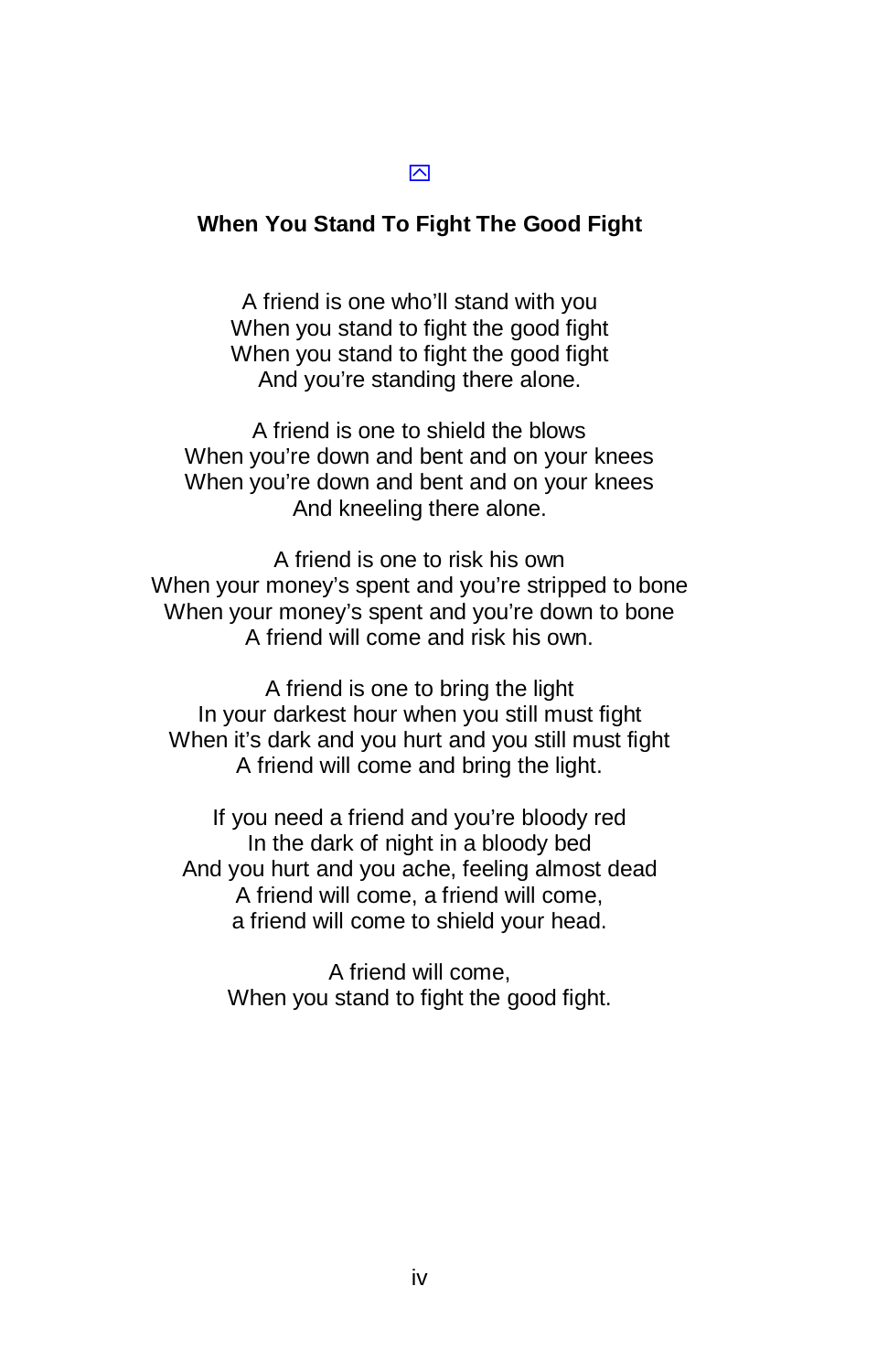## When You Stand To Fight The Good Fight

A friend is one who'll stand with you
When you stand to fight the good fight
When you stand to fight the good fight
And you're standing there alone.

A friend is one to shield the blows
When you're down and bent and on your knees
When you're down and bent and on your knees
And kneeling there alone.

A friend is one to risk his own
When your money's spent and you're stripped to bone
When your money's spent and you're down to bone
A friend will come and risk his own.

A friend is one to bring the light
In your darkest hour when you still must fight
When it's dark and you hurt and you still must fight
A friend will come and bring the light.

If you need a friend and you're bloody red
In the dark of night in a bloody bed
And you hurt and you ache, feeling almost dead
A friend will come, a friend will come,
a friend will come to shield your head.

A friend will come,
When you stand to fight the good fight.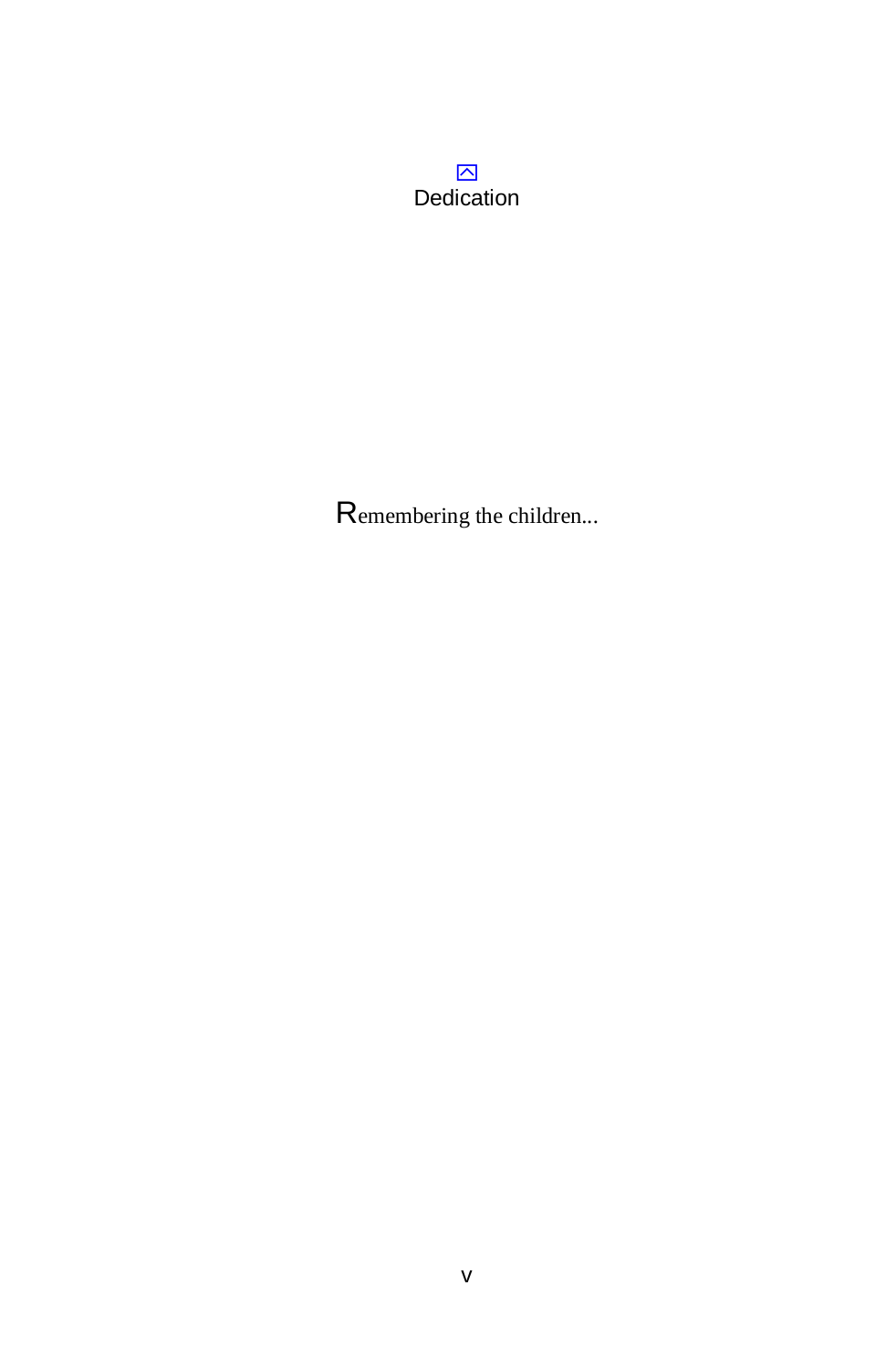# Dedication

Remembering the children...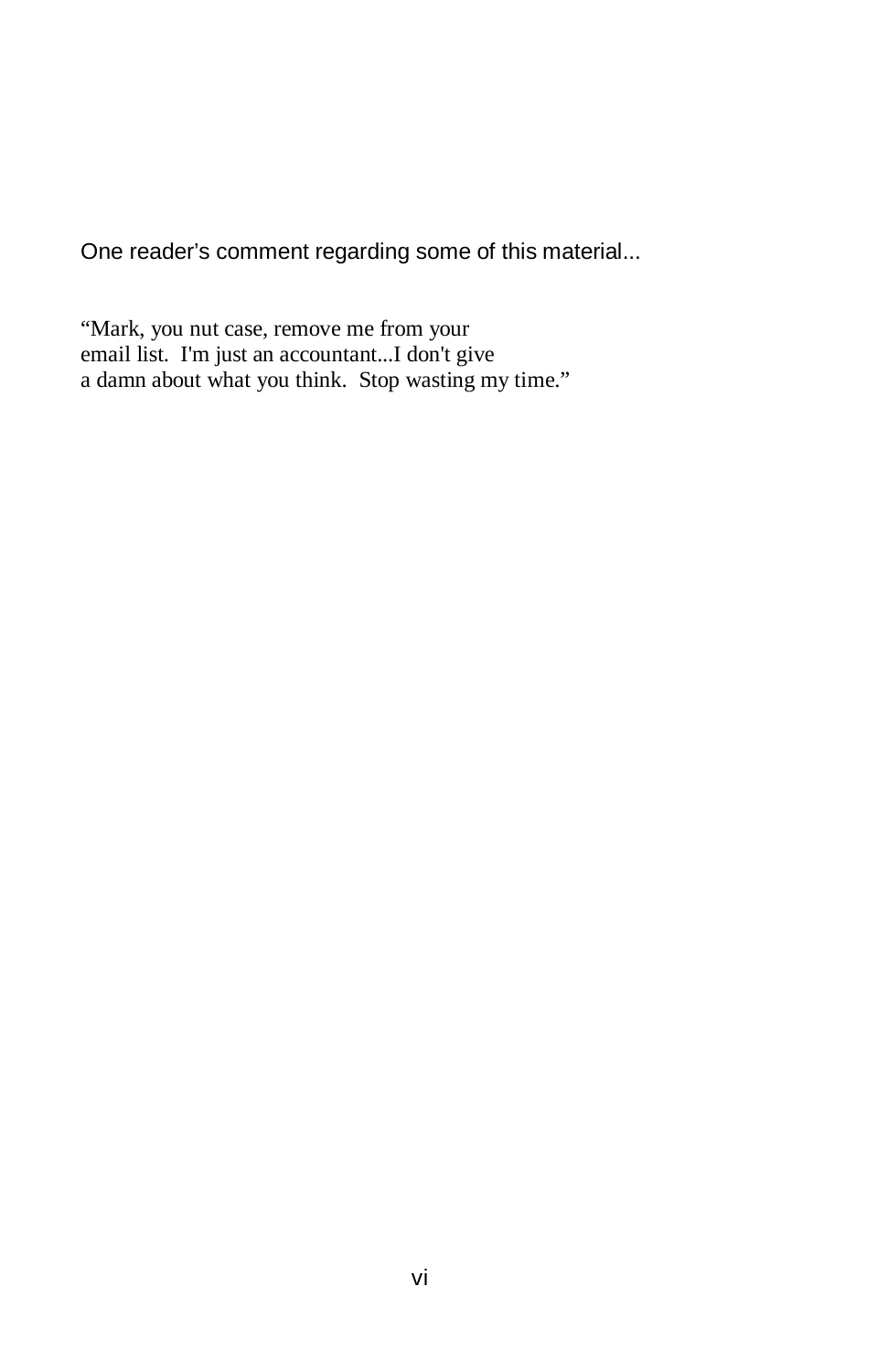One reader's comment regarding some of this material...

"Mark, you nut case, remove me from your
email list. I'm just an accountant...I don't give
a damn about what you think. Stop wasting my time."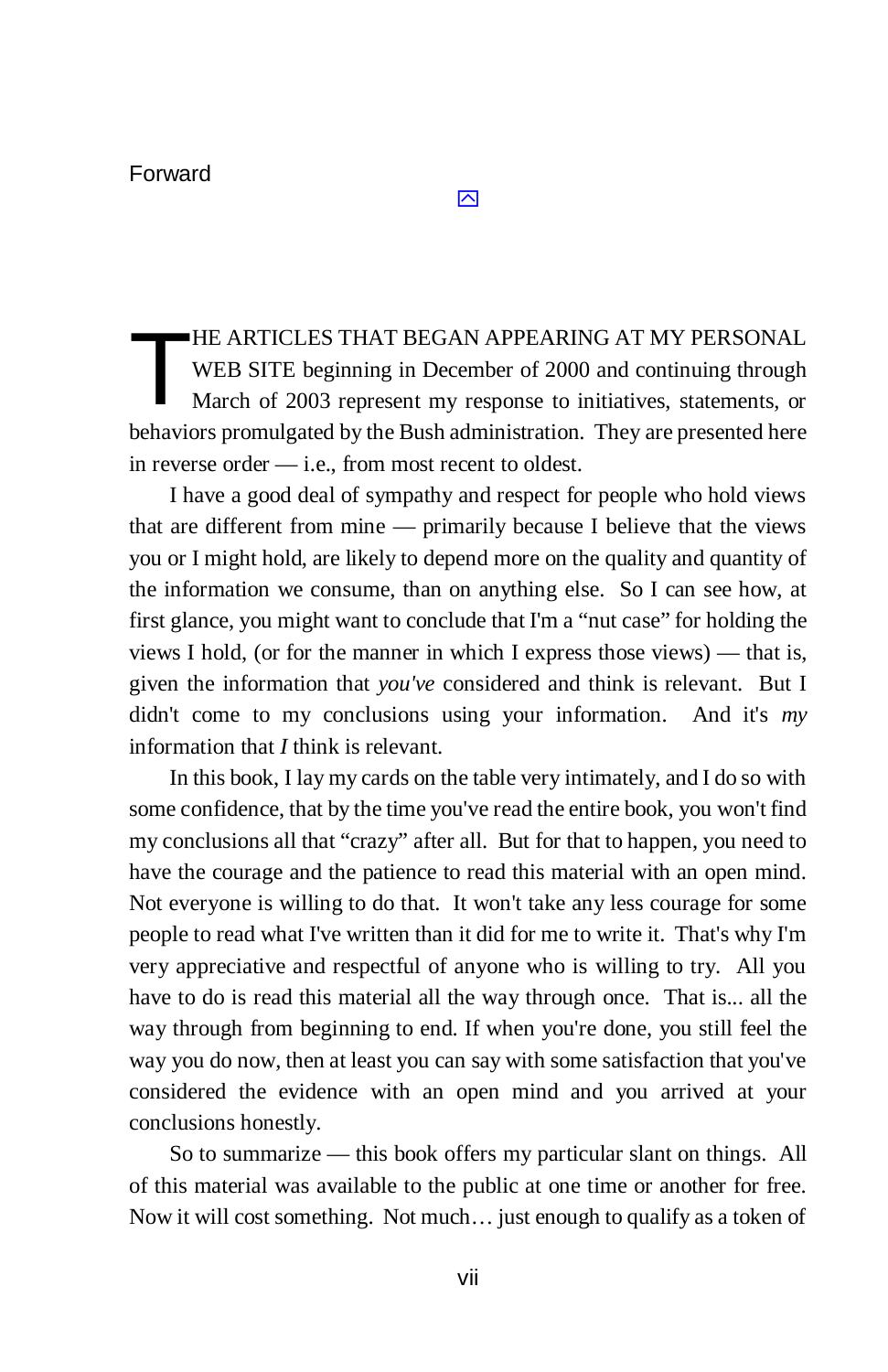# Forward

THE ARTICLES THAT BEGAN APPEARING AT MY PERSONAL WEB SITE beginning in December of 2000 and continuing through March of 2003 represent my response to initiatives, statements, or behaviors promulgated by the Bush administration. They are presented here in reverse order — i.e., from most recent to oldest.

I have a good deal of sympathy and respect for people who hold views that are different from mine — primarily because I believe that the views you or I might hold, are likely to depend more on the quality and quantity of the information we consume, than on anything else. So I can see how, at first glance, you might want to conclude that I'm a "nut case" for holding the views I hold, (or for the manner in which I express those views) — that is, given the information that *you've* considered and think is relevant. But I didn't come to my conclusions using your information. And it's *my* information that *I* think is relevant.

In this book, I lay my cards on the table very intimately, and I do so with some confidence, that by the time you've read the entire book, you won't find my conclusions all that "crazy" after all. But for that to happen, you need to have the courage and the patience to read this material with an open mind. Not everyone is willing to do that. It won't take any less courage for some people to read what I've written than it did for me to write it. That's why I'm very appreciative and respectful of anyone who is willing to try. All you have to do is read this material all the way through once. That is... all the way through from beginning to end. If when you're done, you still feel the way you do now, then at least you can say with some satisfaction that you've considered the evidence with an open mind and you arrived at your conclusions honestly.

So to summarize — this book offers my particular slant on things. All of this material was available to the public at one time or another for free. Now it will cost something. Not much… just enough to qualify as a token of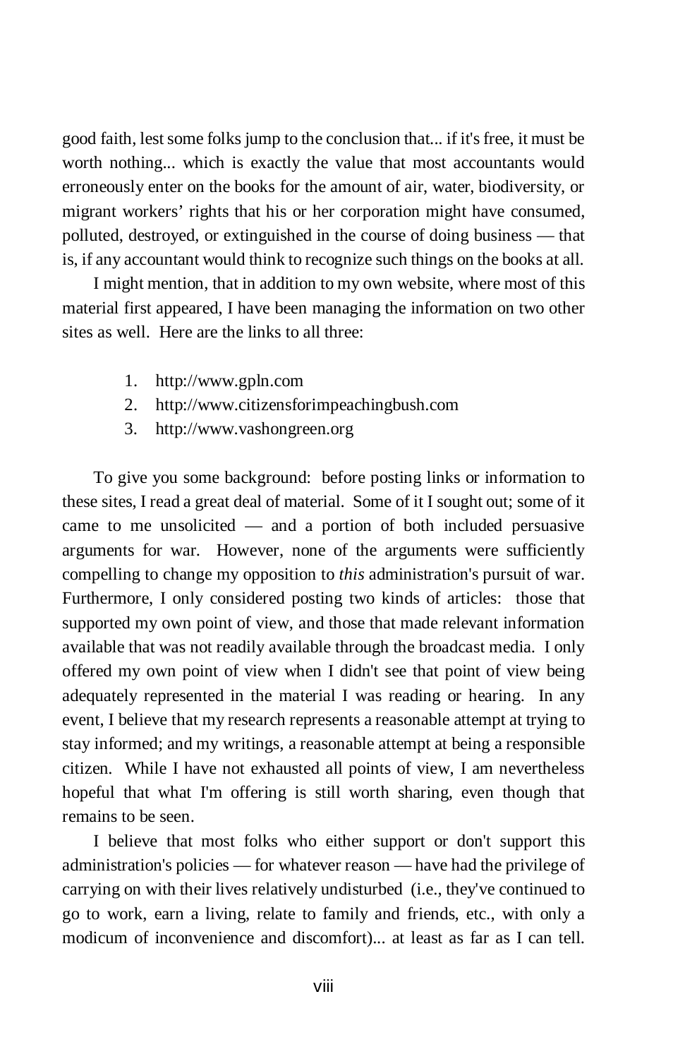good faith, lest some folks jump to the conclusion that... if it's free, it must be worth nothing... which is exactly the value that most accountants would erroneously enter on the books for the amount of air, water, biodiversity, or migrant workers' rights that his or her corporation might have consumed, polluted, destroyed, or extinguished in the course of doing business — that is, if any accountant would think to recognize such things on the books at all.

I might mention, that in addition to my own website, where most of this material first appeared, I have been managing the information on two other sites as well. Here are the links to all three:

1. http://www.gpln.com
2. http://www.citizensforimpeachingbush.com
3. http://www.vashongreen.org

To give you some background: before posting links or information to these sites, I read a great deal of material. Some of it I sought out; some of it came to me unsolicited — and a portion of both included persuasive arguments for war. However, none of the arguments were sufficiently compelling to change my opposition to *this* administration's pursuit of war. Furthermore, I only considered posting two kinds of articles: those that supported my own point of view, and those that made relevant information available that was not readily available through the broadcast media. I only offered my own point of view when I didn't see that point of view being adequately represented in the material I was reading or hearing. In any event, I believe that my research represents a reasonable attempt at trying to stay informed; and my writings, a reasonable attempt at being a responsible citizen. While I have not exhausted all points of view, I am nevertheless hopeful that what I'm offering is still worth sharing, even though that remains to be seen.

I believe that most folks who either support or don't support this administration's policies — for whatever reason — have had the privilege of carrying on with their lives relatively undisturbed (i.e., they've continued to go to work, earn a living, relate to family and friends, etc., with only a modicum of inconvenience and discomfort)... at least as far as I can tell.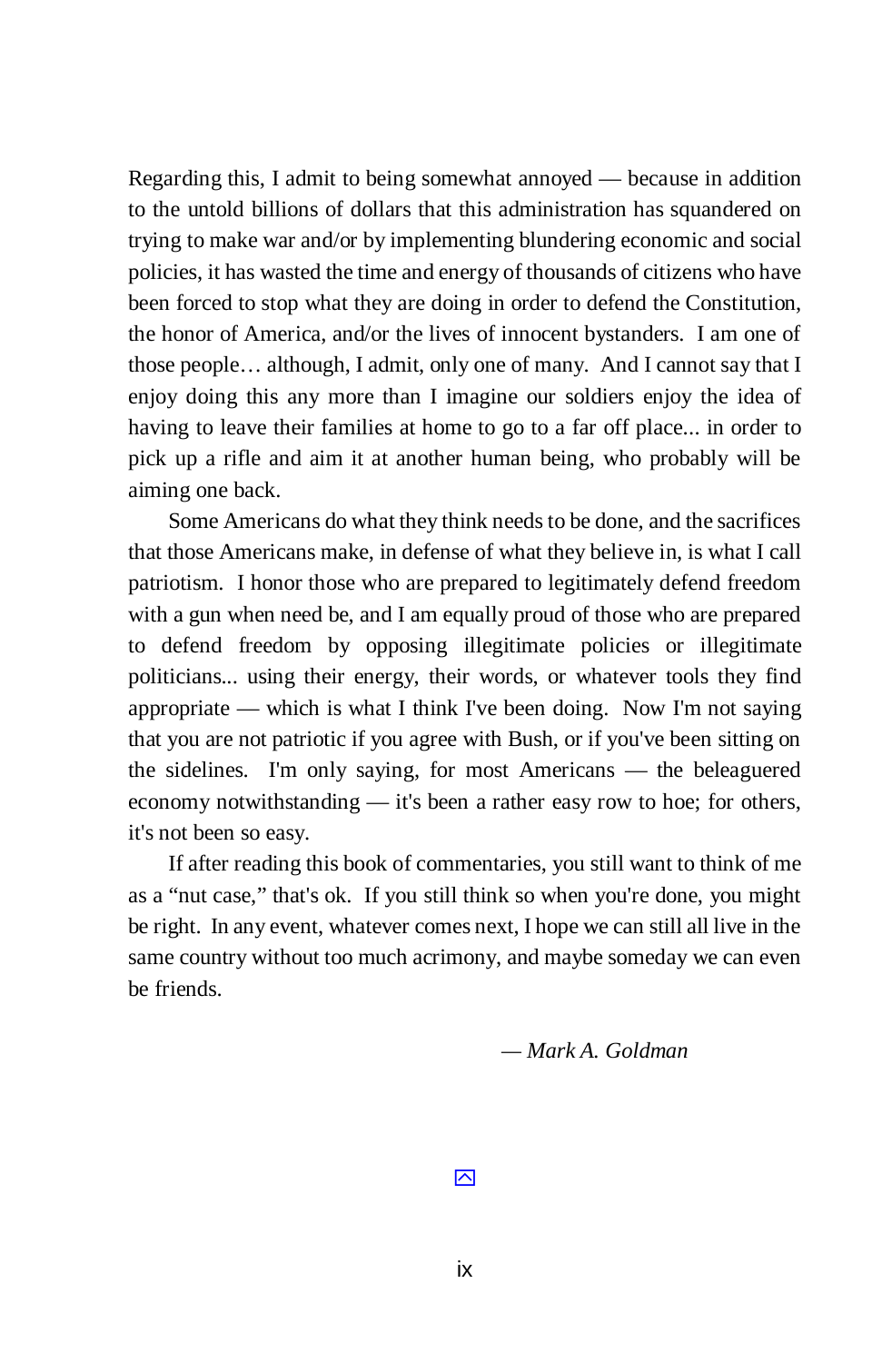Regarding this, I admit to being somewhat annoyed — because in addition to the untold billions of dollars that this administration has squandered on trying to make war and/or by implementing blundering economic and social policies, it has wasted the time and energy of thousands of citizens who have been forced to stop what they are doing in order to defend the Constitution, the honor of America, and/or the lives of innocent bystanders. I am one of those people… although, I admit, only one of many. And I cannot say that I enjoy doing this any more than I imagine our soldiers enjoy the idea of having to leave their families at home to go to a far off place... in order to pick up a rifle and aim it at another human being, who probably will be aiming one back.

Some Americans do what they think needs to be done, and the sacrifices that those Americans make, in defense of what they believe in, is what I call patriotism. I honor those who are prepared to legitimately defend freedom with a gun when need be, and I am equally proud of those who are prepared to defend freedom by opposing illegitimate policies or illegitimate politicians... using their energy, their words, or whatever tools they find appropriate — which is what I think I've been doing. Now I'm not saying that you are not patriotic if you agree with Bush, or if you've been sitting on the sidelines. I'm only saying, for most Americans — the beleaguered economy notwithstanding — it's been a rather easy row to hoe; for others, it's not been so easy.

If after reading this book of commentaries, you still want to think of me as a "nut case," that's ok. If you still think so when you're done, you might be right. In any event, whatever comes next, I hope we can still all live in the same country without too much acrimony, and maybe someday we can even be friends.

*— Mark A. Goldman*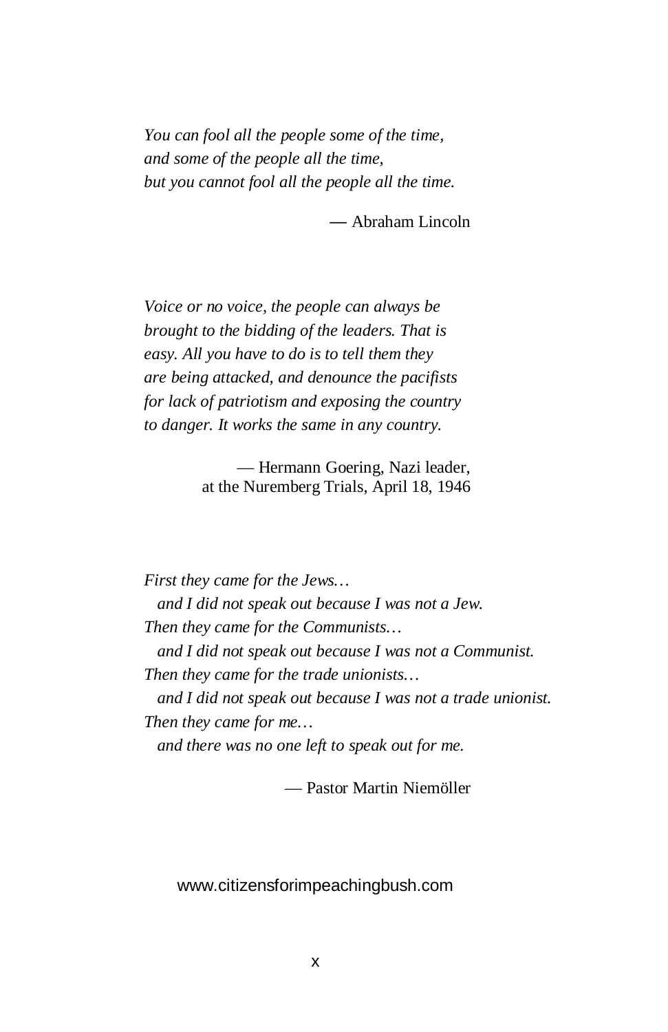*You can fool all the people some of the time,*
*and some of the people all the time,*
*but you cannot fool all the people all the time.*

— Abraham Lincoln

*Voice or no voice, the people can always be brought to the bidding of the leaders. That is easy. All you have to do is to tell them they are being attacked, and denounce the pacifists for lack of patriotism and exposing the country to danger. It works the same in any country.*

— Hermann Goering, Nazi leader,
at the Nuremberg Trials, April 18, 1946

*First they came for the Jews…*
*and I did not speak out because I was not a Jew.*
*Then they came for the Communists…*
*and I did not speak out because I was not a Communist.*
*Then they came for the trade unionists…*
*and I did not speak out because I was not a trade unionist.*
*Then they came for me…*
*and there was no one left to speak out for me.*

— Pastor Martin Niemöller

www.citizensforimpeachingbush.com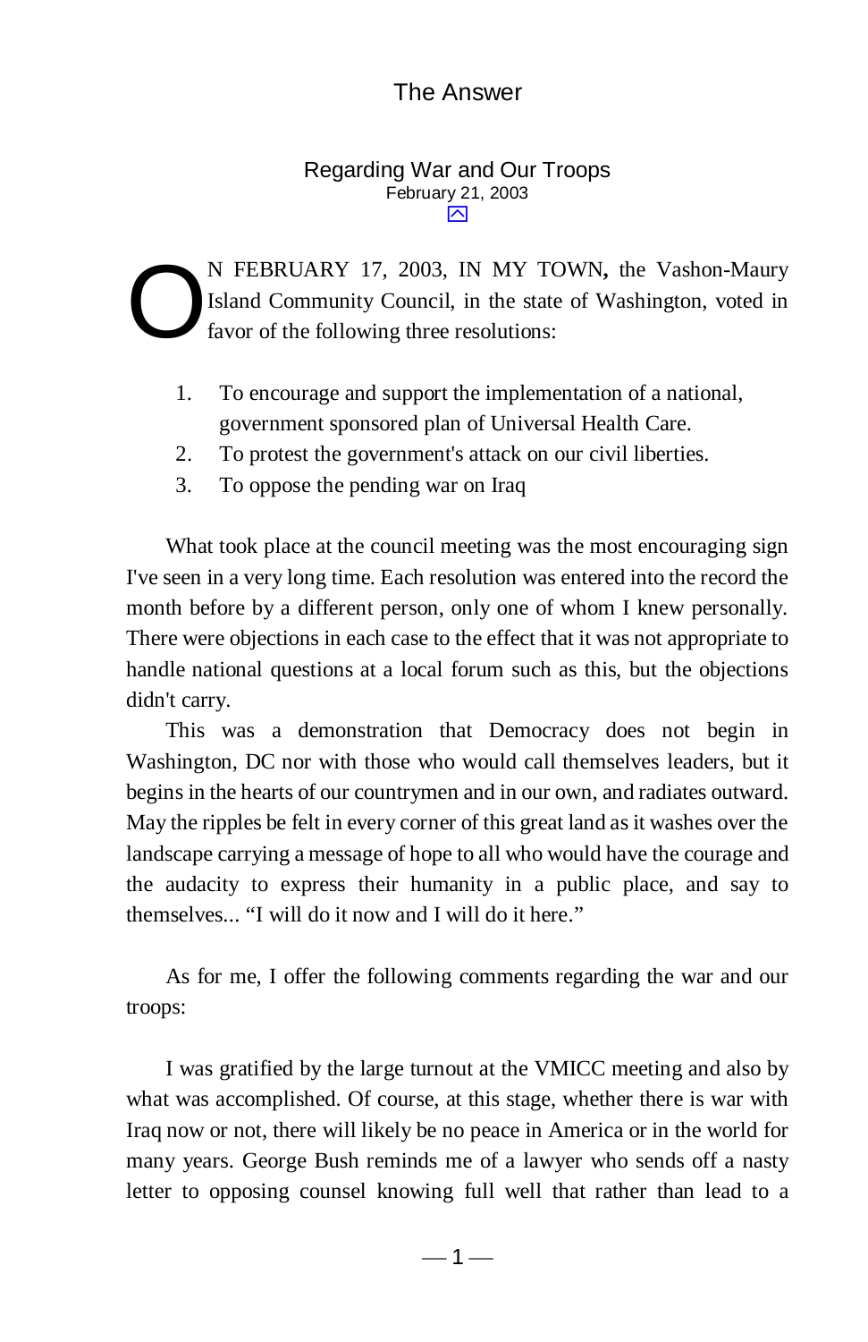## Regarding War and Our Troops

February 21, 2003

ON FEBRUARY 17, 2003, IN MY TOWN**,** the Vashon-Maury Island Community Council, in the state of Washington, voted in favor of the following three resolutions:

1. To encourage and support the implementation of a national, government sponsored plan of Universal Health Care.
2. To protest the government's attack on our civil liberties.
3. To oppose the pending war on Iraq

What took place at the council meeting was the most encouraging sign I've seen in a very long time. Each resolution was entered into the record the month before by a different person, only one of whom I knew personally. There were objections in each case to the effect that it was not appropriate to handle national questions at a local forum such as this, but the objections didn't carry.

This was a demonstration that Democracy does not begin in Washington, DC nor with those who would call themselves leaders, but it begins in the hearts of our countrymen and in our own, and radiates outward. May the ripples be felt in every corner of this great land as it washes over the landscape carrying a message of hope to all who would have the courage and the audacity to express their humanity in a public place, and say to themselves... "I will do it now and I will do it here."

As for me, I offer the following comments regarding the war and our troops:

I was gratified by the large turnout at the VMICC meeting and also by what was accomplished. Of course, at this stage, whether there is war with Iraq now or not, there will likely be no peace in America or in the world for many years. George Bush reminds me of a lawyer who sends off a nasty letter to opposing counsel knowing full well that rather than lead to a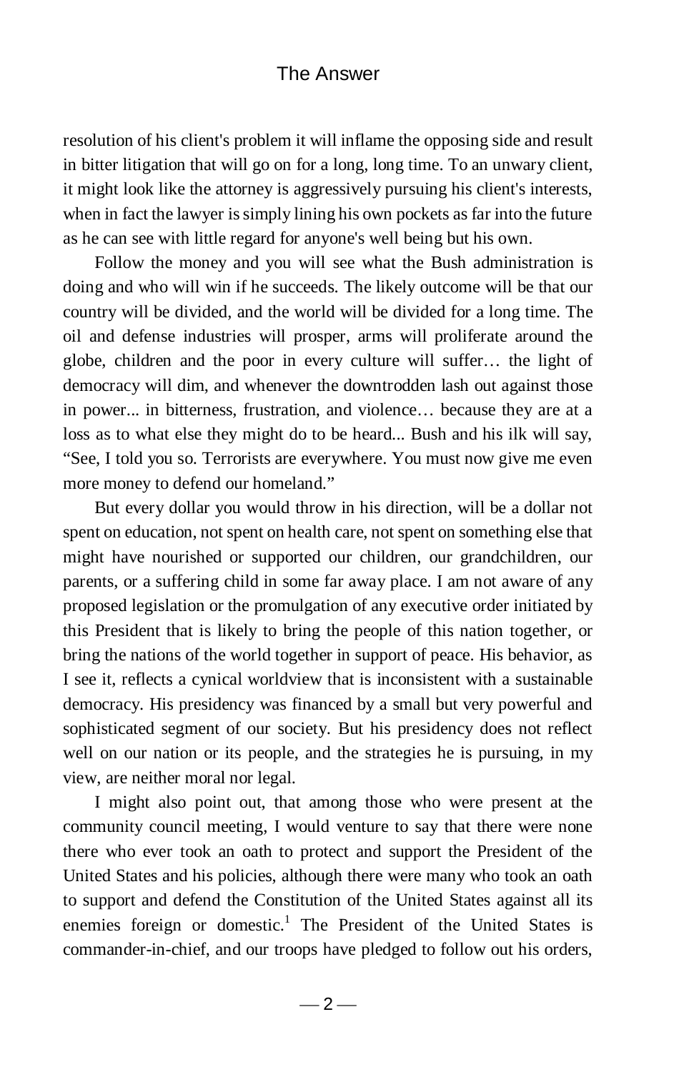resolution of his client's problem it will inflame the opposing side and result in bitter litigation that will go on for a long, long time. To an unwary client, it might look like the attorney is aggressively pursuing his client's interests, when in fact the lawyer is simply lining his own pockets as far into the future as he can see with little regard for anyone's well being but his own.

Follow the money and you will see what the Bush administration is doing and who will win if he succeeds. The likely outcome will be that our country will be divided, and the world will be divided for a long time. The oil and defense industries will prosper, arms will proliferate around the globe, children and the poor in every culture will suffer… the light of democracy will dim, and whenever the downtrodden lash out against those in power... in bitterness, frustration, and violence… because they are at a loss as to what else they might do to be heard... Bush and his ilk will say, "See, I told you so. Terrorists are everywhere. You must now give me even more money to defend our homeland."

But every dollar you would throw in his direction, will be a dollar not spent on education, not spent on health care, not spent on something else that might have nourished or supported our children, our grandchildren, our parents, or a suffering child in some far away place. I am not aware of any proposed legislation or the promulgation of any executive order initiated by this President that is likely to bring the people of this nation together, or bring the nations of the world together in support of peace. His behavior, as I see it, reflects a cynical worldview that is inconsistent with a sustainable democracy. His presidency was financed by a small but very powerful and sophisticated segment of our society. But his presidency does not reflect well on our nation or its people, and the strategies he is pursuing, in my view, are neither moral nor legal.

I might also point out, that among those who were present at the community council meeting, I would venture to say that there were none there who ever took an oath to protect and support the President of the United States and his policies, although there were many who took an oath to support and defend the Constitution of the United States against all its enemies foreign or domestic.[1] The President of the United States is commander-in-chief, and our troops have pledged to follow out his orders,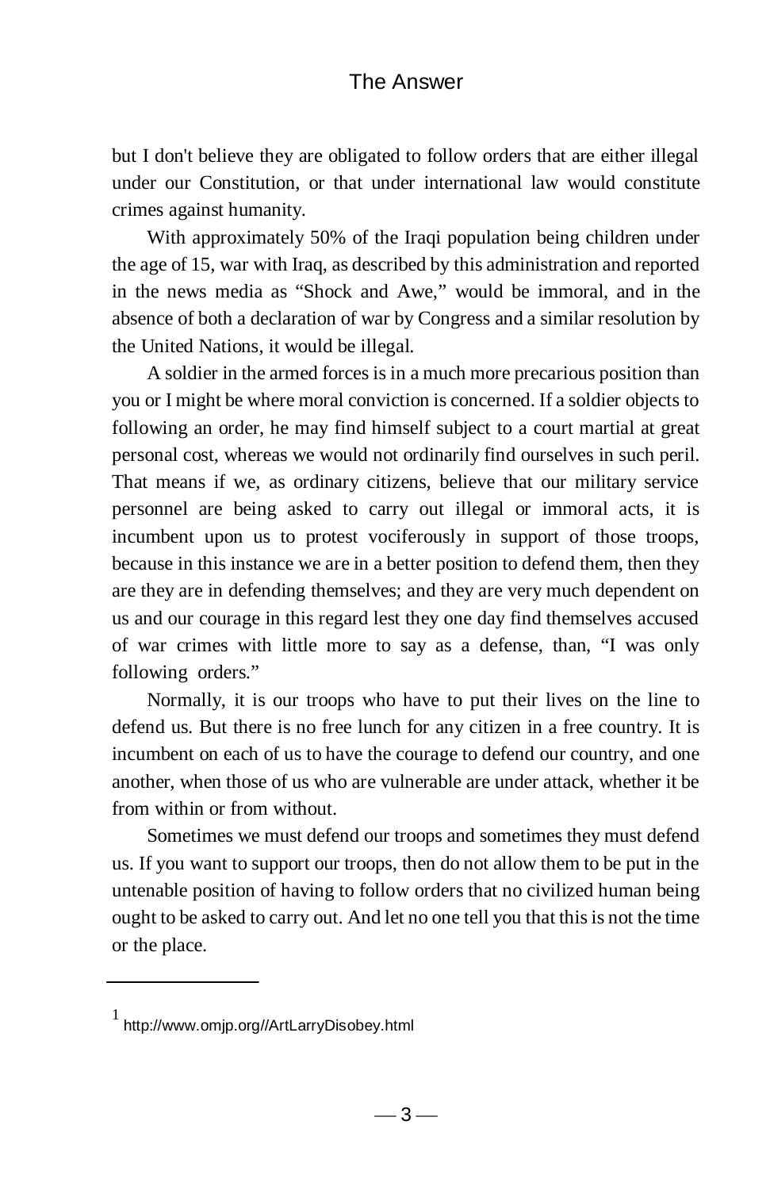but I don't believe they are obligated to follow orders that are either illegal under our Constitution, or that under international law would constitute crimes against humanity.

With approximately 50% of the Iraqi population being children under the age of 15, war with Iraq, as described by this administration and reported in the news media as “Shock and Awe,” would be immoral, and in the absence of both a declaration of war by Congress and a similar resolution by the United Nations, it would be illegal.

A soldier in the armed forces is in a much more precarious position than you or I might be where moral conviction is concerned. If a soldier objects to following an order, he may find himself subject to a court martial at great personal cost, whereas we would not ordinarily find ourselves in such peril. That means if we, as ordinary citizens, believe that our military service personnel are being asked to carry out illegal or immoral acts, it is incumbent upon us to protest vociferously in support of those troops, because in this instance we are in a better position to defend them, then they are they are in defending themselves; and they are very much dependent on us and our courage in this regard lest they one day find themselves accused of war crimes with little more to say as a defense, than, “I was only following orders.”

Normally, it is our troops who have to put their lives on the line to defend us. But there is no free lunch for any citizen in a free country. It is incumbent on each of us to have the courage to defend our country, and one another, when those of us who are vulnerable are under attack, whether it be from within or from without.

Sometimes we must defend our troops and sometimes they must defend us. If you want to support our troops, then do not allow them to be put in the untenable position of having to follow orders that no civilized human being ought to be asked to carry out. And let no one tell you that this is not the time or the place.

---

[1] http://www.omjp.org//ArtLarryDisobey.html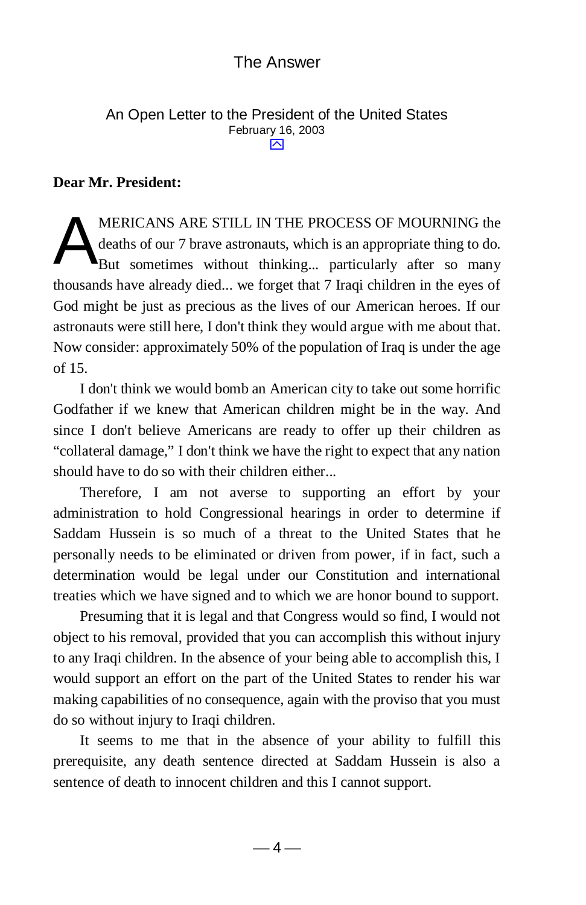# The Answer

## An Open Letter to the President of the United States

February 16, 2003

**Dear Mr. President:**

AMERICANS ARE STILL IN THE PROCESS OF MOURNING the deaths of our 7 brave astronauts, which is an appropriate thing to do. But sometimes without thinking... particularly after so many thousands have already died... we forget that 7 Iraqi children in the eyes of God might be just as precious as the lives of our American heroes. If our astronauts were still here, I don't think they would argue with me about that. Now consider: approximately 50% of the population of Iraq is under the age of 15.

I don't think we would bomb an American city to take out some horrific Godfather if we knew that American children might be in the way. And since I don't believe Americans are ready to offer up their children as "collateral damage," I don't think we have the right to expect that any nation should have to do so with their children either...

Therefore, I am not averse to supporting an effort by your administration to hold Congressional hearings in order to determine if Saddam Hussein is so much of a threat to the United States that he personally needs to be eliminated or driven from power, if in fact, such a determination would be legal under our Constitution and international treaties which we have signed and to which we are honor bound to support.

Presuming that it is legal and that Congress would so find, I would not object to his removal, provided that you can accomplish this without injury to any Iraqi children. In the absence of your being able to accomplish this, I would support an effort on the part of the United States to render his war making capabilities of no consequence, again with the proviso that you must do so without injury to Iraqi children.

It seems to me that in the absence of your ability to fulfill this prerequisite, any death sentence directed at Saddam Hussein is also a sentence of death to innocent children and this I cannot support.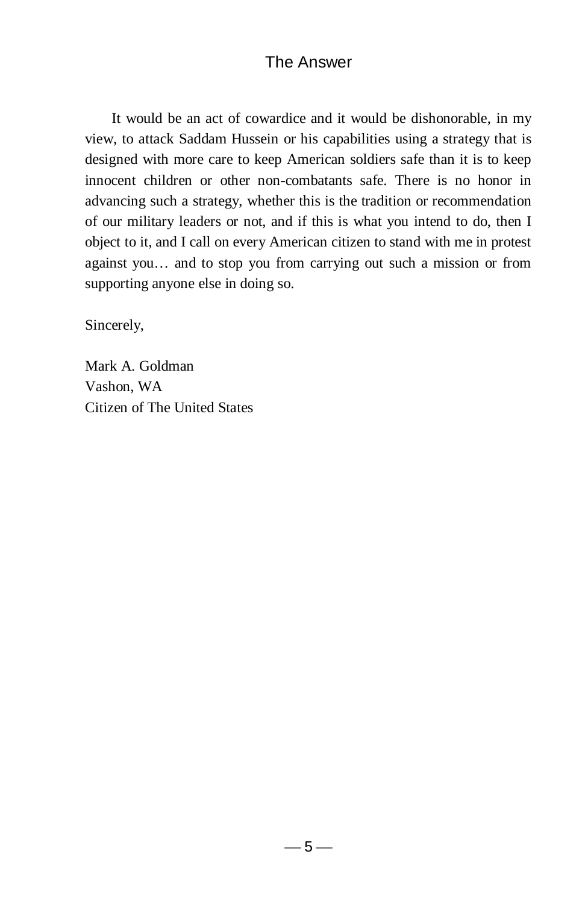It would be an act of cowardice and it would be dishonorable, in my view, to attack Saddam Hussein or his capabilities using a strategy that is designed with more care to keep American soldiers safe than it is to keep innocent children or other non-combatants safe. There is no honor in advancing such a strategy, whether this is the tradition or recommendation of our military leaders or not, and if this is what you intend to do, then I object to it, and I call on every American citizen to stand with me in protest against you… and to stop you from carrying out such a mission or from supporting anyone else in doing so.

Sincerely,

Mark A. Goldman  
Vashon, WA  
Citizen of The United States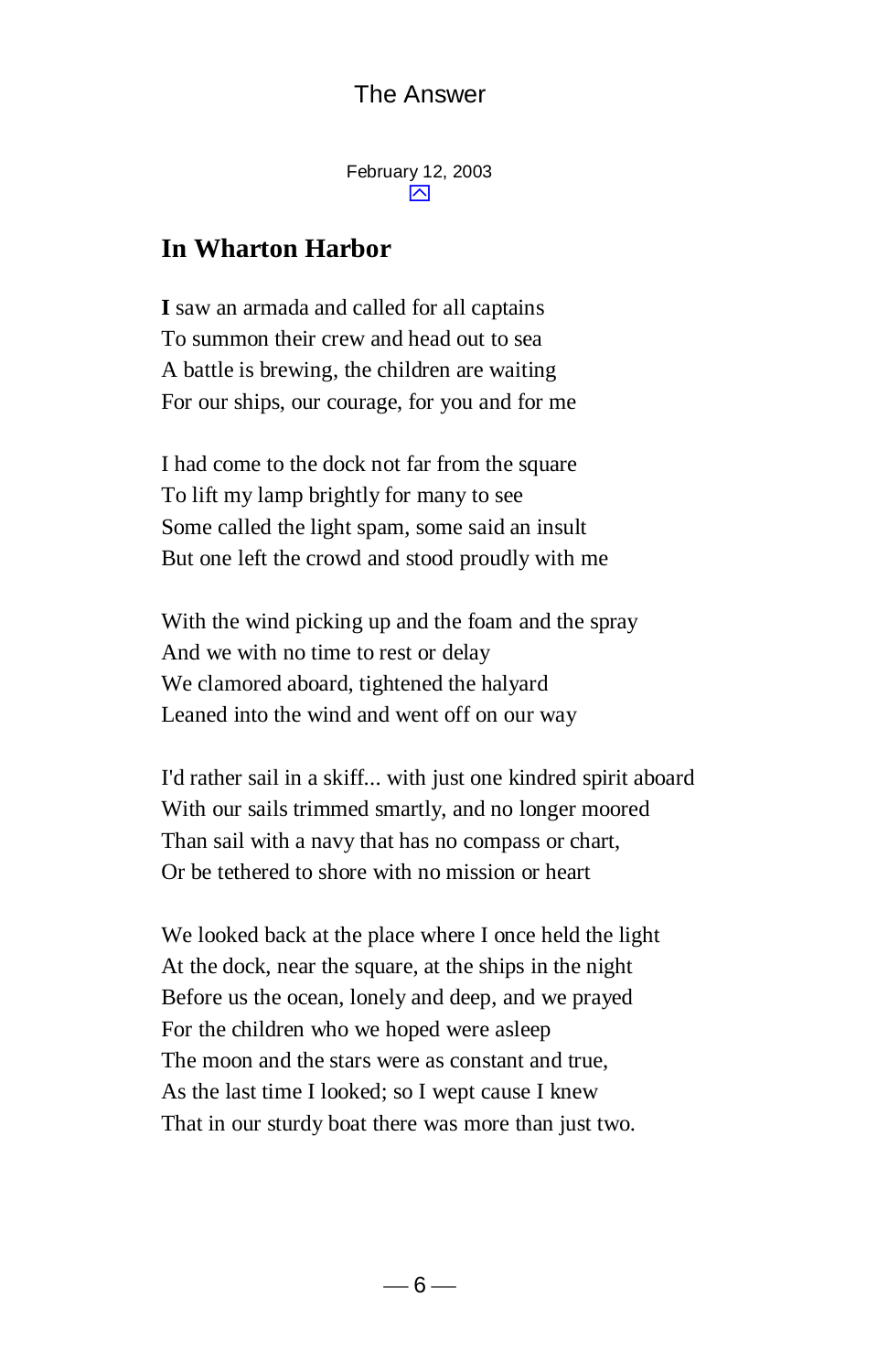February 12, 2003

## In Wharton Harbor

**I** saw an armada and called for all captains
To summon their crew and head out to sea
A battle is brewing, the children are waiting
For our ships, our courage, for you and for me

I had come to the dock not far from the square
To lift my lamp brightly for many to see
Some called the light spam, some said an insult
But one left the crowd and stood proudly with me

With the wind picking up and the foam and the spray
And we with no time to rest or delay
We clamored aboard, tightened the halyard
Leaned into the wind and went off on our way

I'd rather sail in a skiff... with just one kindred spirit aboard
With our sails trimmed smartly, and no longer moored
Than sail with a navy that has no compass or chart,
Or be tethered to shore with no mission or heart

We looked back at the place where I once held the light
At the dock, near the square, at the ships in the night
Before us the ocean, lonely and deep, and we prayed
For the children who we hoped were asleep
The moon and the stars were as constant and true,
As the last time I looked; so I wept cause I knew
That in our sturdy boat there was more than just two.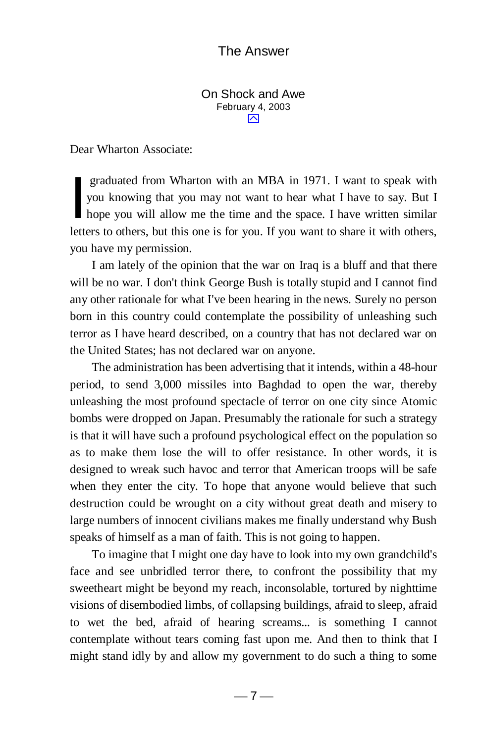## On Shock and Awe

February 4, 2003

Dear Wharton Associate:

I graduated from Wharton with an MBA in 1971. I want to speak with you knowing that you may not want to hear what I have to say. But I hope you will allow me the time and the space. I have written similar letters to others, but this one is for you. If you want to share it with others, you have my permission.

I am lately of the opinion that the war on Iraq is a bluff and that there will be no war. I don't think George Bush is totally stupid and I cannot find any other rationale for what I've been hearing in the news. Surely no person born in this country could contemplate the possibility of unleashing such terror as I have heard described, on a country that has not declared war on the United States; has not declared war on anyone.

The administration has been advertising that it intends, within a 48-hour period, to send 3,000 missiles into Baghdad to open the war, thereby unleashing the most profound spectacle of terror on one city since Atomic bombs were dropped on Japan. Presumably the rationale for such a strategy is that it will have such a profound psychological effect on the population so as to make them lose the will to offer resistance. In other words, it is designed to wreak such havoc and terror that American troops will be safe when they enter the city. To hope that anyone would believe that such destruction could be wrought on a city without great death and misery to large numbers of innocent civilians makes me finally understand why Bush speaks of himself as a man of faith. This is not going to happen.

To imagine that I might one day have to look into my own grandchild's face and see unbridled terror there, to confront the possibility that my sweetheart might be beyond my reach, inconsolable, tortured by nighttime visions of disembodied limbs, of collapsing buildings, afraid to sleep, afraid to wet the bed, afraid of hearing screams... is something I cannot contemplate without tears coming fast upon me. And then to think that I might stand idly by and allow my government to do such a thing to some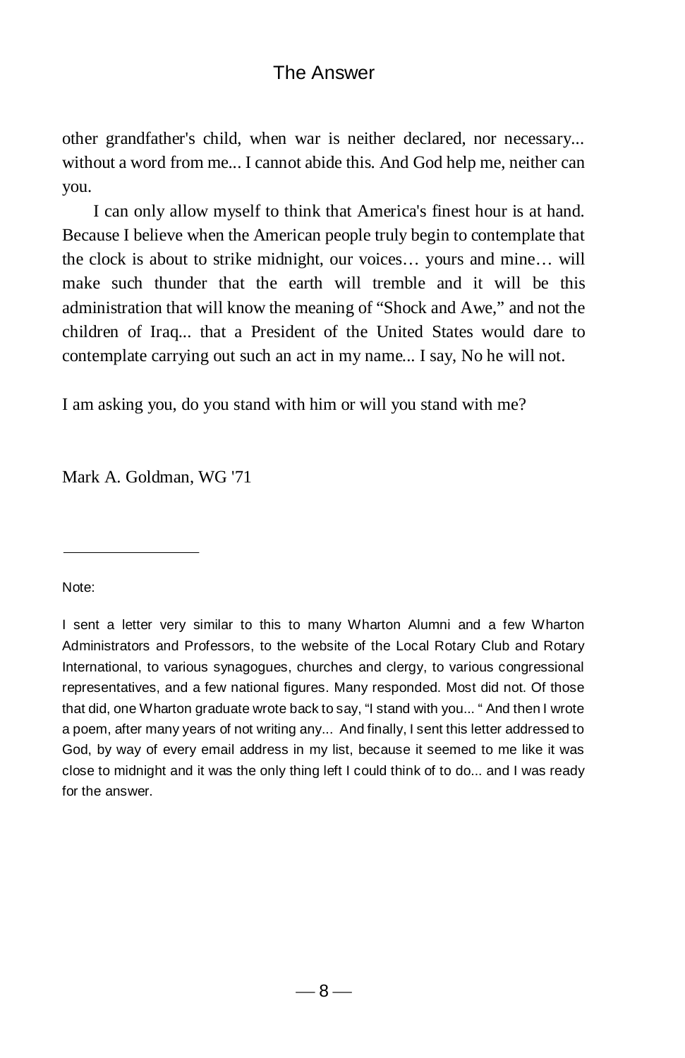other grandfather's child, when war is neither declared, nor necessary... without a word from me... I cannot abide this. And God help me, neither can you.

I can only allow myself to think that America's finest hour is at hand. Because I believe when the American people truly begin to contemplate that the clock is about to strike midnight, our voices… yours and mine… will make such thunder that the earth will tremble and it will be this administration that will know the meaning of "Shock and Awe," and not the children of Iraq... that a President of the United States would dare to contemplate carrying out such an act in my name... I say, No he will not.

I am asking you, do you stand with him or will you stand with me?

Mark A. Goldman, WG '71

---

Note:

I sent a letter very similar to this to many Wharton Alumni and a few Wharton Administrators and Professors, to the website of the Local Rotary Club and Rotary International, to various synagogues, churches and clergy, to various congressional representatives, and a few national figures. Many responded. Most did not. Of those that did, one Wharton graduate wrote back to say, "I stand with you... " And then I wrote a poem, after many years of not writing any... And finally, I sent this letter addressed to God, by way of every email address in my list, because it seemed to me like it was close to midnight and it was the only thing left I could think of to do... and I was ready for the answer.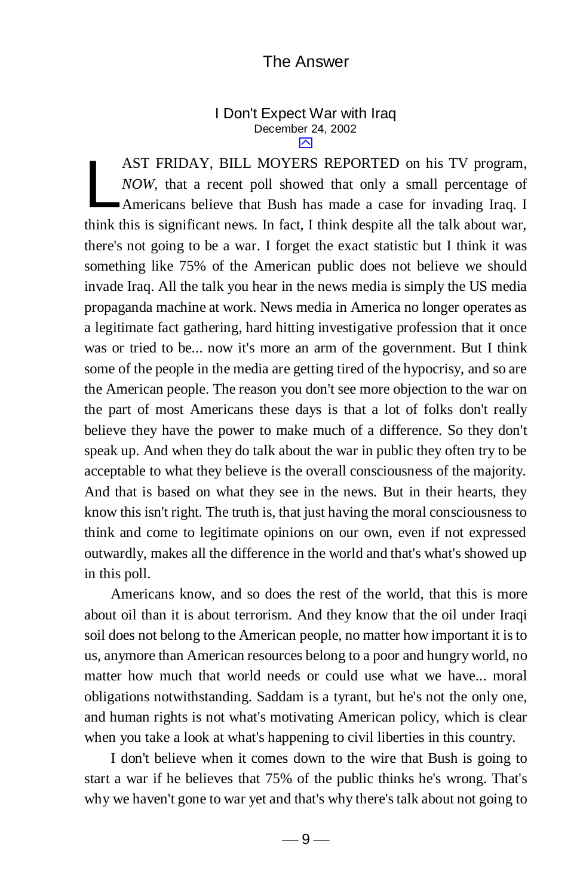## I Don't Expect War with Iraq

December 24, 2002

LAST FRIDAY, BILL MOYERS REPORTED on his TV program, *NOW*, that a recent poll showed that only a small percentage of Americans believe that Bush has made a case for invading Iraq. I think this is significant news. In fact, I think despite all the talk about war, there's not going to be a war. I forget the exact statistic but I think it was something like 75% of the American public does not believe we should invade Iraq. All the talk you hear in the news media is simply the US media propaganda machine at work. News media in America no longer operates as a legitimate fact gathering, hard hitting investigative profession that it once was or tried to be... now it's more an arm of the government. But I think some of the people in the media are getting tired of the hypocrisy, and so are the American people. The reason you don't see more objection to the war on the part of most Americans these days is that a lot of folks don't really believe they have the power to make much of a difference. So they don't speak up. And when they do talk about the war in public they often try to be acceptable to what they believe is the overall consciousness of the majority. And that is based on what they see in the news. But in their hearts, they know this isn't right. The truth is, that just having the moral consciousness to think and come to legitimate opinions on our own, even if not expressed outwardly, makes all the difference in the world and that's what's showed up in this poll.

Americans know, and so does the rest of the world, that this is more about oil than it is about terrorism. And they know that the oil under Iraqi soil does not belong to the American people, no matter how important it is to us, anymore than American resources belong to a poor and hungry world, no matter how much that world needs or could use what we have... moral obligations notwithstanding. Saddam is a tyrant, but he's not the only one, and human rights is not what's motivating American policy, which is clear when you take a look at what's happening to civil liberties in this country.

I don't believe when it comes down to the wire that Bush is going to start a war if he believes that 75% of the public thinks he's wrong. That's why we haven't gone to war yet and that's why there's talk about not going to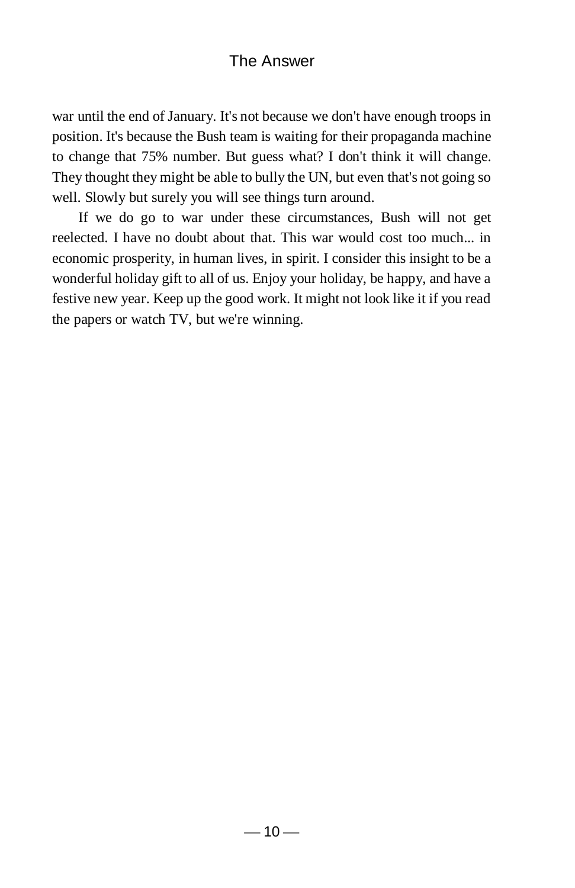war until the end of January. It's not because we don't have enough troops in position. It's because the Bush team is waiting for their propaganda machine to change that 75% number. But guess what? I don't think it will change. They thought they might be able to bully the UN, but even that's not going so well. Slowly but surely you will see things turn around.

If we do go to war under these circumstances, Bush will not get reelected. I have no doubt about that. This war would cost too much... in economic prosperity, in human lives, in spirit. I consider this insight to be a wonderful holiday gift to all of us. Enjoy your holiday, be happy, and have a festive new year. Keep up the good work. It might not look like it if you read the papers or watch TV, but we're winning.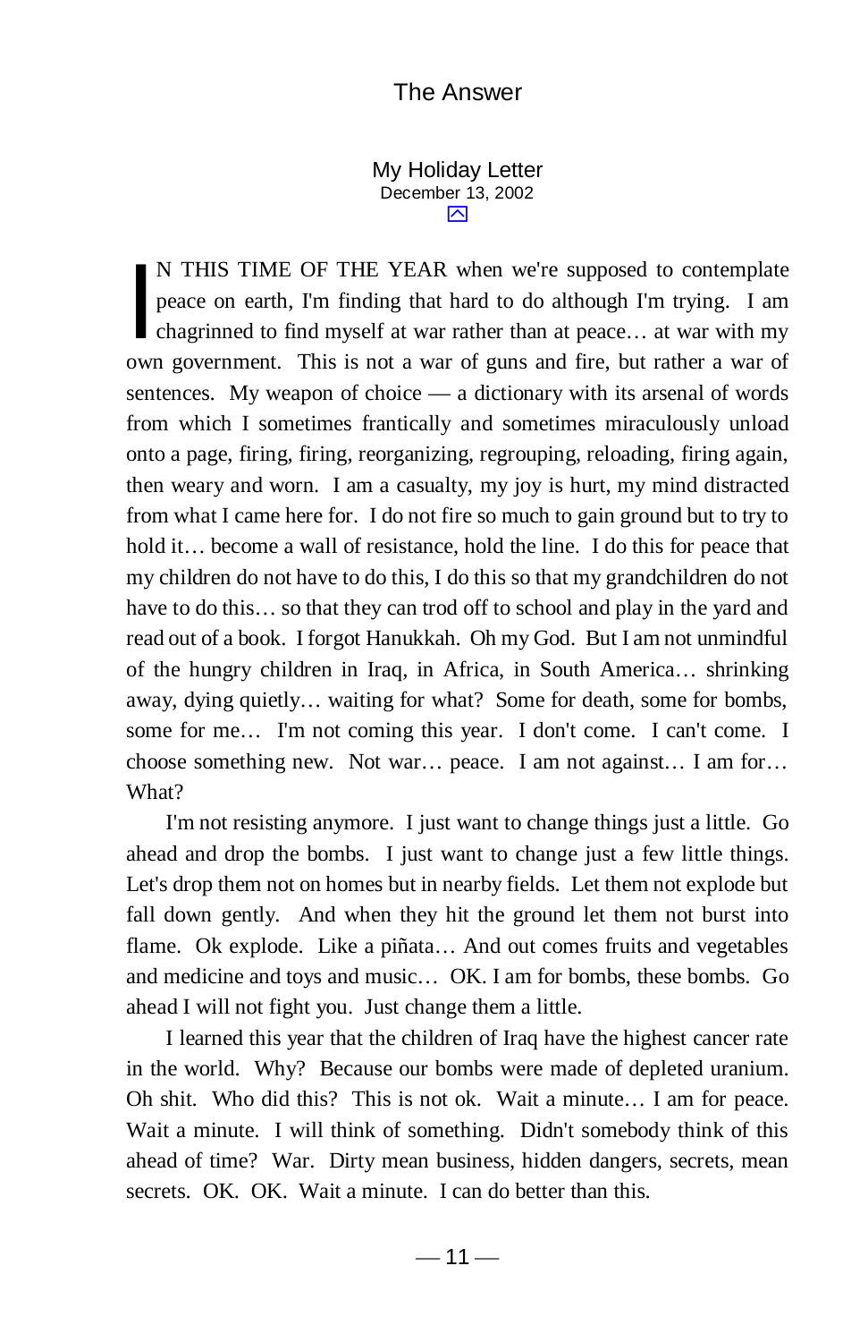## My Holiday Letter

December 13, 2002

IN THIS TIME OF THE YEAR when we're supposed to contemplate peace on earth, I'm finding that hard to do although I'm trying. I am chagrinned to find myself at war rather than at peace… at war with my own government. This is not a war of guns and fire, but rather a war of sentences. My weapon of choice — a dictionary with its arsenal of words from which I sometimes frantically and sometimes miraculously unload onto a page, firing, firing, reorganizing, regrouping, reloading, firing again, then weary and worn. I am a casualty, my joy is hurt, my mind distracted from what I came here for. I do not fire so much to gain ground but to try to hold it… become a wall of resistance, hold the line. I do this for peace that my children do not have to do this, I do this so that my grandchildren do not have to do this… so that they can trod off to school and play in the yard and read out of a book. I forgot Hanukkah. Oh my God. But I am not unmindful of the hungry children in Iraq, in Africa, in South America… shrinking away, dying quietly… waiting for what? Some for death, some for bombs, some for me… I'm not coming this year. I don't come. I can't come. I choose something new. Not war… peace. I am not against… I am for… What?

I'm not resisting anymore. I just want to change things just a little. Go ahead and drop the bombs. I just want to change just a few little things. Let's drop them not on homes but in nearby fields. Let them not explode but fall down gently. And when they hit the ground let them not burst into flame. Ok explode. Like a piñata… And out comes fruits and vegetables and medicine and toys and music… OK. I am for bombs, these bombs. Go ahead I will not fight you. Just change them a little.

I learned this year that the children of Iraq have the highest cancer rate in the world. Why? Because our bombs were made of depleted uranium. Oh shit. Who did this? This is not ok. Wait a minute… I am for peace. Wait a minute. I will think of something. Didn't somebody think of this ahead of time? War. Dirty mean business, hidden dangers, secrets, mean secrets. OK. OK. Wait a minute. I can do better than this.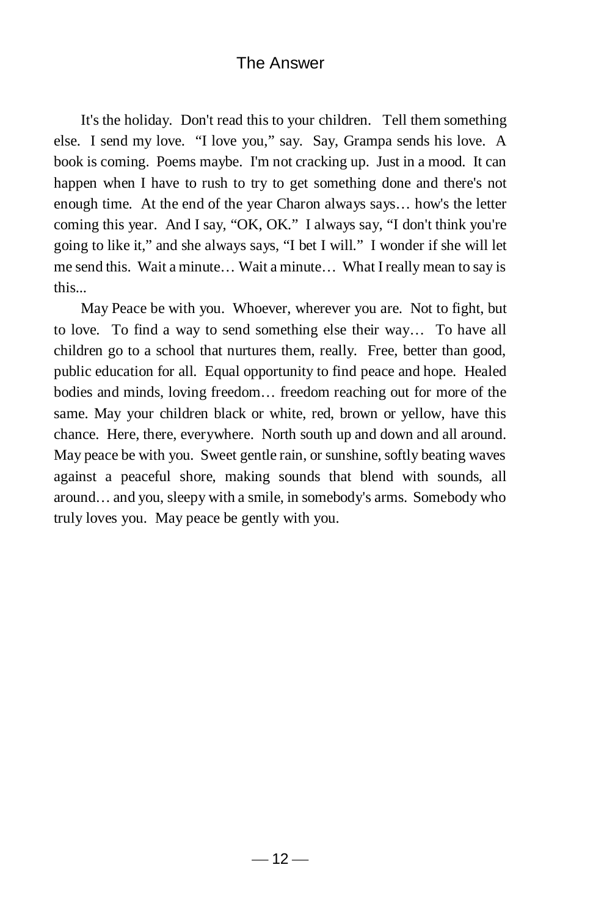# The Answer

It's the holiday. Don't read this to your children. Tell them something else. I send my love. "I love you," say. Say, Grampa sends his love. A book is coming. Poems maybe. I'm not cracking up. Just in a mood. It can happen when I have to rush to try to get something done and there's not enough time. At the end of the year Charon always says… how's the letter coming this year. And I say, "OK, OK." I always say, "I don't think you're going to like it," and she always says, "I bet I will." I wonder if she will let me send this. Wait a minute… Wait a minute… What I really mean to say is this...

May Peace be with you. Whoever, wherever you are. Not to fight, but to love. To find a way to send something else their way… To have all children go to a school that nurtures them, really. Free, better than good, public education for all. Equal opportunity to find peace and hope. Healed bodies and minds, loving freedom… freedom reaching out for more of the same. May your children black or white, red, brown or yellow, have this chance. Here, there, everywhere. North south up and down and all around. May peace be with you. Sweet gentle rain, or sunshine, softly beating waves against a peaceful shore, making sounds that blend with sounds, all around… and you, sleepy with a smile, in somebody's arms. Somebody who truly loves you. May peace be gently with you.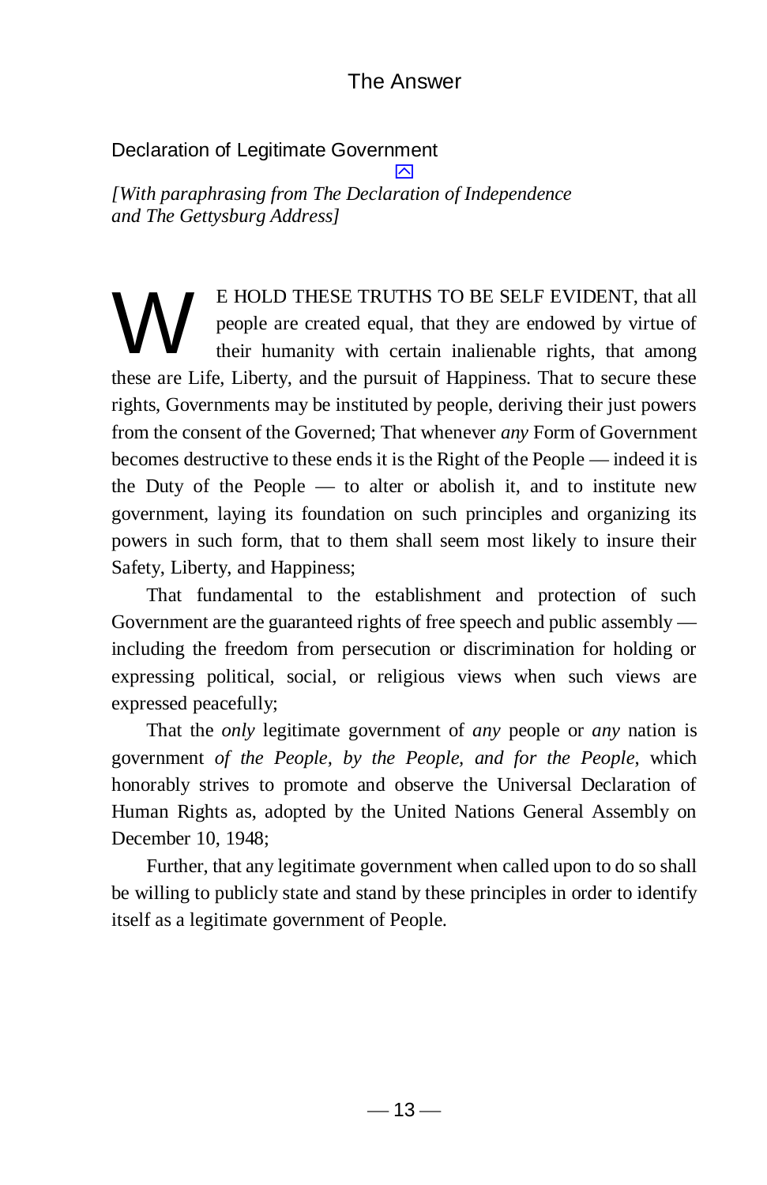## Declaration of Legitimate Government

*[With paraphrasing from The Declaration of Independence and The Gettysburg Address]*

WE HOLD THESE TRUTHS TO BE SELF EVIDENT, that all people are created equal, that they are endowed by virtue of their humanity with certain inalienable rights, that among these are Life, Liberty, and the pursuit of Happiness. That to secure these rights, Governments may be instituted by people, deriving their just powers from the consent of the Governed; That whenever *any* Form of Government becomes destructive to these ends it is the Right of the People — indeed it is the Duty of the People — to alter or abolish it, and to institute new government, laying its foundation on such principles and organizing its powers in such form, that to them shall seem most likely to insure their Safety, Liberty, and Happiness;

That fundamental to the establishment and protection of such Government are the guaranteed rights of free speech and public assembly — including the freedom from persecution or discrimination for holding or expressing political, social, or religious views when such views are expressed peacefully;

That the *only* legitimate government of *any* people or *any* nation is government *of the People, by the People, and for the People*, which honorably strives to promote and observe the Universal Declaration of Human Rights as, adopted by the United Nations General Assembly on December 10, 1948;

Further, that any legitimate government when called upon to do so shall be willing to publicly state and stand by these principles in order to identify itself as a legitimate government of People.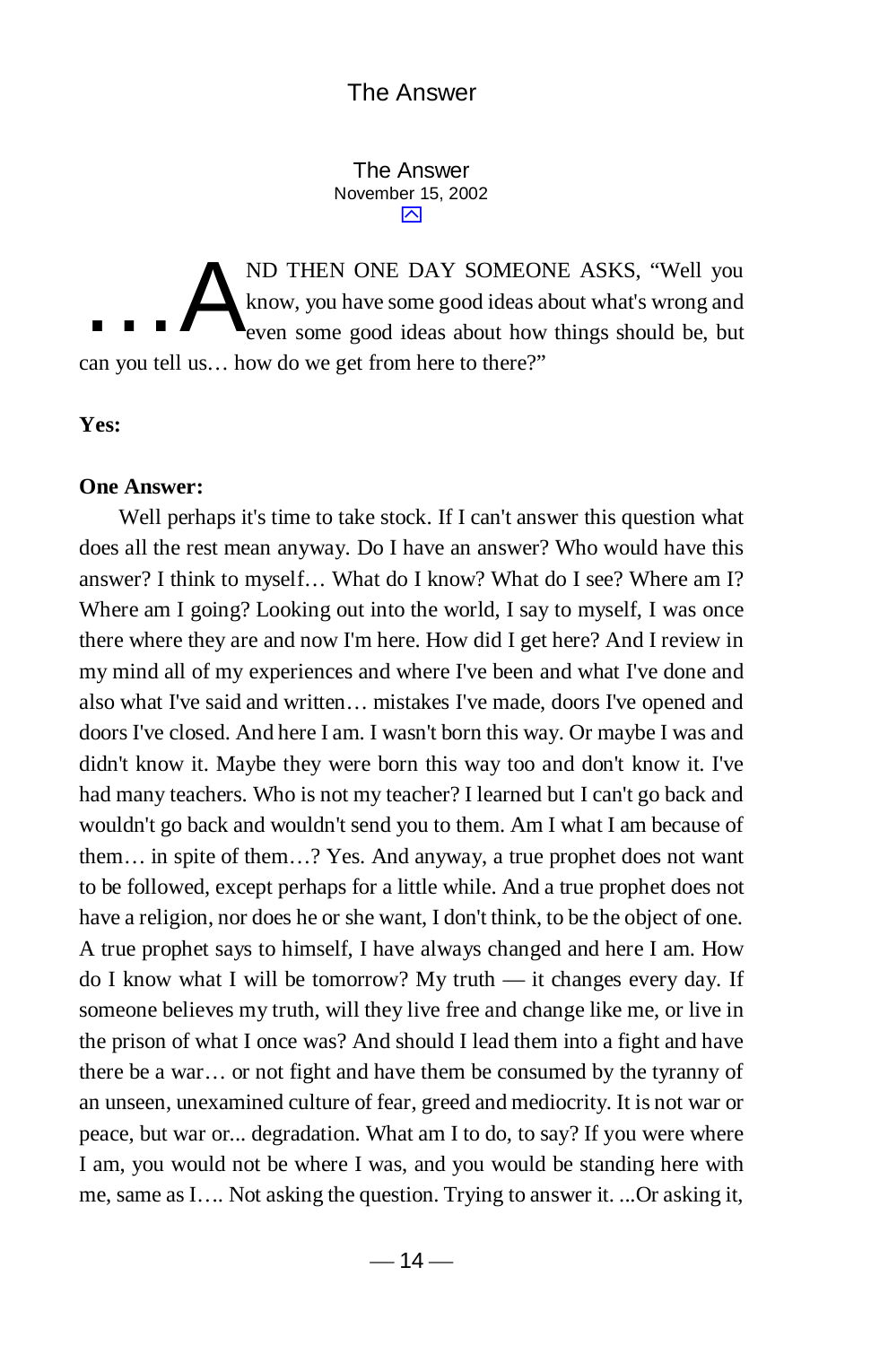## The Answer

November 15, 2002

. . . AND THEN ONE DAY SOMEONE ASKS, "Well you know, you have some good ideas about what's wrong and even some good ideas about how things should be, but can you tell us… how do we get from here to there?"

**Yes:**

**One Answer:**

Well perhaps it's time to take stock. If I can't answer this question what does all the rest mean anyway. Do I have an answer? Who would have this answer? I think to myself… What do I know? What do I see? Where am I? Where am I going? Looking out into the world, I say to myself, I was once there where they are and now I'm here. How did I get here? And I review in my mind all of my experiences and where I've been and what I've done and also what I've said and written… mistakes I've made, doors I've opened and doors I've closed. And here I am. I wasn't born this way. Or maybe I was and didn't know it. Maybe they were born this way too and don't know it. I've had many teachers. Who is not my teacher? I learned but I can't go back and wouldn't go back and wouldn't send you to them. Am I what I am because of them… in spite of them…? Yes. And anyway, a true prophet does not want to be followed, except perhaps for a little while. And a true prophet does not have a religion, nor does he or she want, I don't think, to be the object of one. A true prophet says to himself, I have always changed and here I am. How do I know what I will be tomorrow? My truth — it changes every day. If someone believes my truth, will they live free and change like me, or live in the prison of what I once was? And should I lead them into a fight and have there be a war… or not fight and have them be consumed by the tyranny of an unseen, unexamined culture of fear, greed and mediocrity. It is not war or peace, but war or... degradation. What am I to do, to say? If you were where I am, you would not be where I was, and you would be standing here with me, same as I…. Not asking the question. Trying to answer it. ...Or asking it,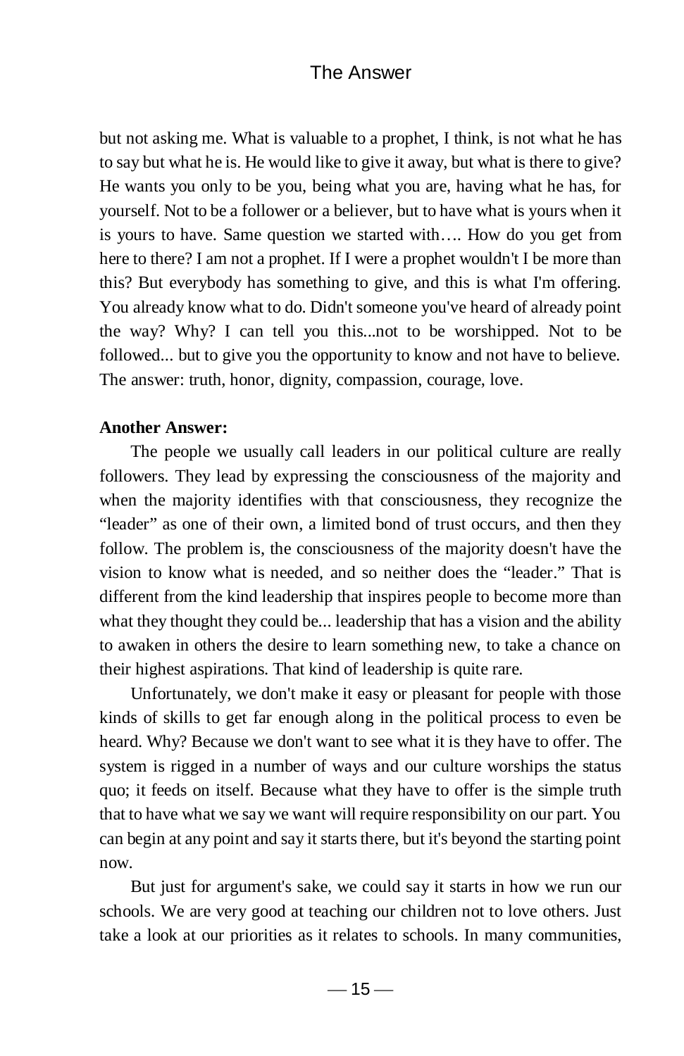but not asking me. What is valuable to a prophet, I think, is not what he has to say but what he is. He would like to give it away, but what is there to give? He wants you only to be you, being what you are, having what he has, for yourself. Not to be a follower or a believer, but to have what is yours when it is yours to have. Same question we started with…. How do you get from here to there? I am not a prophet. If I were a prophet wouldn't I be more than this? But everybody has something to give, and this is what I'm offering. You already know what to do. Didn't someone you've heard of already point the way? Why? I can tell you this...not to be worshipped. Not to be followed... but to give you the opportunity to know and not have to believe. The answer: truth, honor, dignity, compassion, courage, love.

**Another Answer:**

The people we usually call leaders in our political culture are really followers. They lead by expressing the consciousness of the majority and when the majority identifies with that consciousness, they recognize the "leader" as one of their own, a limited bond of trust occurs, and then they follow. The problem is, the consciousness of the majority doesn't have the vision to know what is needed, and so neither does the "leader." That is different from the kind leadership that inspires people to become more than what they thought they could be... leadership that has a vision and the ability to awaken in others the desire to learn something new, to take a chance on their highest aspirations. That kind of leadership is quite rare.

Unfortunately, we don't make it easy or pleasant for people with those kinds of skills to get far enough along in the political process to even be heard. Why? Because we don't want to see what it is they have to offer. The system is rigged in a number of ways and our culture worships the status quo; it feeds on itself. Because what they have to offer is the simple truth that to have what we say we want will require responsibility on our part. You can begin at any point and say it starts there, but it's beyond the starting point now.

But just for argument's sake, we could say it starts in how we run our schools. We are very good at teaching our children not to love others. Just take a look at our priorities as it relates to schools. In many communities,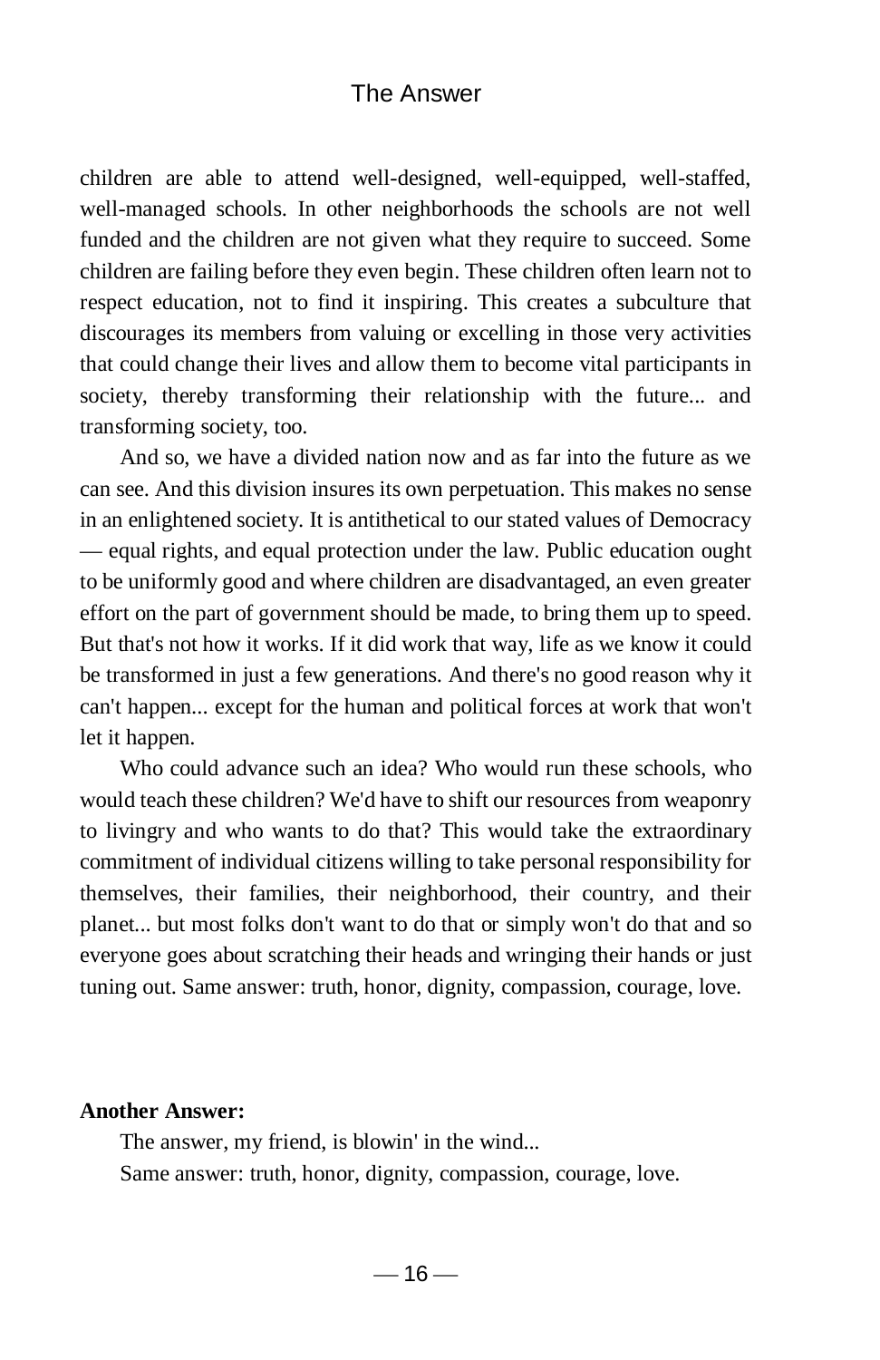children are able to attend well-designed, well-equipped, well-staffed, well-managed schools. In other neighborhoods the schools are not well funded and the children are not given what they require to succeed. Some children are failing before they even begin. These children often learn not to respect education, not to find it inspiring. This creates a subculture that discourages its members from valuing or excelling in those very activities that could change their lives and allow them to become vital participants in society, thereby transforming their relationship with the future... and transforming society, too.

And so, we have a divided nation now and as far into the future as we can see. And this division insures its own perpetuation. This makes no sense in an enlightened society. It is antithetical to our stated values of Democracy — equal rights, and equal protection under the law. Public education ought to be uniformly good and where children are disadvantaged, an even greater effort on the part of government should be made, to bring them up to speed. But that's not how it works. If it did work that way, life as we know it could be transformed in just a few generations. And there's no good reason why it can't happen... except for the human and political forces at work that won't let it happen.

Who could advance such an idea? Who would run these schools, who would teach these children? We'd have to shift our resources from weaponry to livingry and who wants to do that? This would take the extraordinary commitment of individual citizens willing to take personal responsibility for themselves, their families, their neighborhood, their country, and their planet... but most folks don't want to do that or simply won't do that and so everyone goes about scratching their heads and wringing their hands or just tuning out. Same answer: truth, honor, dignity, compassion, courage, love.

**Another Answer:**

The answer, my friend, is blowin' in the wind...

Same answer: truth, honor, dignity, compassion, courage, love.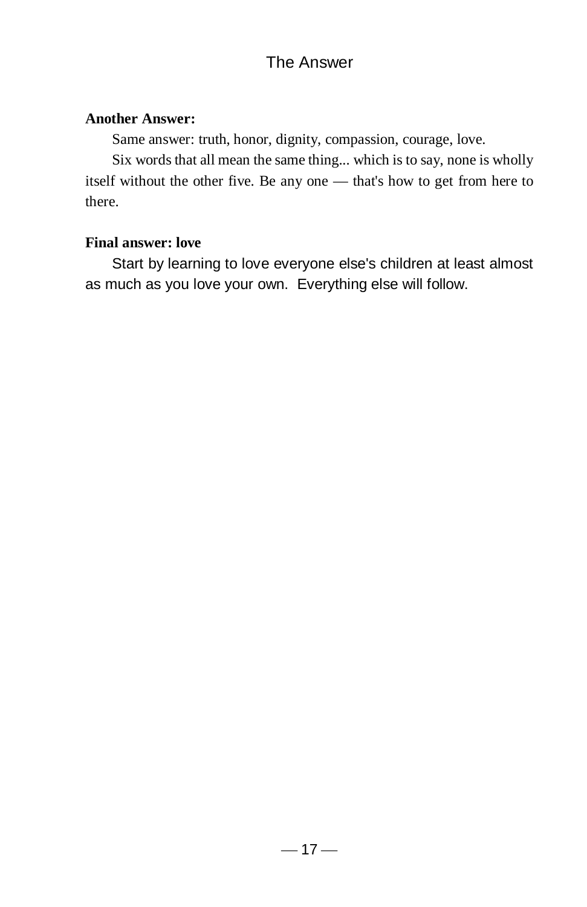**Another Answer:**

Same answer: truth, honor, dignity, compassion, courage, love.

Six words that all mean the same thing... which is to say, none is wholly itself without the other five. Be any one — that's how to get from here to there.

**Final answer: love**

Start by learning to love everyone else's children at least almost as much as you love your own. Everything else will follow.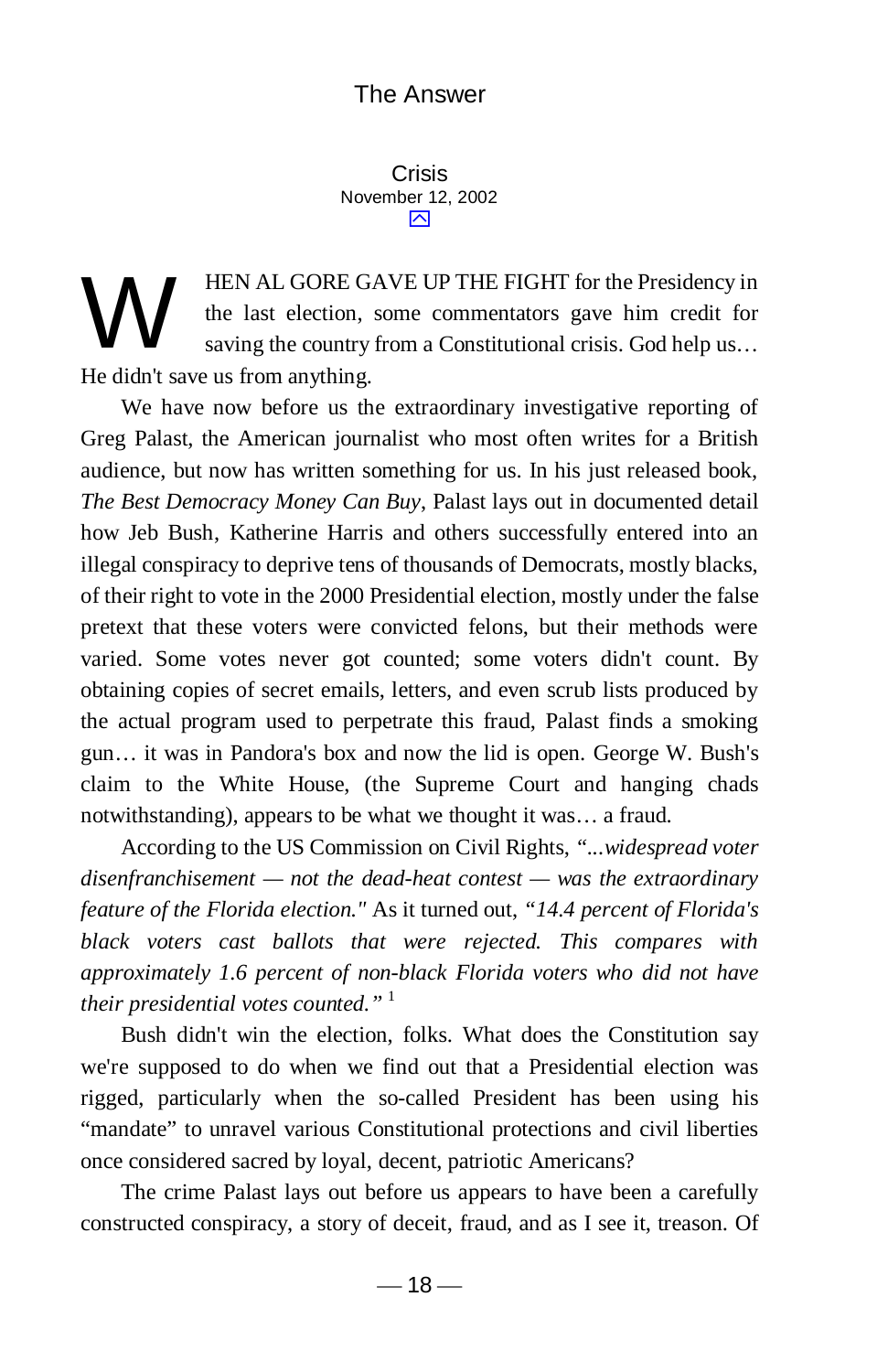## Crisis

November 12, 2002

WHEN AL GORE GAVE UP THE FIGHT for the Presidency in the last election, some commentators gave him credit for saving the country from a Constitutional crisis. God help us… He didn't save us from anything.

We have now before us the extraordinary investigative reporting of Greg Palast, the American journalist who most often writes for a British audience, but now has written something for us. In his just released book, *The Best Democracy Money Can Buy*, Palast lays out in documented detail how Jeb Bush, Katherine Harris and others successfully entered into an illegal conspiracy to deprive tens of thousands of Democrats, mostly blacks, of their right to vote in the 2000 Presidential election, mostly under the false pretext that these voters were convicted felons, but their methods were varied. Some votes never got counted; some voters didn't count. By obtaining copies of secret emails, letters, and even scrub lists produced by the actual program used to perpetrate this fraud, Palast finds a smoking gun… it was in Pandora's box and now the lid is open. George W. Bush's claim to the White House, (the Supreme Court and hanging chads notwithstanding), appears to be what we thought it was… a fraud.

According to the US Commission on Civil Rights, *"...widespread voter disenfranchisement — not the dead-heat contest — was the extraordinary feature of the Florida election."* As it turned out, *"14.4 percent of Florida's black voters cast ballots that were rejected. This compares with approximately 1.6 percent of non-black Florida voters who did not have their presidential votes counted."* [1]

Bush didn't win the election, folks. What does the Constitution say we're supposed to do when we find out that a Presidential election was rigged, particularly when the so-called President has been using his "mandate" to unravel various Constitutional protections and civil liberties once considered sacred by loyal, decent, patriotic Americans?

The crime Palast lays out before us appears to have been a carefully constructed conspiracy, a story of deceit, fraud, and as I see it, treason. Of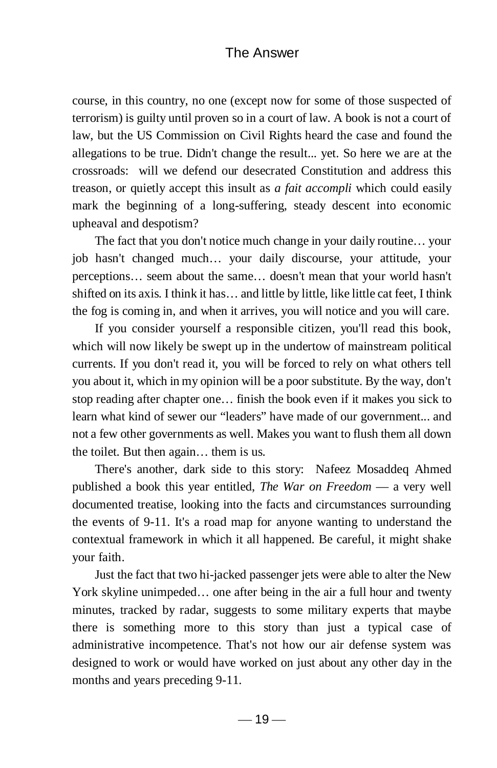course, in this country, no one (except now for some of those suspected of terrorism) is guilty until proven so in a court of law. A book is not a court of law, but the US Commission on Civil Rights heard the case and found the allegations to be true. Didn't change the result... yet. So here we are at the crossroads: will we defend our desecrated Constitution and address this treason, or quietly accept this insult as *a fait accompli* which could easily mark the beginning of a long-suffering, steady descent into economic upheaval and despotism?

The fact that you don't notice much change in your daily routine… your job hasn't changed much… your daily discourse, your attitude, your perceptions… seem about the same… doesn't mean that your world hasn't shifted on its axis. I think it has… and little by little, like little cat feet, I think the fog is coming in, and when it arrives, you will notice and you will care.

If you consider yourself a responsible citizen, you'll read this book, which will now likely be swept up in the undertow of mainstream political currents. If you don't read it, you will be forced to rely on what others tell you about it, which in my opinion will be a poor substitute. By the way, don't stop reading after chapter one… finish the book even if it makes you sick to learn what kind of sewer our "leaders" have made of our government... and not a few other governments as well. Makes you want to flush them all down the toilet. But then again… them is us.

There's another, dark side to this story: Nafeez Mosaddeq Ahmed published a book this year entitled, *The War on Freedom* — a very well documented treatise, looking into the facts and circumstances surrounding the events of 9-11. It's a road map for anyone wanting to understand the contextual framework in which it all happened. Be careful, it might shake your faith.

Just the fact that two hi-jacked passenger jets were able to alter the New York skyline unimpeded… one after being in the air a full hour and twenty minutes, tracked by radar, suggests to some military experts that maybe there is something more to this story than just a typical case of administrative incompetence. That's not how our air defense system was designed to work or would have worked on just about any other day in the months and years preceding 9-11.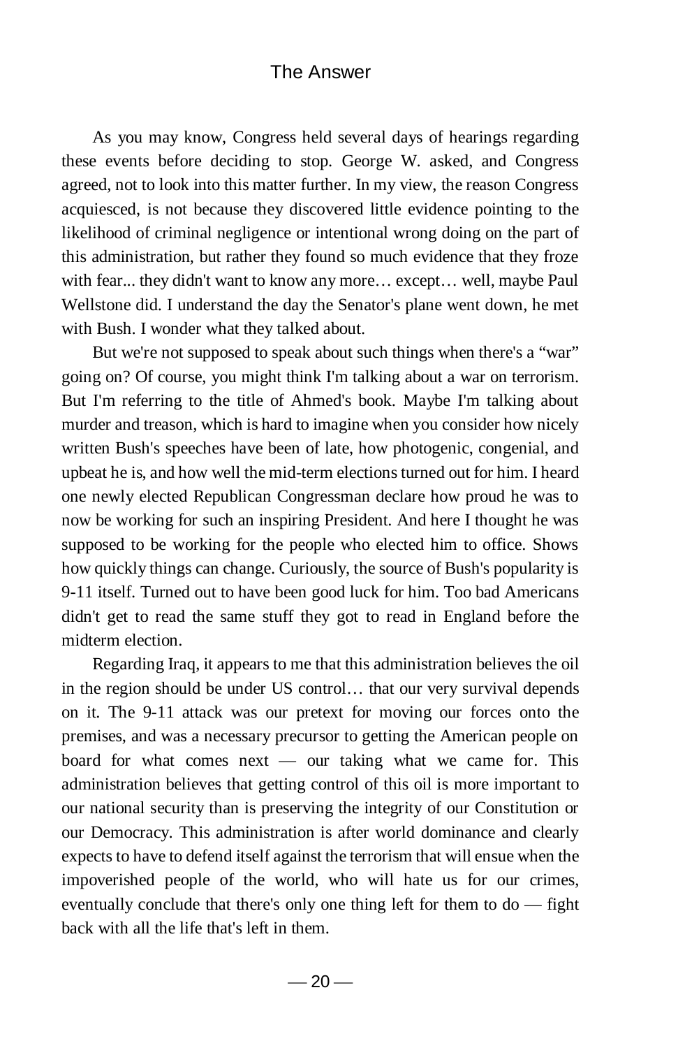As you may know, Congress held several days of hearings regarding these events before deciding to stop. George W. asked, and Congress agreed, not to look into this matter further. In my view, the reason Congress acquiesced, is not because they discovered little evidence pointing to the likelihood of criminal negligence or intentional wrong doing on the part of this administration, but rather they found so much evidence that they froze with fear... they didn't want to know any more… except… well, maybe Paul Wellstone did. I understand the day the Senator's plane went down, he met with Bush. I wonder what they talked about.

But we're not supposed to speak about such things when there's a "war" going on? Of course, you might think I'm talking about a war on terrorism. But I'm referring to the title of Ahmed's book. Maybe I'm talking about murder and treason, which is hard to imagine when you consider how nicely written Bush's speeches have been of late, how photogenic, congenial, and upbeat he is, and how well the mid-term elections turned out for him. I heard one newly elected Republican Congressman declare how proud he was to now be working for such an inspiring President. And here I thought he was supposed to be working for the people who elected him to office. Shows how quickly things can change. Curiously, the source of Bush's popularity is 9-11 itself. Turned out to have been good luck for him. Too bad Americans didn't get to read the same stuff they got to read in England before the midterm election.

Regarding Iraq, it appears to me that this administration believes the oil in the region should be under US control… that our very survival depends on it. The 9-11 attack was our pretext for moving our forces onto the premises, and was a necessary precursor to getting the American people on board for what comes next — our taking what we came for. This administration believes that getting control of this oil is more important to our national security than is preserving the integrity of our Constitution or our Democracy. This administration is after world dominance and clearly expects to have to defend itself against the terrorism that will ensue when the impoverished people of the world, who will hate us for our crimes, eventually conclude that there's only one thing left for them to do — fight back with all the life that's left in them.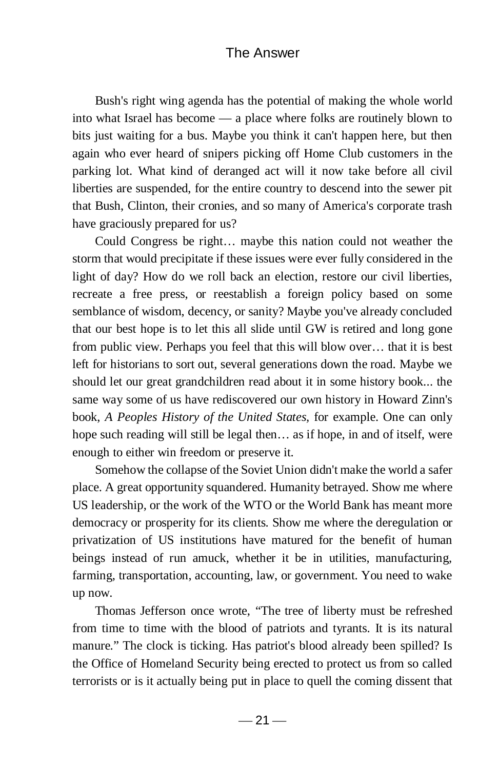Bush's right wing agenda has the potential of making the whole world into what Israel has become — a place where folks are routinely blown to bits just waiting for a bus. Maybe you think it can't happen here, but then again who ever heard of snipers picking off Home Club customers in the parking lot. What kind of deranged act will it now take before all civil liberties are suspended, for the entire country to descend into the sewer pit that Bush, Clinton, their cronies, and so many of America's corporate trash have graciously prepared for us?

Could Congress be right… maybe this nation could not weather the storm that would precipitate if these issues were ever fully considered in the light of day? How do we roll back an election, restore our civil liberties, recreate a free press, or reestablish a foreign policy based on some semblance of wisdom, decency, or sanity? Maybe you've already concluded that our best hope is to let this all slide until GW is retired and long gone from public view. Perhaps you feel that this will blow over… that it is best left for historians to sort out, several generations down the road. Maybe we should let our great grandchildren read about it in some history book... the same way some of us have rediscovered our own history in Howard Zinn's book, *A Peoples History of the United States,* for example. One can only hope such reading will still be legal then… as if hope, in and of itself, were enough to either win freedom or preserve it.

Somehow the collapse of the Soviet Union didn't make the world a safer place. A great opportunity squandered. Humanity betrayed. Show me where US leadership, or the work of the WTO or the World Bank has meant more democracy or prosperity for its clients. Show me where the deregulation or privatization of US institutions have matured for the benefit of human beings instead of run amuck, whether it be in utilities, manufacturing, farming, transportation, accounting, law, or government. You need to wake up now.

Thomas Jefferson once wrote, "The tree of liberty must be refreshed from time to time with the blood of patriots and tyrants. It is its natural manure." The clock is ticking. Has patriot's blood already been spilled? Is the Office of Homeland Security being erected to protect us from so called terrorists or is it actually being put in place to quell the coming dissent that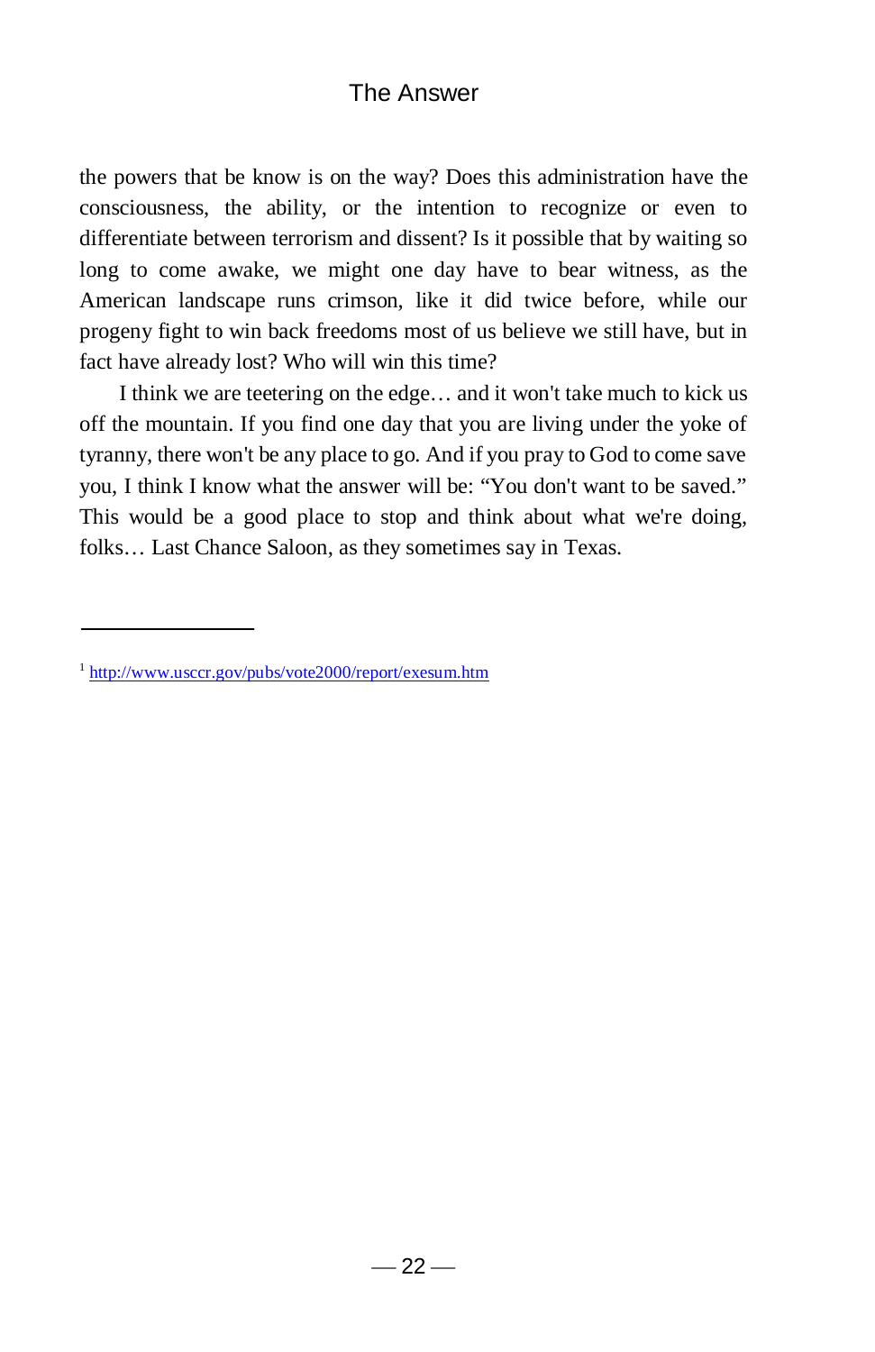the powers that be know is on the way? Does this administration have the consciousness, the ability, or the intention to recognize or even to differentiate between terrorism and dissent? Is it possible that by waiting so long to come awake, we might one day have to bear witness, as the American landscape runs crimson, like it did twice before, while our progeny fight to win back freedoms most of us believe we still have, but in fact have already lost? Who will win this time?

I think we are teetering on the edge… and it won't take much to kick us off the mountain. If you find one day that you are living under the yoke of tyranny, there won't be any place to go. And if you pray to God to come save you, I think I know what the answer will be: "You don't want to be saved." This would be a good place to stop and think about what we're doing, folks… Last Chance Saloon, as they sometimes say in Texas.

---

[1] http://www.usccr.gov/pubs/vote2000/report/exesum.htm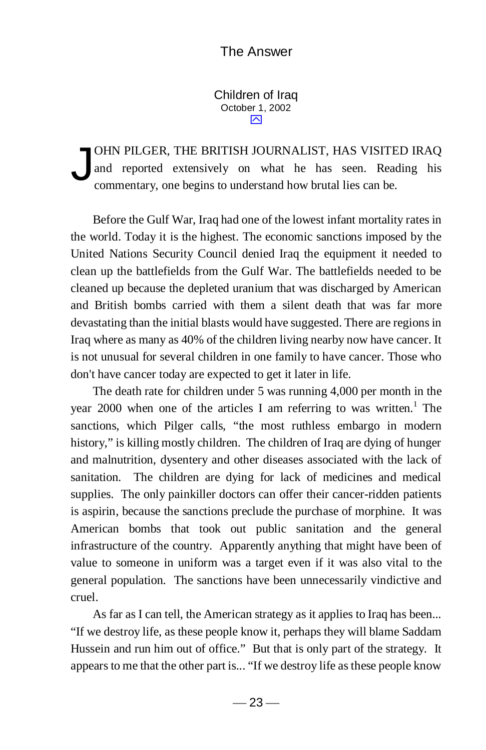## Children of Iraq

October 1, 2002

JOHN PILGER, THE BRITISH JOURNALIST, HAS VISITED IRAQ and reported extensively on what he has seen. Reading his commentary, one begins to understand how brutal lies can be.

Before the Gulf War, Iraq had one of the lowest infant mortality rates in the world. Today it is the highest. The economic sanctions imposed by the United Nations Security Council denied Iraq the equipment it needed to clean up the battlefields from the Gulf War. The battlefields needed to be cleaned up because the depleted uranium that was discharged by American and British bombs carried with them a silent death that was far more devastating than the initial blasts would have suggested. There are regions in Iraq where as many as 40% of the children living nearby now have cancer. It is not unusual for several children in one family to have cancer. Those who don't have cancer today are expected to get it later in life.

The death rate for children under 5 was running 4,000 per month in the year 2000 when one of the articles I am referring to was written.[1] The sanctions, which Pilger calls, "the most ruthless embargo in modern history," is killing mostly children. The children of Iraq are dying of hunger and malnutrition, dysentery and other diseases associated with the lack of sanitation. The children are dying for lack of medicines and medical supplies. The only painkiller doctors can offer their cancer-ridden patients is aspirin, because the sanctions preclude the purchase of morphine. It was American bombs that took out public sanitation and the general infrastructure of the country. Apparently anything that might have been of value to someone in uniform was a target even if it was also vital to the general population. The sanctions have been unnecessarily vindictive and cruel.

As far as I can tell, the American strategy as it applies to Iraq has been... "If we destroy life, as these people know it, perhaps they will blame Saddam Hussein and run him out of office." But that is only part of the strategy. It appears to me that the other part is... "If we destroy life as these people know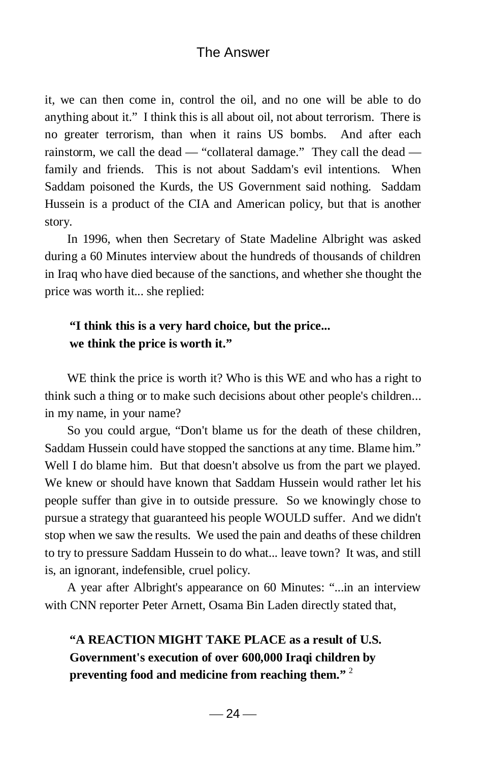it, we can then come in, control the oil, and no one will be able to do anything about it." I think this is all about oil, not about terrorism. There is no greater terrorism, than when it rains US bombs. And after each rainstorm, we call the dead — "collateral damage." They call the dead — family and friends. This is not about Saddam's evil intentions. When Saddam poisoned the Kurds, the US Government said nothing. Saddam Hussein is a product of the CIA and American policy, but that is another story.

In 1996, when then Secretary of State Madeline Albright was asked during a 60 Minutes interview about the hundreds of thousands of children in Iraq who have died because of the sanctions, and whether she thought the price was worth it... she replied:

> **"I think this is a very hard choice, but the price... we think the price is worth it."**

WE think the price is worth it? Who is this WE and who has a right to think such a thing or to make such decisions about other people's children... in my name, in your name?

So you could argue, "Don't blame us for the death of these children, Saddam Hussein could have stopped the sanctions at any time. Blame him." Well I do blame him. But that doesn't absolve us from the part we played. We knew or should have known that Saddam Hussein would rather let his people suffer than give in to outside pressure. So we knowingly chose to pursue a strategy that guaranteed his people WOULD suffer. And we didn't stop when we saw the results. We used the pain and deaths of these children to try to pressure Saddam Hussein to do what... leave town? It was, and still is, an ignorant, indefensible, cruel policy.

A year after Albright's appearance on 60 Minutes: "...in an interview with CNN reporter Peter Arnett, Osama Bin Laden directly stated that,

> **"A REACTION MIGHT TAKE PLACE as a result of U.S. Government's execution of over 600,000 Iraqi children by preventing food and medicine from reaching them."** [2]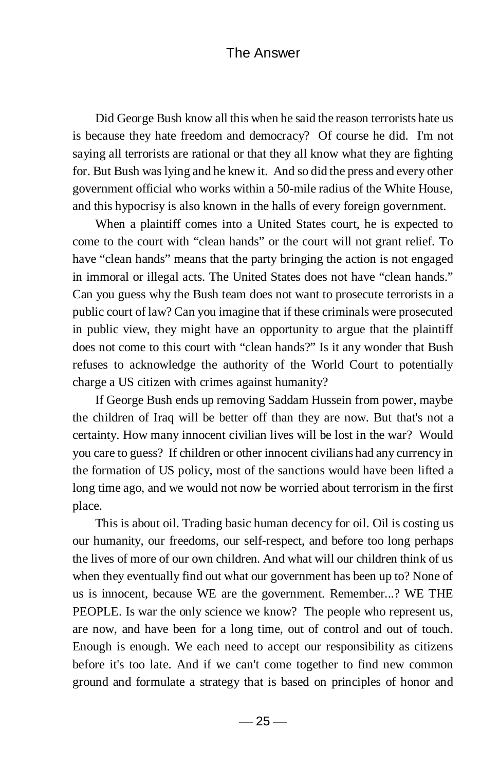Did George Bush know all this when he said the reason terrorists hate us is because they hate freedom and democracy? Of course he did. I'm not saying all terrorists are rational or that they all know what they are fighting for. But Bush was lying and he knew it. And so did the press and every other government official who works within a 50-mile radius of the White House, and this hypocrisy is also known in the halls of every foreign government.

When a plaintiff comes into a United States court, he is expected to come to the court with "clean hands" or the court will not grant relief. To have "clean hands" means that the party bringing the action is not engaged in immoral or illegal acts. The United States does not have "clean hands." Can you guess why the Bush team does not want to prosecute terrorists in a public court of law? Can you imagine that if these criminals were prosecuted in public view, they might have an opportunity to argue that the plaintiff does not come to this court with "clean hands?" Is it any wonder that Bush refuses to acknowledge the authority of the World Court to potentially charge a US citizen with crimes against humanity?

If George Bush ends up removing Saddam Hussein from power, maybe the children of Iraq will be better off than they are now. But that's not a certainty. How many innocent civilian lives will be lost in the war? Would you care to guess? If children or other innocent civilians had any currency in the formation of US policy, most of the sanctions would have been lifted a long time ago, and we would not now be worried about terrorism in the first place.

This is about oil. Trading basic human decency for oil. Oil is costing us our humanity, our freedoms, our self-respect, and before too long perhaps the lives of more of our own children. And what will our children think of us when they eventually find out what our government has been up to? None of us is innocent, because WE are the government. Remember...? WE THE PEOPLE. Is war the only science we know? The people who represent us, are now, and have been for a long time, out of control and out of touch. Enough is enough. We each need to accept our responsibility as citizens before it's too late. And if we can't come together to find new common ground and formulate a strategy that is based on principles of honor and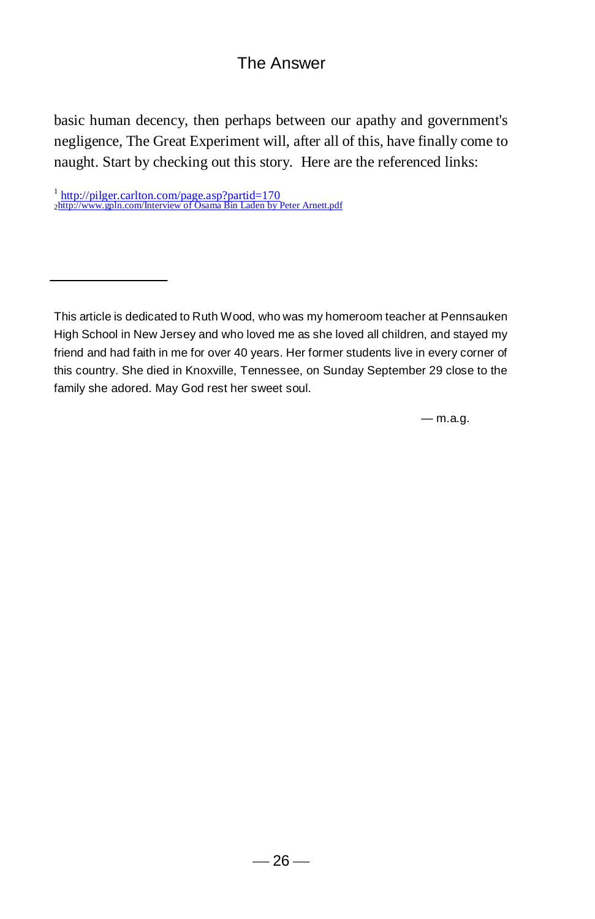basic human decency, then perhaps between our apathy and government's negligence, The Great Experiment will, after all of this, have finally come to naught. Start by checking out this story.  Here are the referenced links:

[1] http://pilger.carlton.com/page.asp?partid=170
[2] http://www.gpln.com/Interview of Osama Bin Laden by Peter Arnett.pdf

---

This article is dedicated to Ruth Wood, who was my homeroom teacher at Pennsauken High School in New Jersey and who loved me as she loved all children, and stayed my friend and had faith in me for over 40 years. Her former students live in every corner of this country. She died in Knoxville, Tennessee, on Sunday September 29 close to the family she adored. May God rest her sweet soul.

— m.a.g.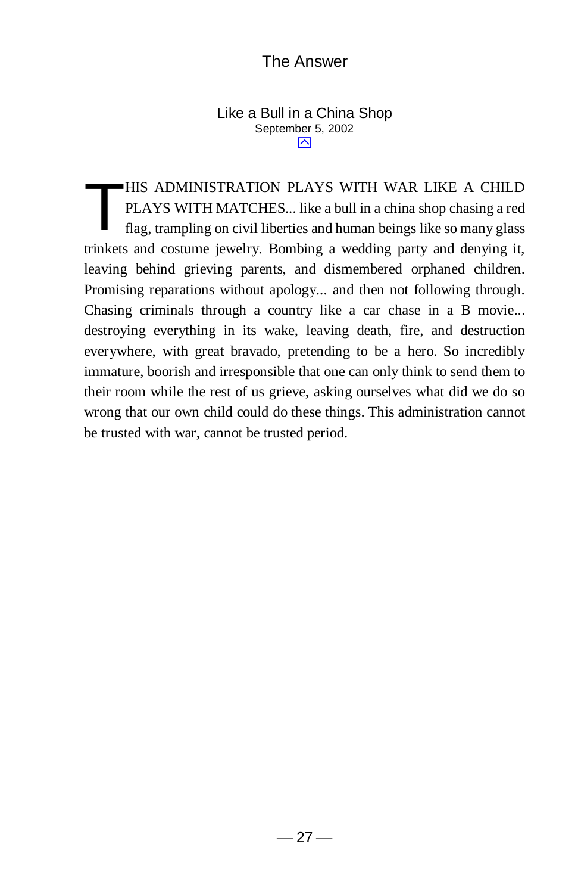## Like a Bull in a China Shop

September 5, 2002

THIS ADMINISTRATION PLAYS WITH WAR LIKE A CHILD PLAYS WITH MATCHES... like a bull in a china shop chasing a red flag, trampling on civil liberties and human beings like so many glass trinkets and costume jewelry. Bombing a wedding party and denying it, leaving behind grieving parents, and dismembered orphaned children. Promising reparations without apology... and then not following through. Chasing criminals through a country like a car chase in a B movie... destroying everything in its wake, leaving death, fire, and destruction everywhere, with great bravado, pretending to be a hero. So incredibly immature, boorish and irresponsible that one can only think to send them to their room while the rest of us grieve, asking ourselves what did we do so wrong that our own child could do these things. This administration cannot be trusted with war, cannot be trusted period.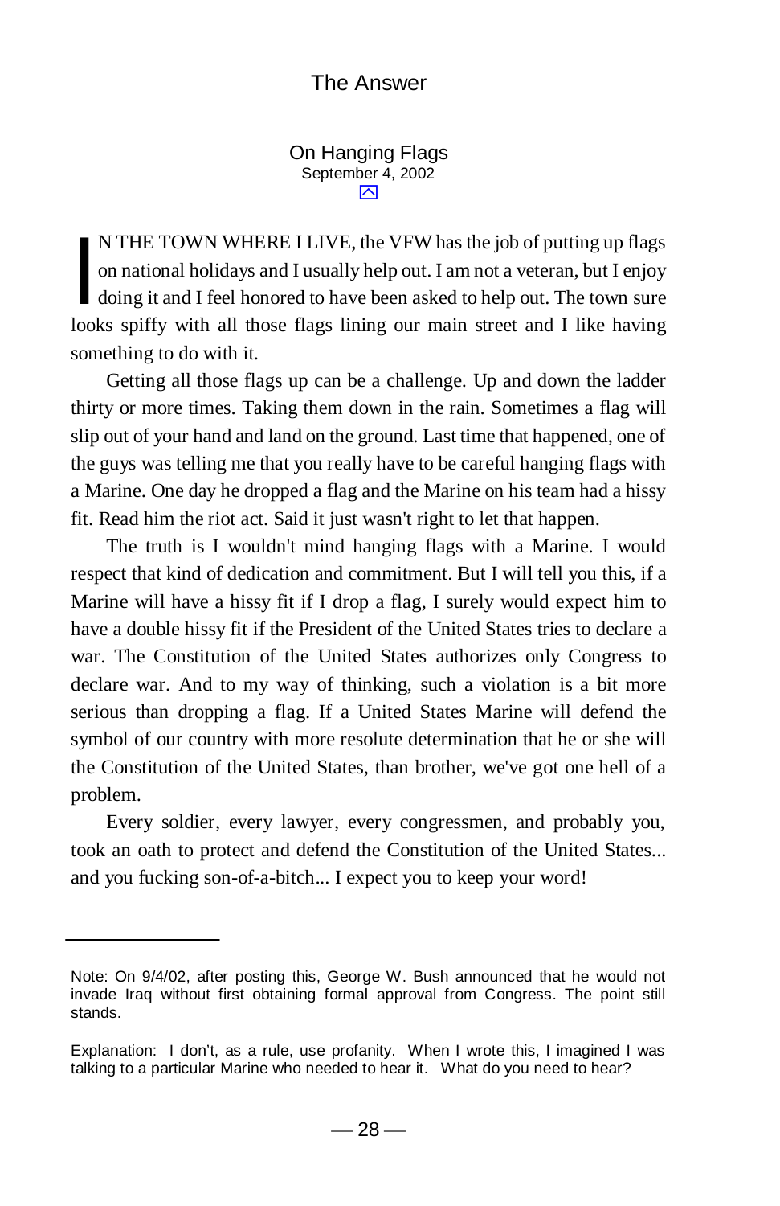The Answer

## On Hanging Flags

September 4, 2002

IN THE TOWN WHERE I LIVE, the VFW has the job of putting up flags on national holidays and I usually help out. I am not a veteran, but I enjoy doing it and I feel honored to have been asked to help out. The town sure looks spiffy with all those flags lining our main street and I like having something to do with it.

Getting all those flags up can be a challenge. Up and down the ladder thirty or more times. Taking them down in the rain. Sometimes a flag will slip out of your hand and land on the ground. Last time that happened, one of the guys was telling me that you really have to be careful hanging flags with a Marine. One day he dropped a flag and the Marine on his team had a hissy fit. Read him the riot act. Said it just wasn't right to let that happen.

The truth is I wouldn't mind hanging flags with a Marine. I would respect that kind of dedication and commitment. But I will tell you this, if a Marine will have a hissy fit if I drop a flag, I surely would expect him to have a double hissy fit if the President of the United States tries to declare a war. The Constitution of the United States authorizes only Congress to declare war. And to my way of thinking, such a violation is a bit more serious than dropping a flag. If a United States Marine will defend the symbol of our country with more resolute determination that he or she will the Constitution of the United States, than brother, we've got one hell of a problem.

Every soldier, every lawyer, every congressmen, and probably you, took an oath to protect and defend the Constitution of the United States... and you fucking son-of-a-bitch... I expect you to keep your word!

---

Note: On 9/4/02, after posting this, George W. Bush announced that he would not invade Iraq without first obtaining formal approval from Congress. The point still stands.

Explanation: I don't, as a rule, use profanity. When I wrote this, I imagined I was talking to a particular Marine who needed to hear it. What do you need to hear?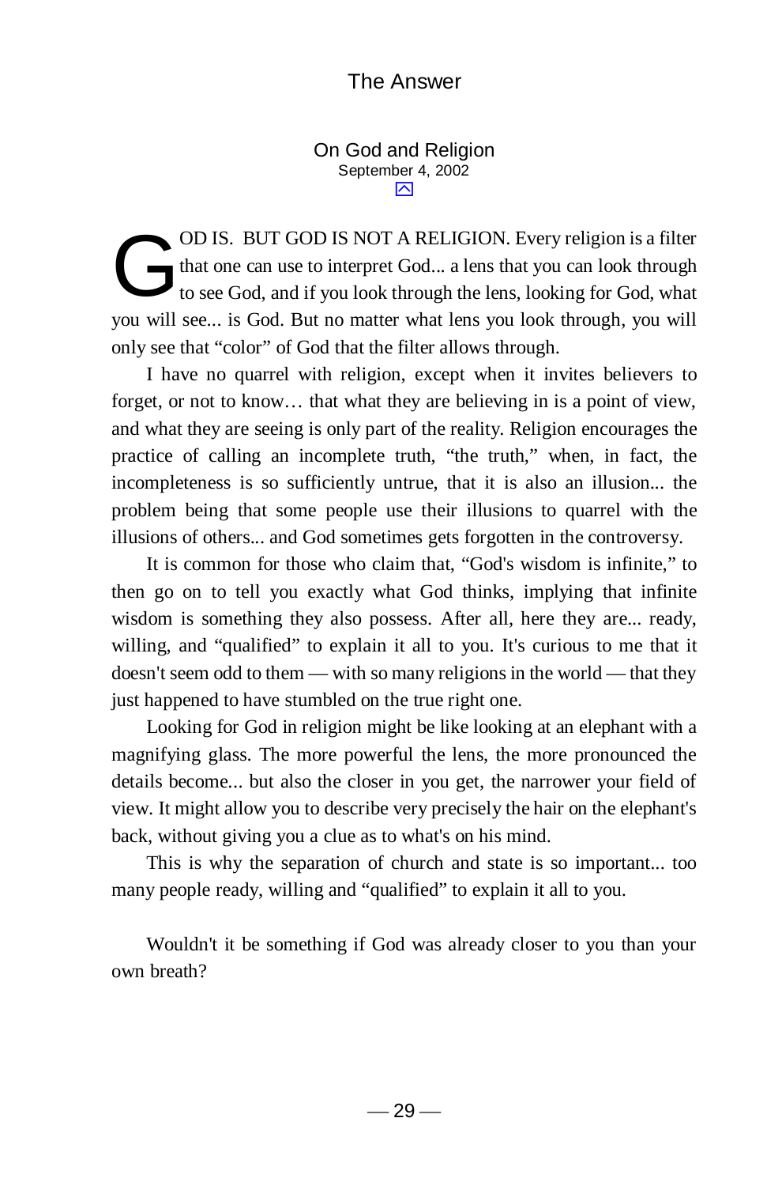## On God and Religion

September 4, 2002

GOD IS. BUT GOD IS NOT A RELIGION. Every religion is a filter that one can use to interpret God... a lens that you can look through to see God, and if you look through the lens, looking for God, what you will see... is God. But no matter what lens you look through, you will only see that "color" of God that the filter allows through.

I have no quarrel with religion, except when it invites believers to forget, or not to know… that what they are believing in is a point of view, and what they are seeing is only part of the reality. Religion encourages the practice of calling an incomplete truth, "the truth," when, in fact, the incompleteness is so sufficiently untrue, that it is also an illusion... the problem being that some people use their illusions to quarrel with the illusions of others... and God sometimes gets forgotten in the controversy.

It is common for those who claim that, "God's wisdom is infinite," to then go on to tell you exactly what God thinks, implying that infinite wisdom is something they also possess. After all, here they are... ready, willing, and "qualified" to explain it all to you. It's curious to me that it doesn't seem odd to them — with so many religions in the world — that they just happened to have stumbled on the true right one.

Looking for God in religion might be like looking at an elephant with a magnifying glass. The more powerful the lens, the more pronounced the details become... but also the closer in you get, the narrower your field of view. It might allow you to describe very precisely the hair on the elephant's back, without giving you a clue as to what's on his mind.

This is why the separation of church and state is so important... too many people ready, willing and "qualified" to explain it all to you.

Wouldn't it be something if God was already closer to you than your own breath?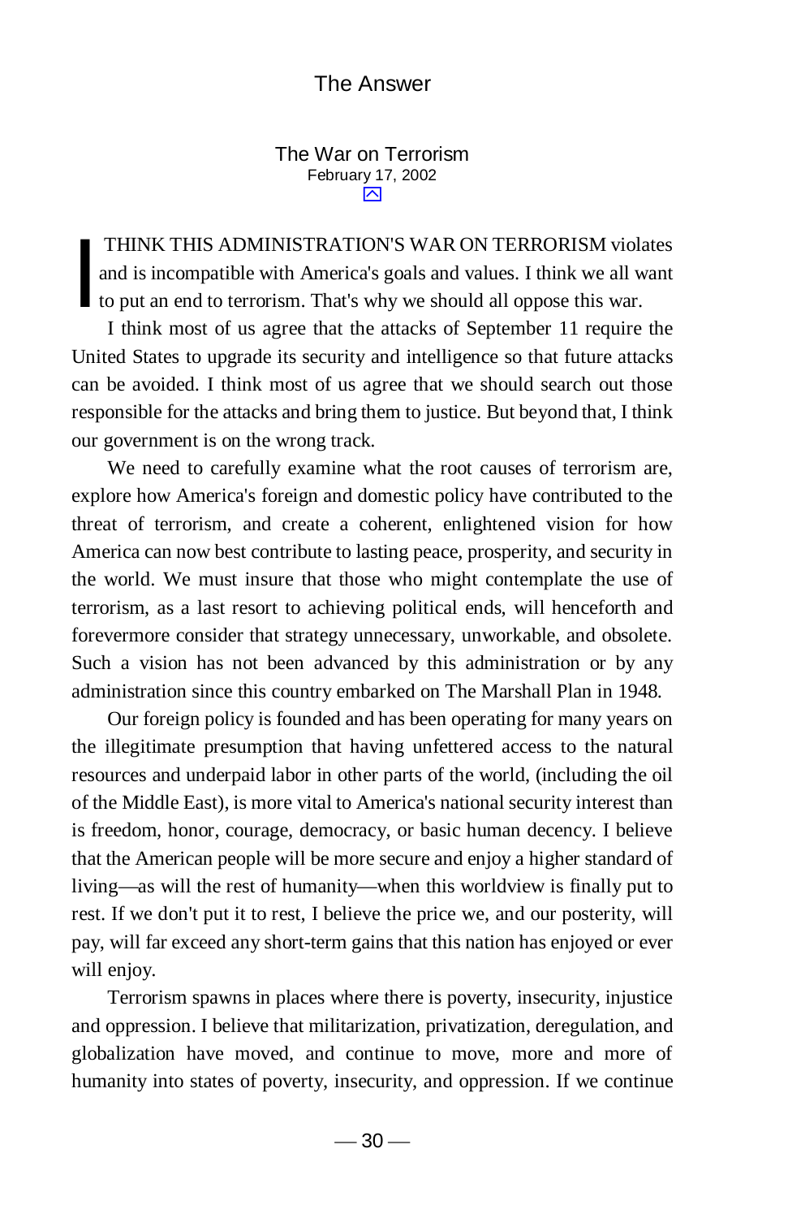## The War on Terrorism

February 17, 2002

I THINK THIS ADMINISTRATION'S WAR ON TERRORISM violates and is incompatible with America's goals and values. I think we all want to put an end to terrorism. That's why we should all oppose this war.

I think most of us agree that the attacks of September 11 require the United States to upgrade its security and intelligence so that future attacks can be avoided. I think most of us agree that we should search out those responsible for the attacks and bring them to justice. But beyond that, I think our government is on the wrong track.

We need to carefully examine what the root causes of terrorism are, explore how America's foreign and domestic policy have contributed to the threat of terrorism, and create a coherent, enlightened vision for how America can now best contribute to lasting peace, prosperity, and security in the world. We must insure that those who might contemplate the use of terrorism, as a last resort to achieving political ends, will henceforth and forevermore consider that strategy unnecessary, unworkable, and obsolete. Such a vision has not been advanced by this administration or by any administration since this country embarked on The Marshall Plan in 1948.

Our foreign policy is founded and has been operating for many years on the illegitimate presumption that having unfettered access to the natural resources and underpaid labor in other parts of the world, (including the oil of the Middle East), is more vital to America's national security interest than is freedom, honor, courage, democracy, or basic human decency. I believe that the American people will be more secure and enjoy a higher standard of living—as will the rest of humanity—when this worldview is finally put to rest. If we don't put it to rest, I believe the price we, and our posterity, will pay, will far exceed any short-term gains that this nation has enjoyed or ever will enjoy.

Terrorism spawns in places where there is poverty, insecurity, injustice and oppression. I believe that militarization, privatization, deregulation, and globalization have moved, and continue to move, more and more of humanity into states of poverty, insecurity, and oppression. If we continue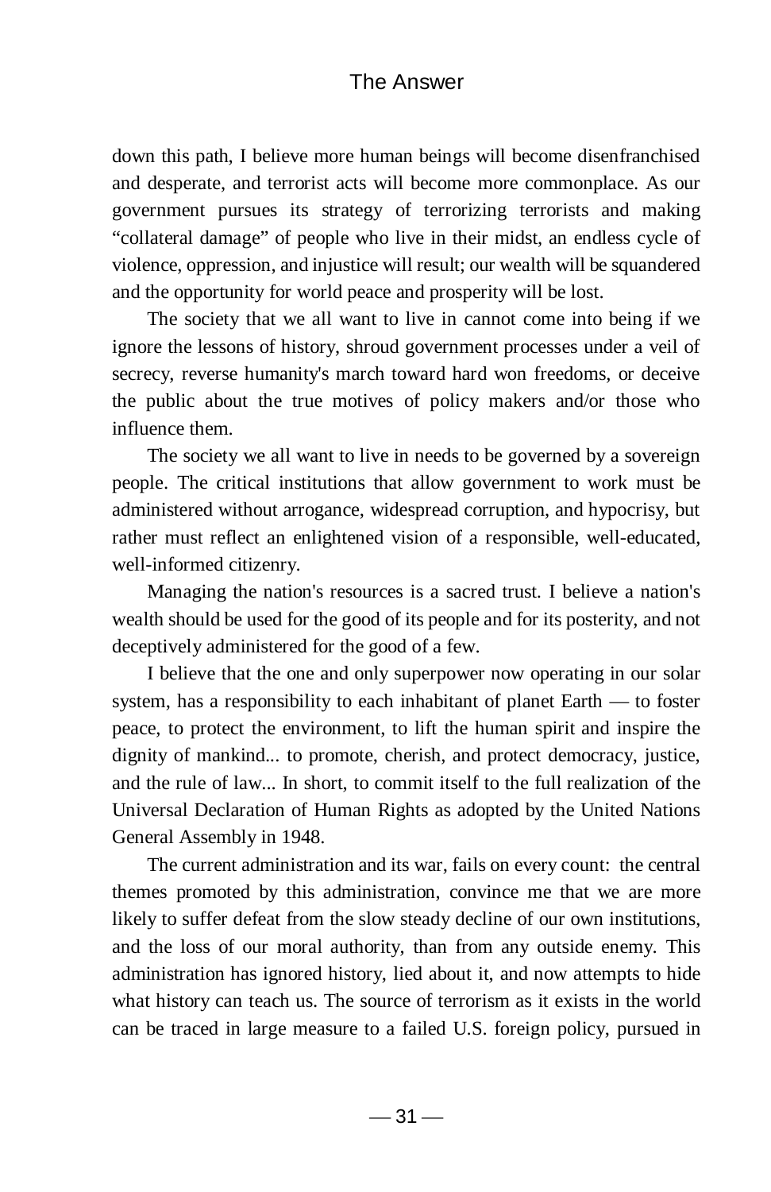down this path, I believe more human beings will become disenfranchised and desperate, and terrorist acts will become more commonplace. As our government pursues its strategy of terrorizing terrorists and making “collateral damage” of people who live in their midst, an endless cycle of violence, oppression, and injustice will result; our wealth will be squandered and the opportunity for world peace and prosperity will be lost.

The society that we all want to live in cannot come into being if we ignore the lessons of history, shroud government processes under a veil of secrecy, reverse humanity's march toward hard won freedoms, or deceive the public about the true motives of policy makers and/or those who influence them.

The society we all want to live in needs to be governed by a sovereign people. The critical institutions that allow government to work must be administered without arrogance, widespread corruption, and hypocrisy, but rather must reflect an enlightened vision of a responsible, well-educated, well-informed citizenry.

Managing the nation's resources is a sacred trust. I believe a nation's wealth should be used for the good of its people and for its posterity, and not deceptively administered for the good of a few.

I believe that the one and only superpower now operating in our solar system, has a responsibility to each inhabitant of planet Earth — to foster peace, to protect the environment, to lift the human spirit and inspire the dignity of mankind... to promote, cherish, and protect democracy, justice, and the rule of law... In short, to commit itself to the full realization of the Universal Declaration of Human Rights as adopted by the United Nations General Assembly in 1948.

The current administration and its war, fails on every count: the central themes promoted by this administration, convince me that we are more likely to suffer defeat from the slow steady decline of our own institutions, and the loss of our moral authority, than from any outside enemy. This administration has ignored history, lied about it, and now attempts to hide what history can teach us. The source of terrorism as it exists in the world can be traced in large measure to a failed U.S. foreign policy, pursued in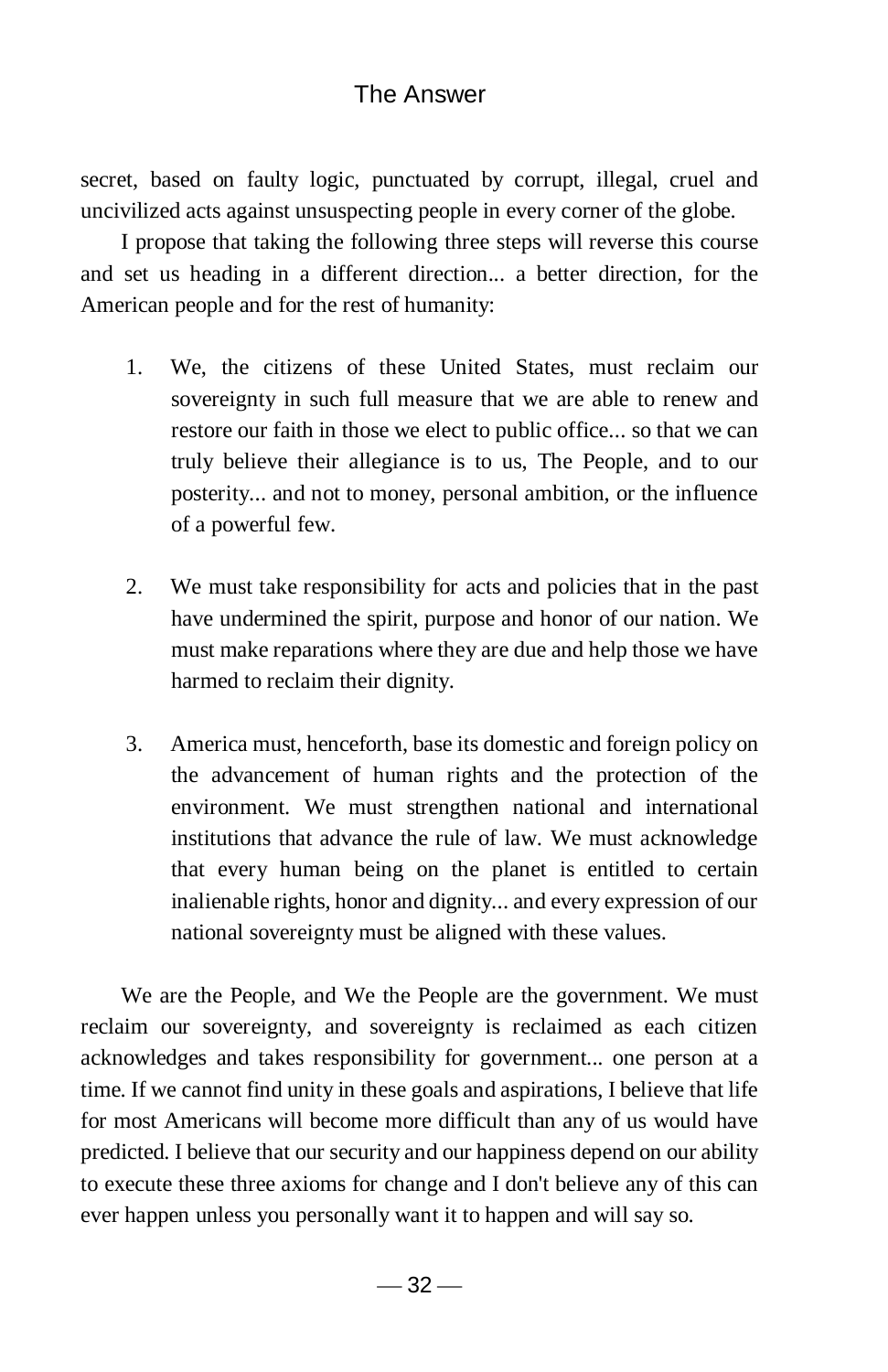secret, based on faulty logic, punctuated by corrupt, illegal, cruel and uncivilized acts against unsuspecting people in every corner of the globe.

I propose that taking the following three steps will reverse this course and set us heading in a different direction... a better direction, for the American people and for the rest of humanity:

1. We, the citizens of these United States, must reclaim our sovereignty in such full measure that we are able to renew and restore our faith in those we elect to public office... so that we can truly believe their allegiance is to us, The People, and to our posterity... and not to money, personal ambition, or the influence of a powerful few.

2. We must take responsibility for acts and policies that in the past have undermined the spirit, purpose and honor of our nation. We must make reparations where they are due and help those we have harmed to reclaim their dignity.

3. America must, henceforth, base its domestic and foreign policy on the advancement of human rights and the protection of the environment. We must strengthen national and international institutions that advance the rule of law. We must acknowledge that every human being on the planet is entitled to certain inalienable rights, honor and dignity... and every expression of our national sovereignty must be aligned with these values.

We are the People, and We the People are the government. We must reclaim our sovereignty, and sovereignty is reclaimed as each citizen acknowledges and takes responsibility for government... one person at a time. If we cannot find unity in these goals and aspirations, I believe that life for most Americans will become more difficult than any of us would have predicted. I believe that our security and our happiness depend on our ability to execute these three axioms for change and I don't believe any of this can ever happen unless you personally want it to happen and will say so.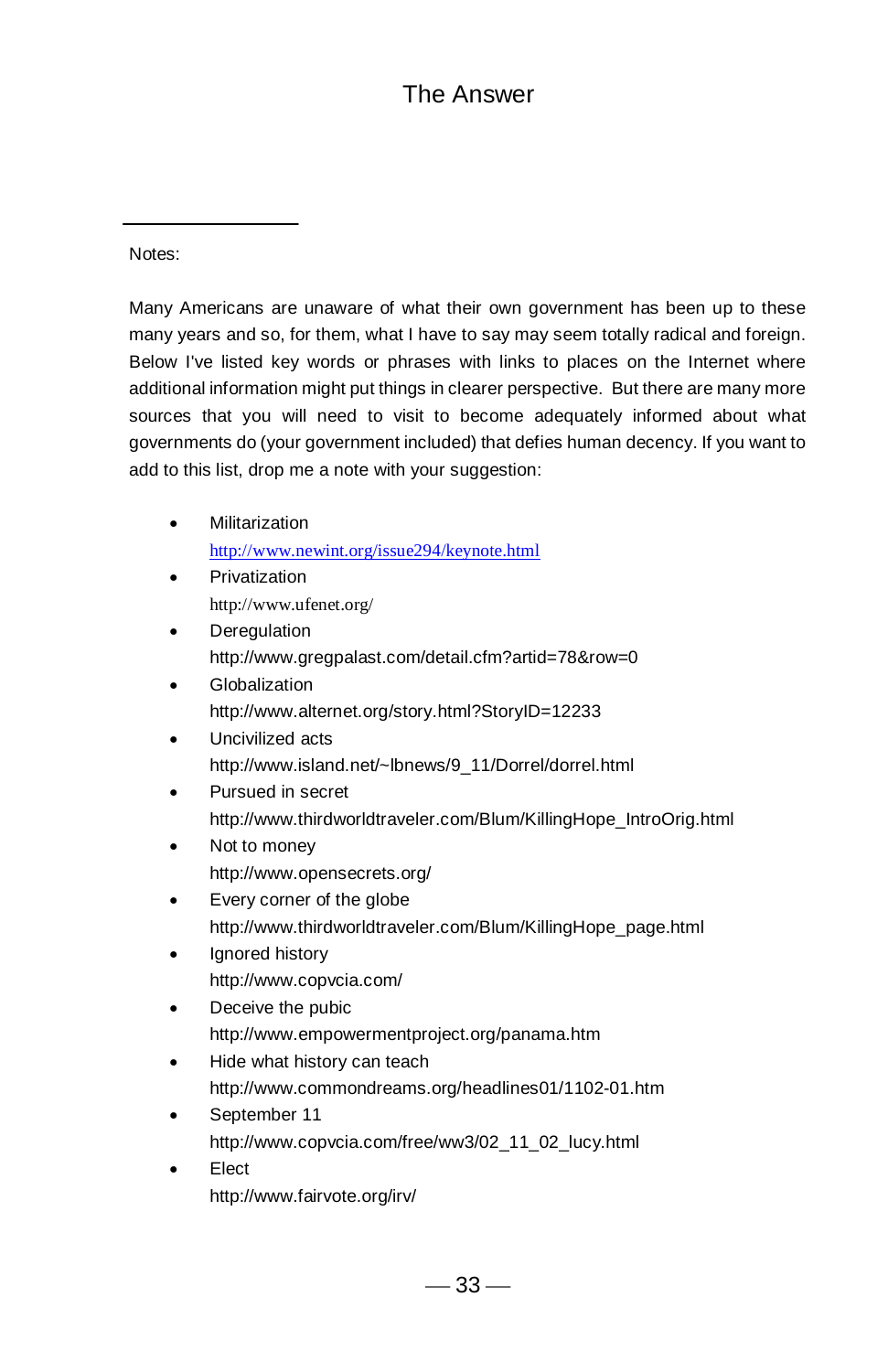Notes:

Many Americans are unaware of what their own government has been up to these many years and so, for them, what I have to say may seem totally radical and foreign. Below I've listed key words or phrases with links to places on the Internet where additional information might put things in clearer perspective. But there are many more sources that you will need to visit to become adequately informed about what governments do (your government included) that defies human decency. If you want to add to this list, drop me a note with your suggestion:

- Militarization
  http://www.newint.org/issue294/keynote.html
- Privatization
  http://www.ufenet.org/
- Deregulation
  http://www.gregpalast.com/detail.cfm?artid=78&row=0
- Globalization
  http://www.alternet.org/story.html?StoryID=12233
- Uncivilized acts
  http://www.island.net/~lbnews/9_11/Dorrel/dorrel.html
- Pursued in secret
  http://www.thirdworldtraveler.com/Blum/KillingHope_IntroOrig.html
- Not to money
  http://www.opensecrets.org/
- Every corner of the globe
  http://www.thirdworldtraveler.com/Blum/KillingHope_page.html
- Ignored history
  http://www.copvcia.com/
- Deceive the pubic
  http://www.empowermentproject.org/panama.htm
- Hide what history can teach
  http://www.commondreams.org/headlines01/1102-01.htm
- September 11
  http://www.copvcia.com/free/ww3/02_11_02_lucy.html
- Elect
  http://www.fairvote.org/irv/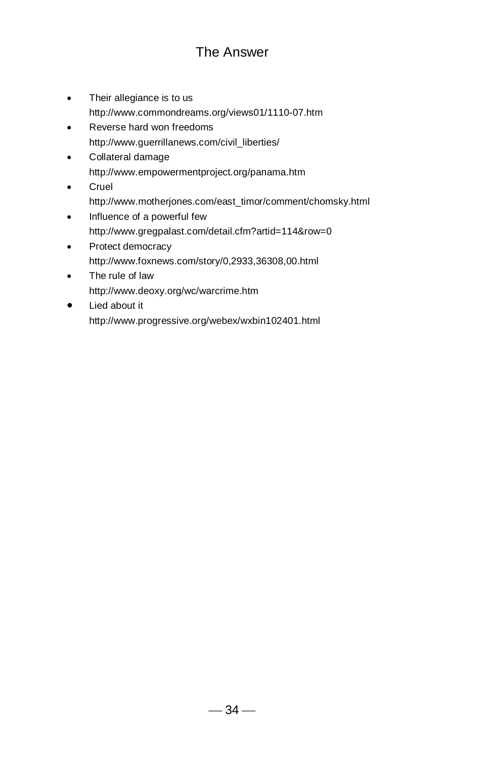# The Answer

- Their allegiance is to us
  http://www.commondreams.org/views01/1110-07.htm
- Reverse hard won freedoms
  http://www.guerrillanews.com/civil_liberties/
- Collateral damage
  http://www.empowermentproject.org/panama.htm
- Cruel
  http://www.motherjones.com/east_timor/comment/chomsky.html
- Influence of a powerful few
  http://www.gregpalast.com/detail.cfm?artid=114&row=0
- Protect democracy
  http://www.foxnews.com/story/0,2933,36308,00.html
- The rule of law
  http://www.deoxy.org/wc/warcrime.htm
- Lied about it
  http://www.progressive.org/webex/wxbin102401.html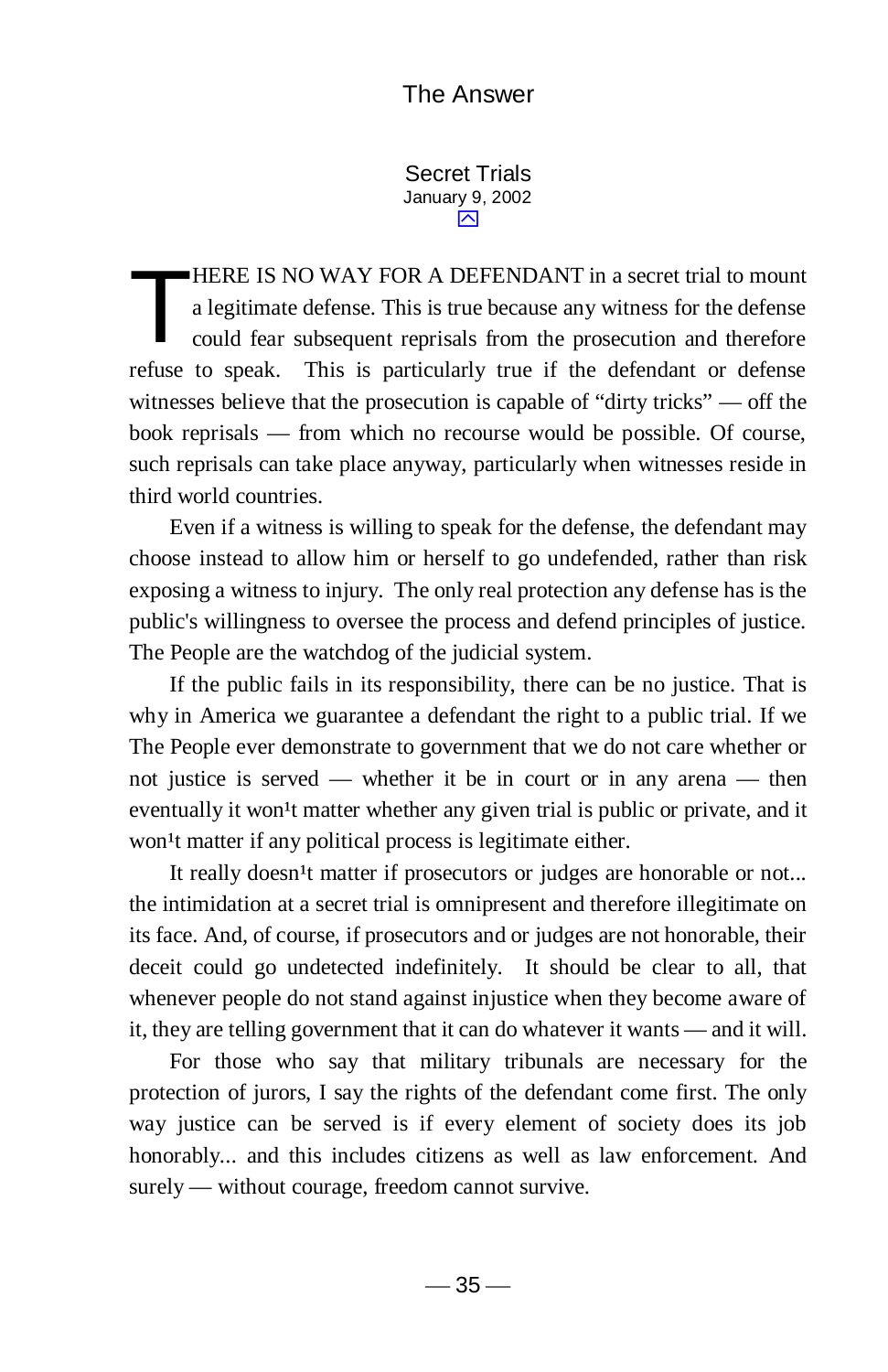## Secret Trials

January 9, 2002

THERE IS NO WAY FOR A DEFENDANT in a secret trial to mount a legitimate defense. This is true because any witness for the defense could fear subsequent reprisals from the prosecution and therefore refuse to speak. This is particularly true if the defendant or defense witnesses believe that the prosecution is capable of "dirty tricks" — off the book reprisals — from which no recourse would be possible. Of course, such reprisals can take place anyway, particularly when witnesses reside in third world countries.

Even if a witness is willing to speak for the defense, the defendant may choose instead to allow him or herself to go undefended, rather than risk exposing a witness to injury. The only real protection any defense has is the public's willingness to oversee the process and defend principles of justice. The People are the watchdog of the judicial system.

If the public fails in its responsibility, there can be no justice. That is why in America we guarantee a defendant the right to a public trial. If we The People ever demonstrate to government that we do not care whether or not justice is served — whether it be in court or in any arena — then eventually it won¹t matter whether any given trial is public or private, and it won¹t matter if any political process is legitimate either.

It really doesn¹t matter if prosecutors or judges are honorable or not... the intimidation at a secret trial is omnipresent and therefore illegitimate on its face. And, of course, if prosecutors and or judges are not honorable, their deceit could go undetected indefinitely. It should be clear to all, that whenever people do not stand against injustice when they become aware of it, they are telling government that it can do whatever it wants — and it will.

For those who say that military tribunals are necessary for the protection of jurors, I say the rights of the defendant come first. The only way justice can be served is if every element of society does its job honorably... and this includes citizens as well as law enforcement. And surely — without courage, freedom cannot survive.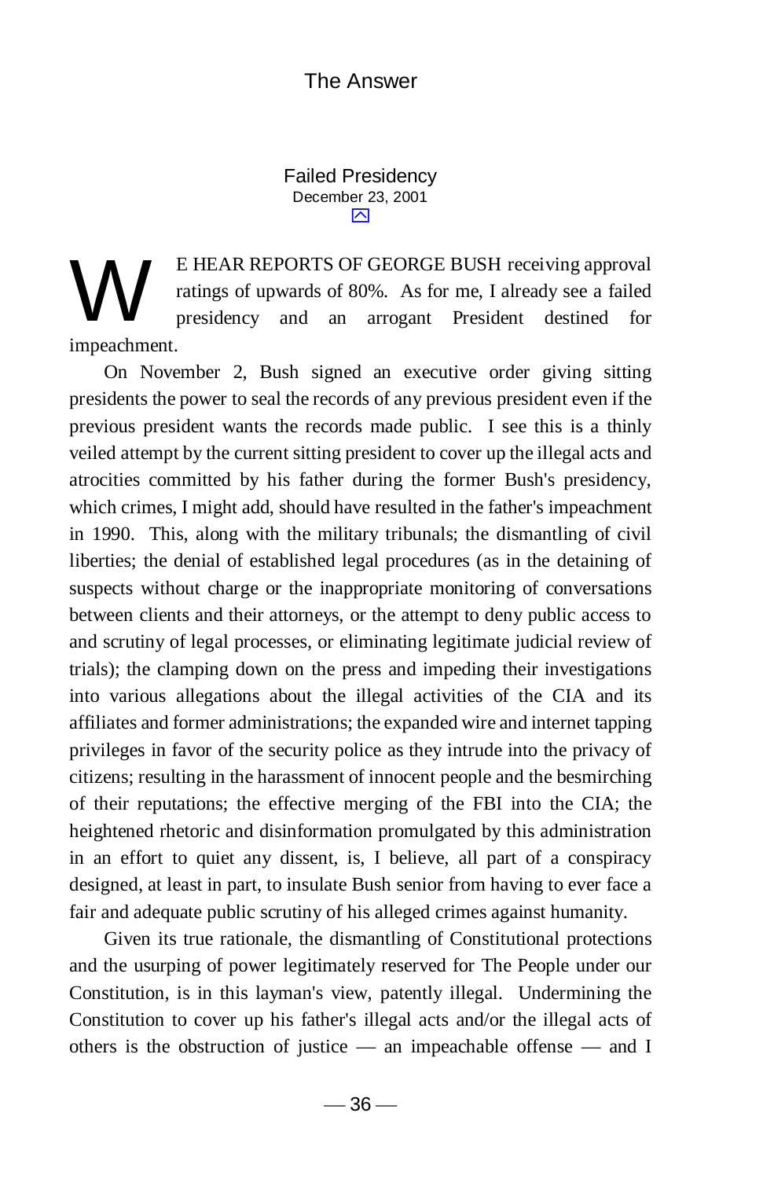## Failed Presidency

December 23, 2001

WE HEAR REPORTS OF GEORGE BUSH receiving approval ratings of upwards of 80%. As for me, I already see a failed presidency and an arrogant President destined for impeachment.

On November 2, Bush signed an executive order giving sitting presidents the power to seal the records of any previous president even if the previous president wants the records made public. I see this is a thinly veiled attempt by the current sitting president to cover up the illegal acts and atrocities committed by his father during the former Bush's presidency, which crimes, I might add, should have resulted in the father's impeachment in 1990. This, along with the military tribunals; the dismantling of civil liberties; the denial of established legal procedures (as in the detaining of suspects without charge or the inappropriate monitoring of conversations between clients and their attorneys, or the attempt to deny public access to and scrutiny of legal processes, or eliminating legitimate judicial review of trials); the clamping down on the press and impeding their investigations into various allegations about the illegal activities of the CIA and its affiliates and former administrations; the expanded wire and internet tapping privileges in favor of the security police as they intrude into the privacy of citizens; resulting in the harassment of innocent people and the besmirching of their reputations; the effective merging of the FBI into the CIA; the heightened rhetoric and disinformation promulgated by this administration in an effort to quiet any dissent, is, I believe, all part of a conspiracy designed, at least in part, to insulate Bush senior from having to ever face a fair and adequate public scrutiny of his alleged crimes against humanity.

Given its true rationale, the dismantling of Constitutional protections and the usurping of power legitimately reserved for The People under our Constitution, is in this layman's view, patently illegal. Undermining the Constitution to cover up his father's illegal acts and/or the illegal acts of others is the obstruction of justice — an impeachable offense — and I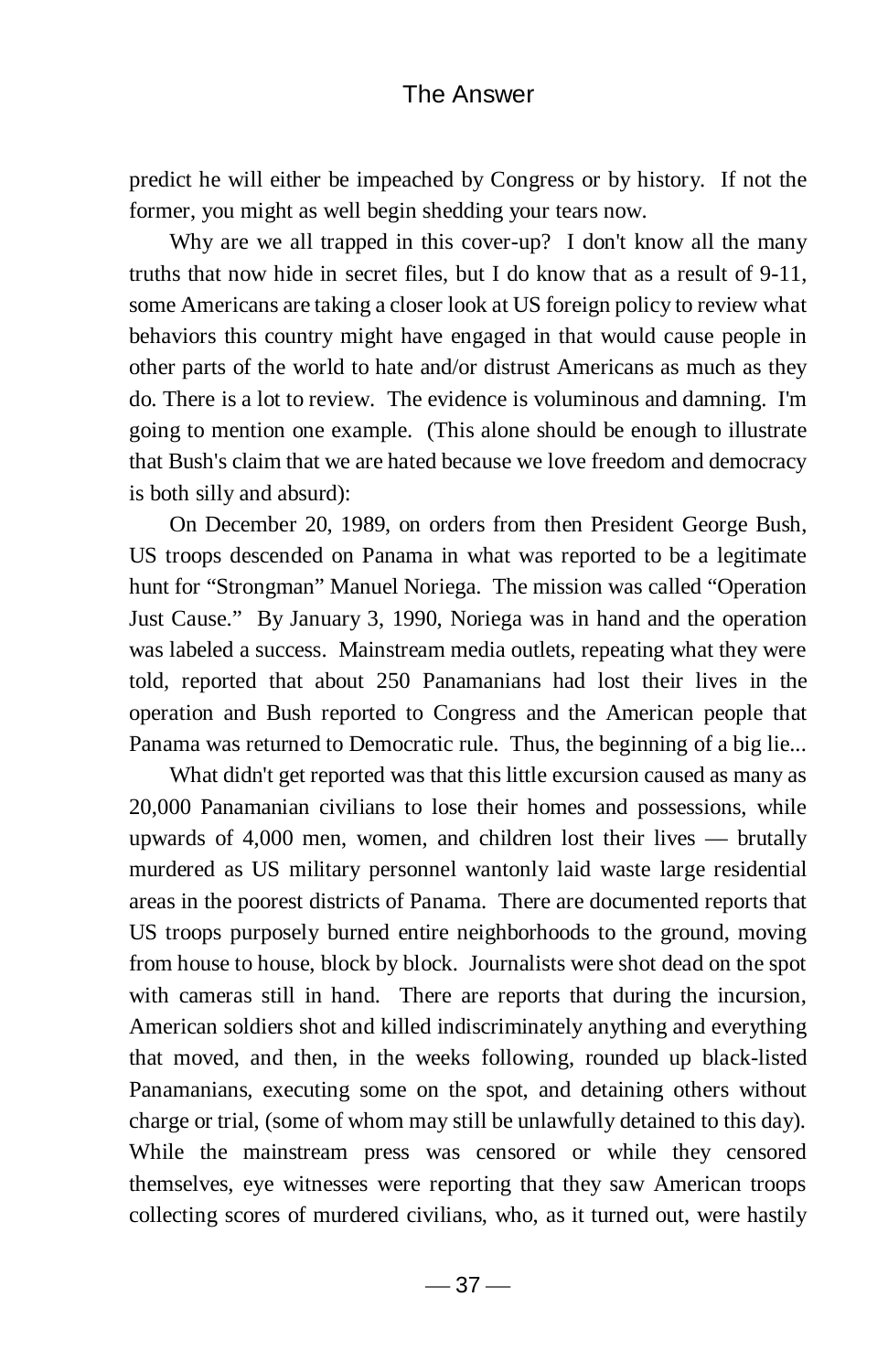predict he will either be impeached by Congress or by history. If not the former, you might as well begin shedding your tears now.

Why are we all trapped in this cover-up? I don't know all the many truths that now hide in secret files, but I do know that as a result of 9-11, some Americans are taking a closer look at US foreign policy to review what behaviors this country might have engaged in that would cause people in other parts of the world to hate and/or distrust Americans as much as they do. There is a lot to review. The evidence is voluminous and damning. I'm going to mention one example. (This alone should be enough to illustrate that Bush's claim that we are hated because we love freedom and democracy is both silly and absurd):

On December 20, 1989, on orders from then President George Bush, US troops descended on Panama in what was reported to be a legitimate hunt for "Strongman" Manuel Noriega. The mission was called "Operation Just Cause." By January 3, 1990, Noriega was in hand and the operation was labeled a success. Mainstream media outlets, repeating what they were told, reported that about 250 Panamanians had lost their lives in the operation and Bush reported to Congress and the American people that Panama was returned to Democratic rule. Thus, the beginning of a big lie...

What didn't get reported was that this little excursion caused as many as 20,000 Panamanian civilians to lose their homes and possessions, while upwards of 4,000 men, women, and children lost their lives — brutally murdered as US military personnel wantonly laid waste large residential areas in the poorest districts of Panama. There are documented reports that US troops purposely burned entire neighborhoods to the ground, moving from house to house, block by block. Journalists were shot dead on the spot with cameras still in hand. There are reports that during the incursion, American soldiers shot and killed indiscriminately anything and everything that moved, and then, in the weeks following, rounded up black-listed Panamanians, executing some on the spot, and detaining others without charge or trial, (some of whom may still be unlawfully detained to this day). While the mainstream press was censored or while they censored themselves, eye witnesses were reporting that they saw American troops collecting scores of murdered civilians, who, as it turned out, were hastily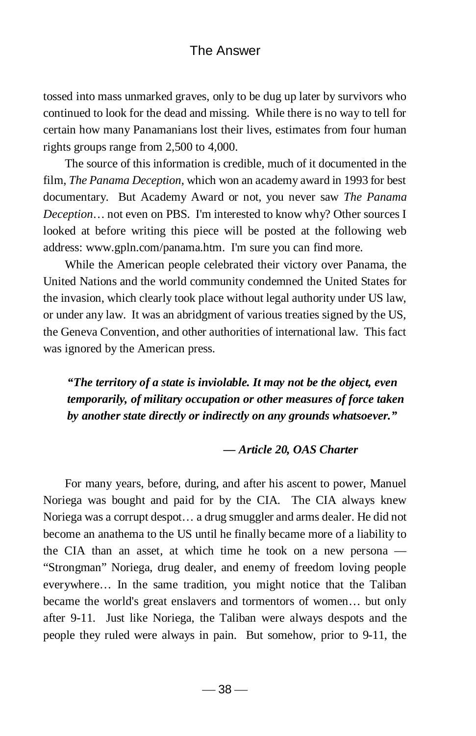tossed into mass unmarked graves, only to be dug up later by survivors who continued to look for the dead and missing. While there is no way to tell for certain how many Panamanians lost their lives, estimates from four human rights groups range from 2,500 to 4,000.

The source of this information is credible, much of it documented in the film, *The Panama Deception*, which won an academy award in 1993 for best documentary. But Academy Award or not, you never saw *The Panama Deception*… not even on PBS. I'm interested to know why? Other sources I looked at before writing this piece will be posted at the following web address: www.gpln.com/panama.htm. I'm sure you can find more.

While the American people celebrated their victory over Panama, the United Nations and the world community condemned the United States for the invasion, which clearly took place without legal authority under US law, or under any law. It was an abridgment of various treaties signed by the US, the Geneva Convention, and other authorities of international law. This fact was ignored by the American press.

> ***"The territory of a state is inviolable. It may not be the object, even temporarily, of military occupation or other measures of force taken by another state directly or indirectly on any grounds whatsoever."***
>
> ***— Article 20, OAS Charter***

For many years, before, during, and after his ascent to power, Manuel Noriega was bought and paid for by the CIA. The CIA always knew Noriega was a corrupt despot… a drug smuggler and arms dealer. He did not become an anathema to the US until he finally became more of a liability to the CIA than an asset, at which time he took on a new persona — "Strongman" Noriega, drug dealer, and enemy of freedom loving people everywhere… In the same tradition, you might notice that the Taliban became the world's great enslavers and tormentors of women… but only after 9-11. Just like Noriega, the Taliban were always despots and the people they ruled were always in pain. But somehow, prior to 9-11, the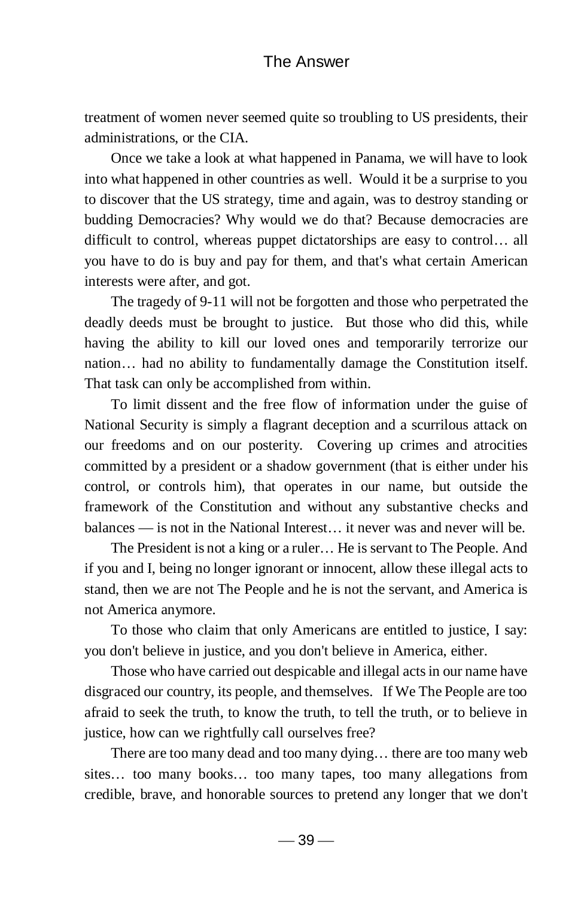treatment of women never seemed quite so troubling to US presidents, their administrations, or the CIA.

Once we take a look at what happened in Panama, we will have to look into what happened in other countries as well. Would it be a surprise to you to discover that the US strategy, time and again, was to destroy standing or budding Democracies? Why would we do that? Because democracies are difficult to control, whereas puppet dictatorships are easy to control… all you have to do is buy and pay for them, and that's what certain American interests were after, and got.

The tragedy of 9-11 will not be forgotten and those who perpetrated the deadly deeds must be brought to justice. But those who did this, while having the ability to kill our loved ones and temporarily terrorize our nation… had no ability to fundamentally damage the Constitution itself. That task can only be accomplished from within.

To limit dissent and the free flow of information under the guise of National Security is simply a flagrant deception and a scurrilous attack on our freedoms and on our posterity. Covering up crimes and atrocities committed by a president or a shadow government (that is either under his control, or controls him), that operates in our name, but outside the framework of the Constitution and without any substantive checks and balances — is not in the National Interest… it never was and never will be.

The President is not a king or a ruler… He is servant to The People. And if you and I, being no longer ignorant or innocent, allow these illegal acts to stand, then we are not The People and he is not the servant, and America is not America anymore.

To those who claim that only Americans are entitled to justice, I say: you don't believe in justice, and you don't believe in America, either.

Those who have carried out despicable and illegal acts in our name have disgraced our country, its people, and themselves. If We The People are too afraid to seek the truth, to know the truth, to tell the truth, or to believe in justice, how can we rightfully call ourselves free?

There are too many dead and too many dying… there are too many web sites… too many books… too many tapes, too many allegations from credible, brave, and honorable sources to pretend any longer that we don't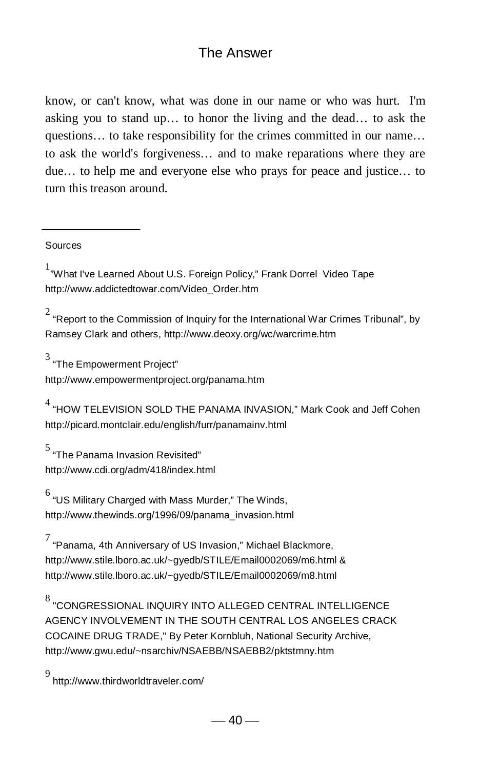know, or can't know, what was done in our name or who was hurt. I'm asking you to stand up… to honor the living and the dead… to ask the questions… to take responsibility for the crimes committed in our name… to ask the world's forgiveness… and to make reparations where they are due… to help me and everyone else who prays for peace and justice… to turn this treason around.

---

Sources

[1] "What I've Learned About U.S. Foreign Policy," Frank Dorrel Video Tape http://www.addictedtowar.com/Video_Order.htm

[2] "Report to the Commission of Inquiry for the International War Crimes Tribunal", by Ramsey Clark and others, http://www.deoxy.org/wc/warcrime.htm

[3] "The Empowerment Project" http://www.empowermentproject.org/panama.htm

[4] "HOW TELEVISION SOLD THE PANAMA INVASION," Mark Cook and Jeff Cohen http://picard.montclair.edu/english/furr/panamainv.html

[5] "The Panama Invasion Revisited" http://www.cdi.org/adm/418/index.html

[6] "US Military Charged with Mass Murder," The Winds, http://www.thewinds.org/1996/09/panama_invasion.html

[7] "Panama, 4th Anniversary of US Invasion," Michael Blackmore, http://www.stile.lboro.ac.uk/~gyedb/STILE/Email0002069/m6.html & http://www.stile.lboro.ac.uk/~gyedb/STILE/Email0002069/m8.html

[8] "CONGRESSIONAL INQUIRY INTO ALLEGED CENTRAL INTELLIGENCE AGENCY INVOLVEMENT IN THE SOUTH CENTRAL LOS ANGELES CRACK COCAINE DRUG TRADE," By Peter Kornbluh, National Security Archive, http://www.gwu.edu/~nsarchiv/NSAEBB/NSAEBB2/pktstmny.htm

[9] http://www.thirdworldtraveler.com/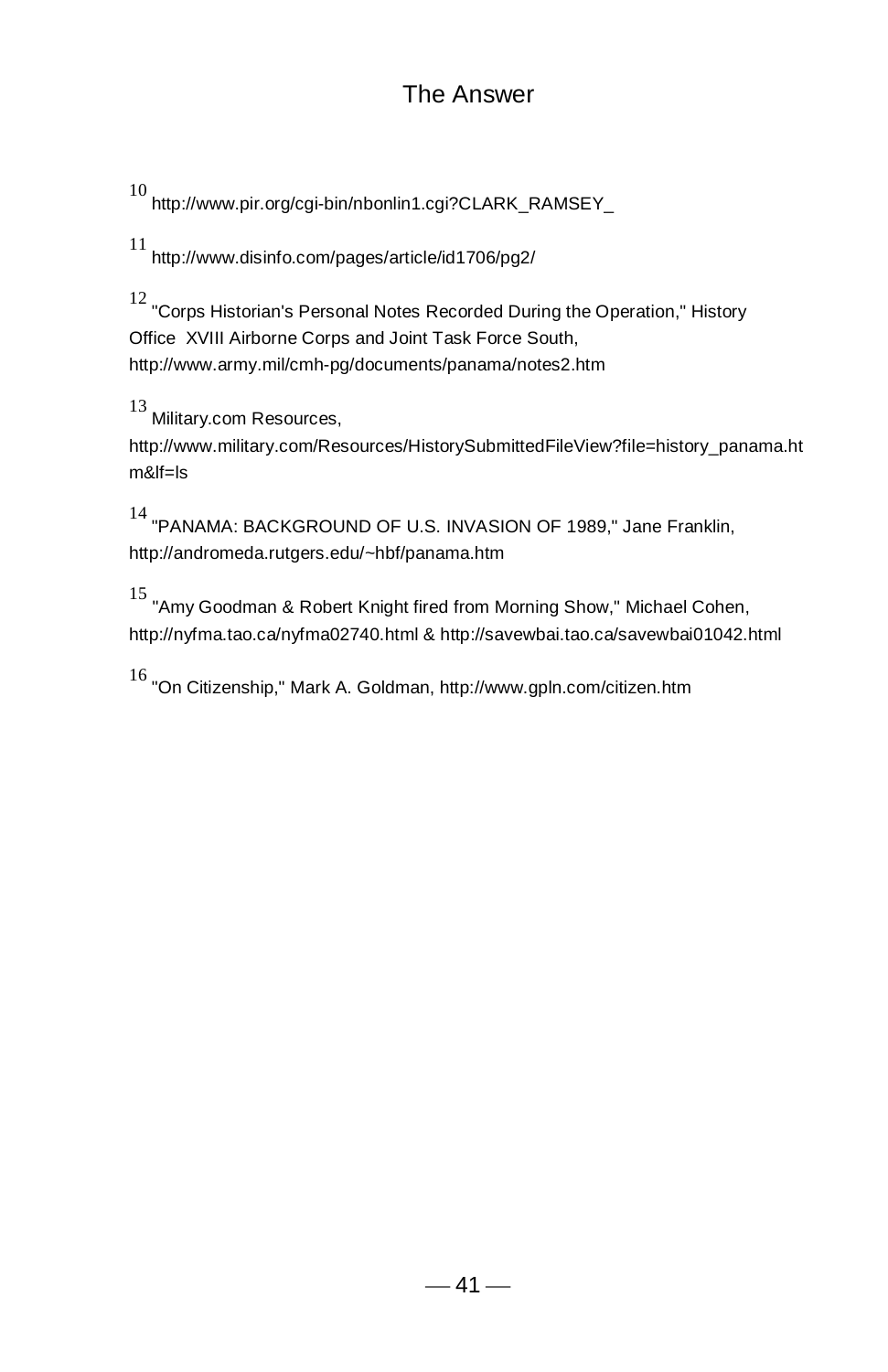[10] http://www.pir.org/cgi-bin/nbonlin1.cgi?CLARK_RAMSEY_

[11] http://www.disinfo.com/pages/article/id1706/pg2/

[12] "Corps Historian's Personal Notes Recorded During the Operation," History Office XVIII Airborne Corps and Joint Task Force South, http://www.army.mil/cmh-pg/documents/panama/notes2.htm

[13] Military.com Resources, http://www.military.com/Resources/HistorySubmittedFileView?file=history_panama.htm&lf=ls

[14] "PANAMA: BACKGROUND OF U.S. INVASION OF 1989," Jane Franklin, http://andromeda.rutgers.edu/~hbf/panama.htm

[15] "Amy Goodman & Robert Knight fired from Morning Show," Michael Cohen, http://nyfma.tao.ca/nyfma02740.html & http://savewbai.tao.ca/savewbai01042.html

[16] "On Citizenship," Mark A. Goldman, http://www.gpln.com/citizen.htm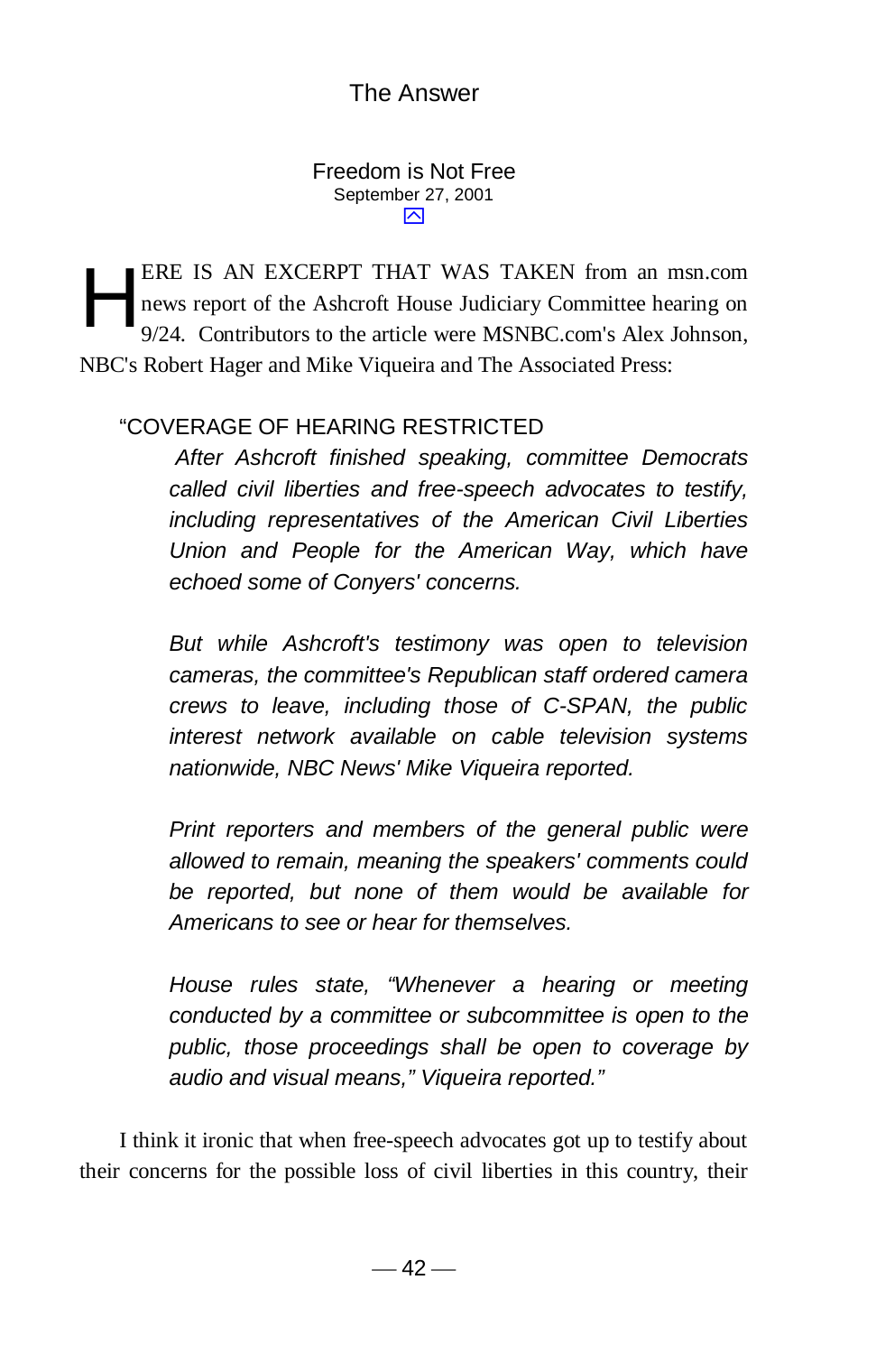The Answer

## Freedom is Not Free

September 27, 2001

HERE IS AN EXCERPT THAT WAS TAKEN from an msn.com news report of the Ashcroft House Judiciary Committee hearing on 9/24. Contributors to the article were MSNBC.com's Alex Johnson, NBC's Robert Hager and Mike Viqueira and The Associated Press:

> "COVERAGE OF HEARING RESTRICTED
>
> *After Ashcroft finished speaking, committee Democrats called civil liberties and free-speech advocates to testify, including representatives of the American Civil Liberties Union and People for the American Way, which have echoed some of Conyers' concerns.*
>
> *But while Ashcroft's testimony was open to television cameras, the committee's Republican staff ordered camera crews to leave, including those of C-SPAN, the public interest network available on cable television systems nationwide, NBC News' Mike Viqueira reported.*
>
> *Print reporters and members of the general public were allowed to remain, meaning the speakers' comments could be reported, but none of them would be available for Americans to see or hear for themselves.*
>
> *House rules state, "Whenever a hearing or meeting conducted by a committee or subcommittee is open to the public, those proceedings shall be open to coverage by audio and visual means," Viqueira reported."*

I think it ironic that when free-speech advocates got up to testify about their concerns for the possible loss of civil liberties in this country, their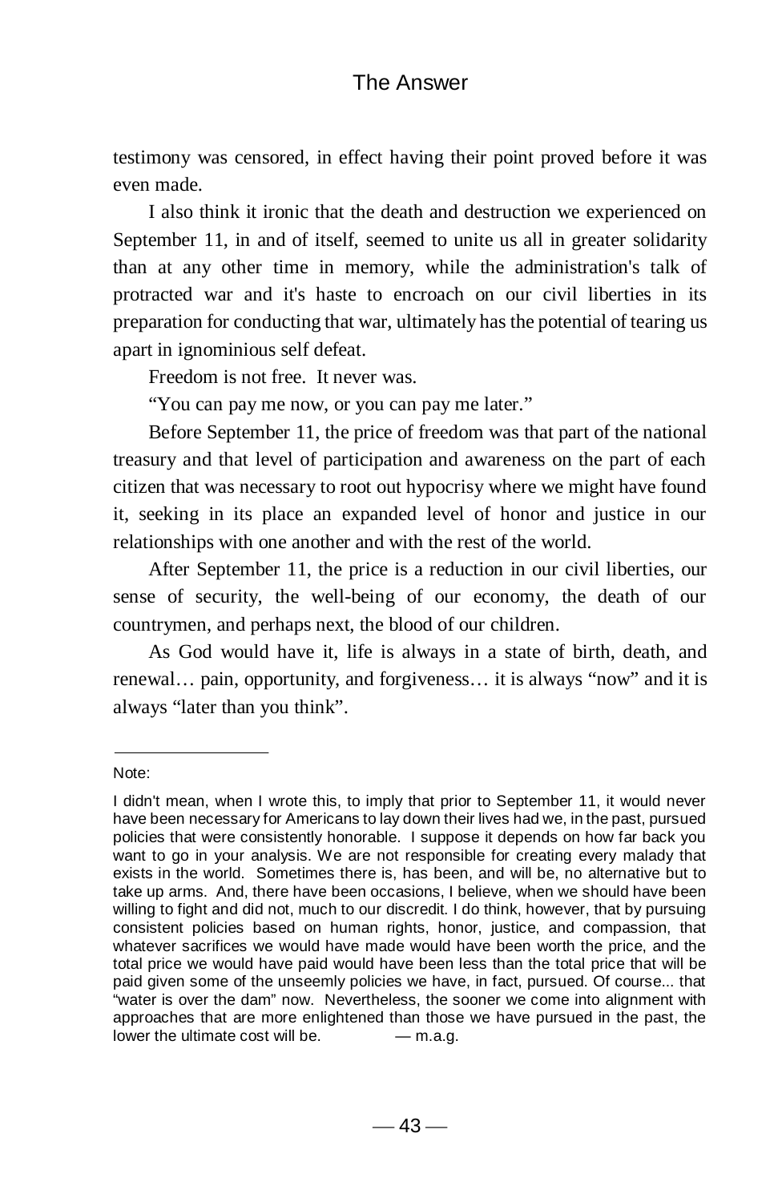testimony was censored, in effect having their point proved before it was even made.

I also think it ironic that the death and destruction we experienced on September 11, in and of itself, seemed to unite us all in greater solidarity than at any other time in memory, while the administration's talk of protracted war and it's haste to encroach on our civil liberties in its preparation for conducting that war, ultimately has the potential of tearing us apart in ignominious self defeat.

Freedom is not free. It never was.

"You can pay me now, or you can pay me later."

Before September 11, the price of freedom was that part of the national treasury and that level of participation and awareness on the part of each citizen that was necessary to root out hypocrisy where we might have found it, seeking in its place an expanded level of honor and justice in our relationships with one another and with the rest of the world.

After September 11, the price is a reduction in our civil liberties, our sense of security, the well-being of our economy, the death of our countrymen, and perhaps next, the blood of our children.

As God would have it, life is always in a state of birth, death, and renewal… pain, opportunity, and forgiveness… it is always "now" and it is always "later than you think".

---

Note:

I didn't mean, when I wrote this, to imply that prior to September 11, it would never have been necessary for Americans to lay down their lives had we, in the past, pursued policies that were consistently honorable. I suppose it depends on how far back you want to go in your analysis. We are not responsible for creating every malady that exists in the world. Sometimes there is, has been, and will be, no alternative but to take up arms. And, there have been occasions, I believe, when we should have been willing to fight and did not, much to our discredit. I do think, however, that by pursuing consistent policies based on human rights, honor, justice, and compassion, that whatever sacrifices we would have made would have been worth the price, and the total price we would have paid would have been less than the total price that will be paid given some of the unseemly policies we have, in fact, pursued. Of course... that "water is over the dam" now. Nevertheless, the sooner we come into alignment with approaches that are more enlightened than those we have pursued in the past, the lower the ultimate cost will be. — m.a.g.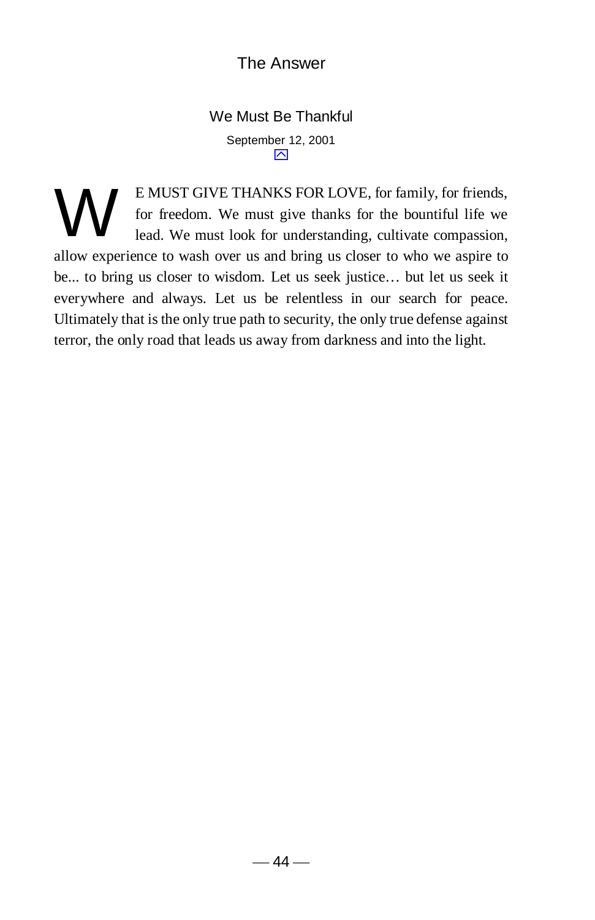## We Must Be Thankful

September 12, 2001

WE MUST GIVE THANKS FOR LOVE, for family, for friends, for freedom. We must give thanks for the bountiful life we lead. We must look for understanding, cultivate compassion, allow experience to wash over us and bring us closer to who we aspire to be... to bring us closer to wisdom. Let us seek justice… but let us seek it everywhere and always. Let us be relentless in our search for peace. Ultimately that is the only true path to security, the only true defense against terror, the only road that leads us away from darkness and into the light.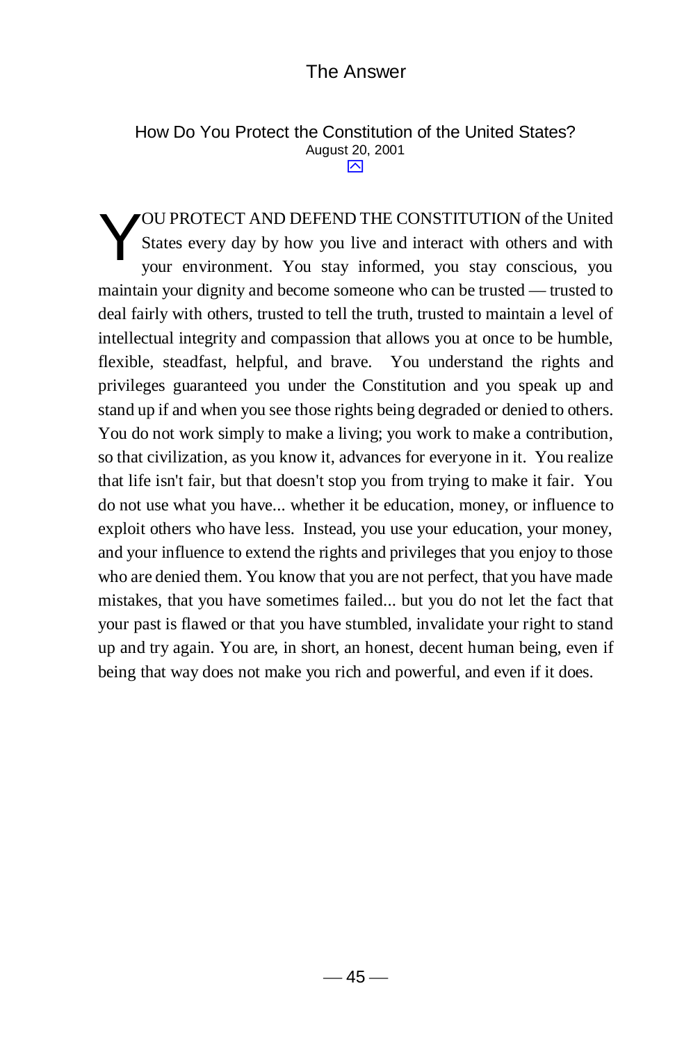## How Do You Protect the Constitution of the United States?

August 20, 2001

YOU PROTECT AND DEFEND THE CONSTITUTION of the United States every day by how you live and interact with others and with your environment. You stay informed, you stay conscious, you maintain your dignity and become someone who can be trusted — trusted to deal fairly with others, trusted to tell the truth, trusted to maintain a level of intellectual integrity and compassion that allows you at once to be humble, flexible, steadfast, helpful, and brave. You understand the rights and privileges guaranteed you under the Constitution and you speak up and stand up if and when you see those rights being degraded or denied to others. You do not work simply to make a living; you work to make a contribution, so that civilization, as you know it, advances for everyone in it. You realize that life isn't fair, but that doesn't stop you from trying to make it fair. You do not use what you have... whether it be education, money, or influence to exploit others who have less. Instead, you use your education, your money, and your influence to extend the rights and privileges that you enjoy to those who are denied them. You know that you are not perfect, that you have made mistakes, that you have sometimes failed... but you do not let the fact that your past is flawed or that you have stumbled, invalidate your right to stand up and try again. You are, in short, an honest, decent human being, even if being that way does not make you rich and powerful, and even if it does.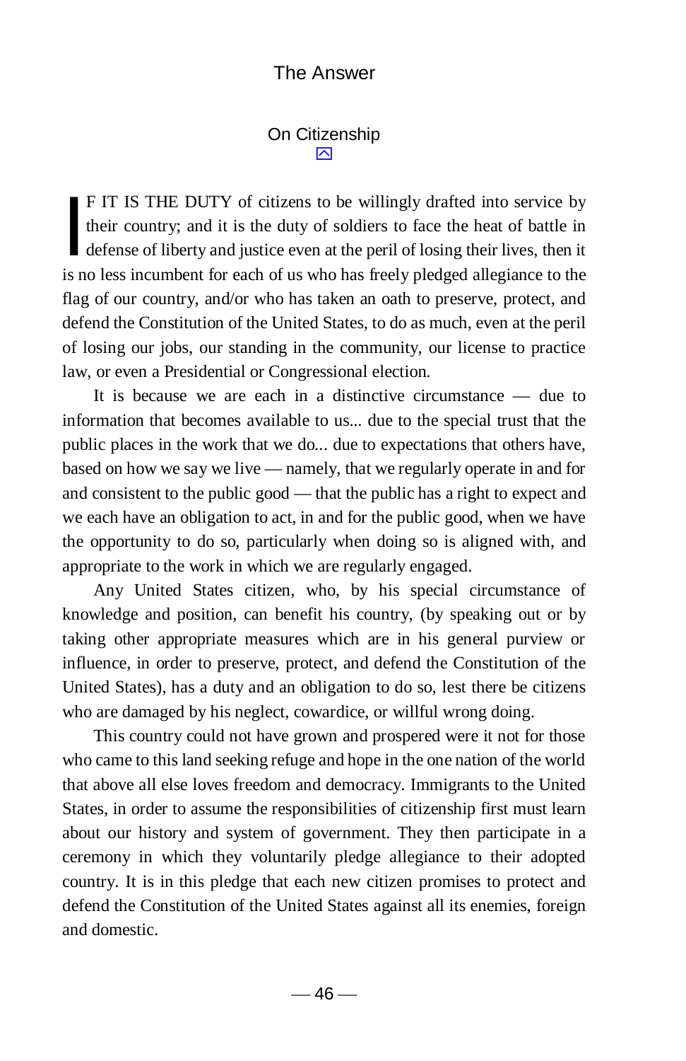## On Citizenship

IF IT IS THE DUTY of citizens to be willingly drafted into service by their country; and it is the duty of soldiers to face the heat of battle in defense of liberty and justice even at the peril of losing their lives, then it is no less incumbent for each of us who has freely pledged allegiance to the flag of our country, and/or who has taken an oath to preserve, protect, and defend the Constitution of the United States, to do as much, even at the peril of losing our jobs, our standing in the community, our license to practice law, or even a Presidential or Congressional election.

It is because we are each in a distinctive circumstance — due to information that becomes available to us... due to the special trust that the public places in the work that we do... due to expectations that others have, based on how we say we live — namely, that we regularly operate in and for and consistent to the public good — that the public has a right to expect and we each have an obligation to act, in and for the public good, when we have the opportunity to do so, particularly when doing so is aligned with, and appropriate to the work in which we are regularly engaged.

Any United States citizen, who, by his special circumstance of knowledge and position, can benefit his country, (by speaking out or by taking other appropriate measures which are in his general purview or influence, in order to preserve, protect, and defend the Constitution of the United States), has a duty and an obligation to do so, lest there be citizens who are damaged by his neglect, cowardice, or willful wrong doing.

This country could not have grown and prospered were it not for those who came to this land seeking refuge and hope in the one nation of the world that above all else loves freedom and democracy. Immigrants to the United States, in order to assume the responsibilities of citizenship first must learn about our history and system of government. They then participate in a ceremony in which they voluntarily pledge allegiance to their adopted country. It is in this pledge that each new citizen promises to protect and defend the Constitution of the United States against all its enemies, foreign and domestic.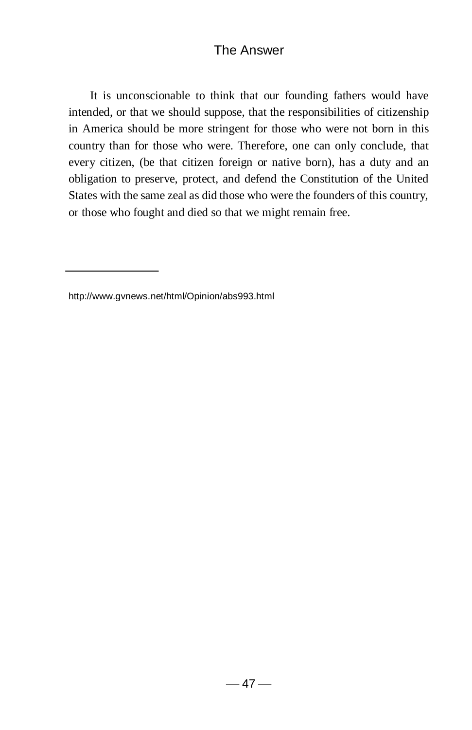It is unconscionable to think that our founding fathers would have intended, or that we should suppose, that the responsibilities of citizenship in America should be more stringent for those who were not born in this country than for those who were. Therefore, one can only conclude, that every citizen, (be that citizen foreign or native born), has a duty and an obligation to preserve, protect, and defend the Constitution of the United States with the same zeal as did those who were the founders of this country, or those who fought and died so that we might remain free.

---

http://www.gvnews.net/html/Opinion/abs993.html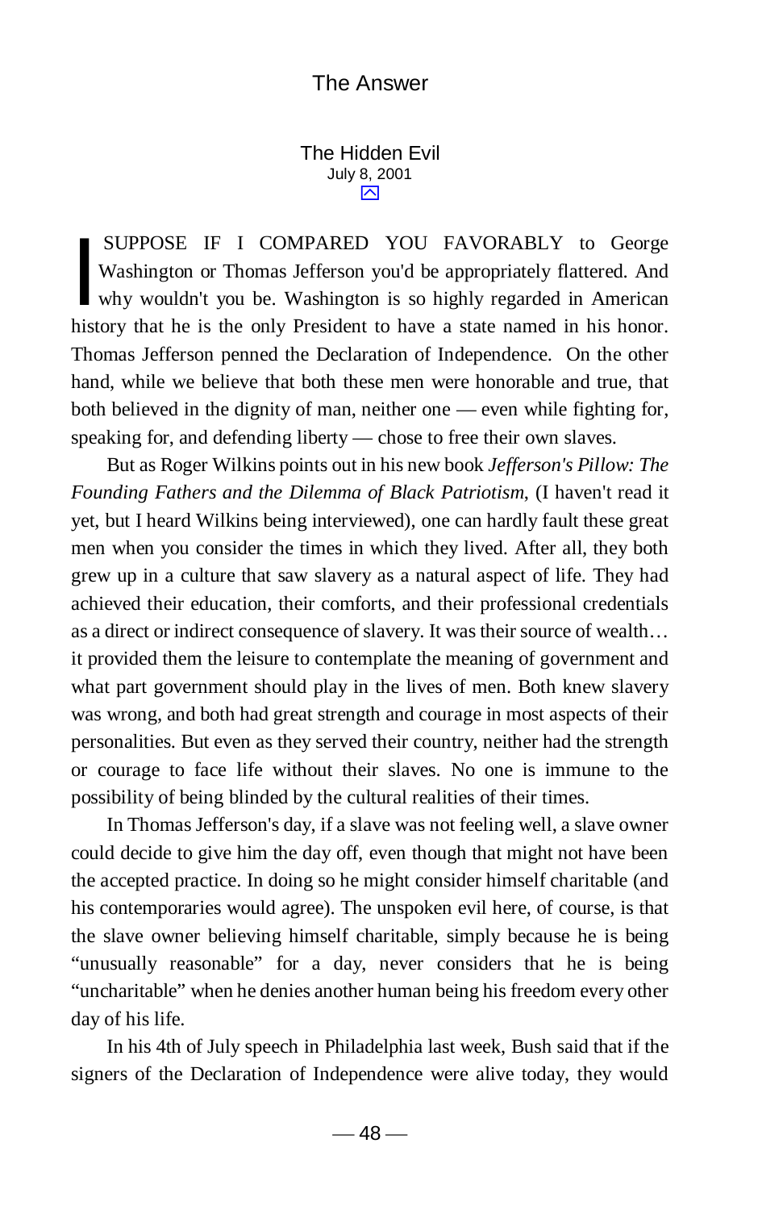## The Hidden Evil

July 8, 2001

I SUPPOSE IF I COMPARED YOU FAVORABLY to George Washington or Thomas Jefferson you'd be appropriately flattered. And why wouldn't you be. Washington is so highly regarded in American history that he is the only President to have a state named in his honor. Thomas Jefferson penned the Declaration of Independence. On the other hand, while we believe that both these men were honorable and true, that both believed in the dignity of man, neither one — even while fighting for, speaking for, and defending liberty — chose to free their own slaves.

But as Roger Wilkins points out in his new book *Jefferson's Pillow: The Founding Fathers and the Dilemma of Black Patriotism*, (I haven't read it yet, but I heard Wilkins being interviewed), one can hardly fault these great men when you consider the times in which they lived. After all, they both grew up in a culture that saw slavery as a natural aspect of life. They had achieved their education, their comforts, and their professional credentials as a direct or indirect consequence of slavery. It was their source of wealth… it provided them the leisure to contemplate the meaning of government and what part government should play in the lives of men. Both knew slavery was wrong, and both had great strength and courage in most aspects of their personalities. But even as they served their country, neither had the strength or courage to face life without their slaves. No one is immune to the possibility of being blinded by the cultural realities of their times.

In Thomas Jefferson's day, if a slave was not feeling well, a slave owner could decide to give him the day off, even though that might not have been the accepted practice. In doing so he might consider himself charitable (and his contemporaries would agree). The unspoken evil here, of course, is that the slave owner believing himself charitable, simply because he is being "unusually reasonable" for a day, never considers that he is being "uncharitable" when he denies another human being his freedom every other day of his life.

In his 4th of July speech in Philadelphia last week, Bush said that if the signers of the Declaration of Independence were alive today, they would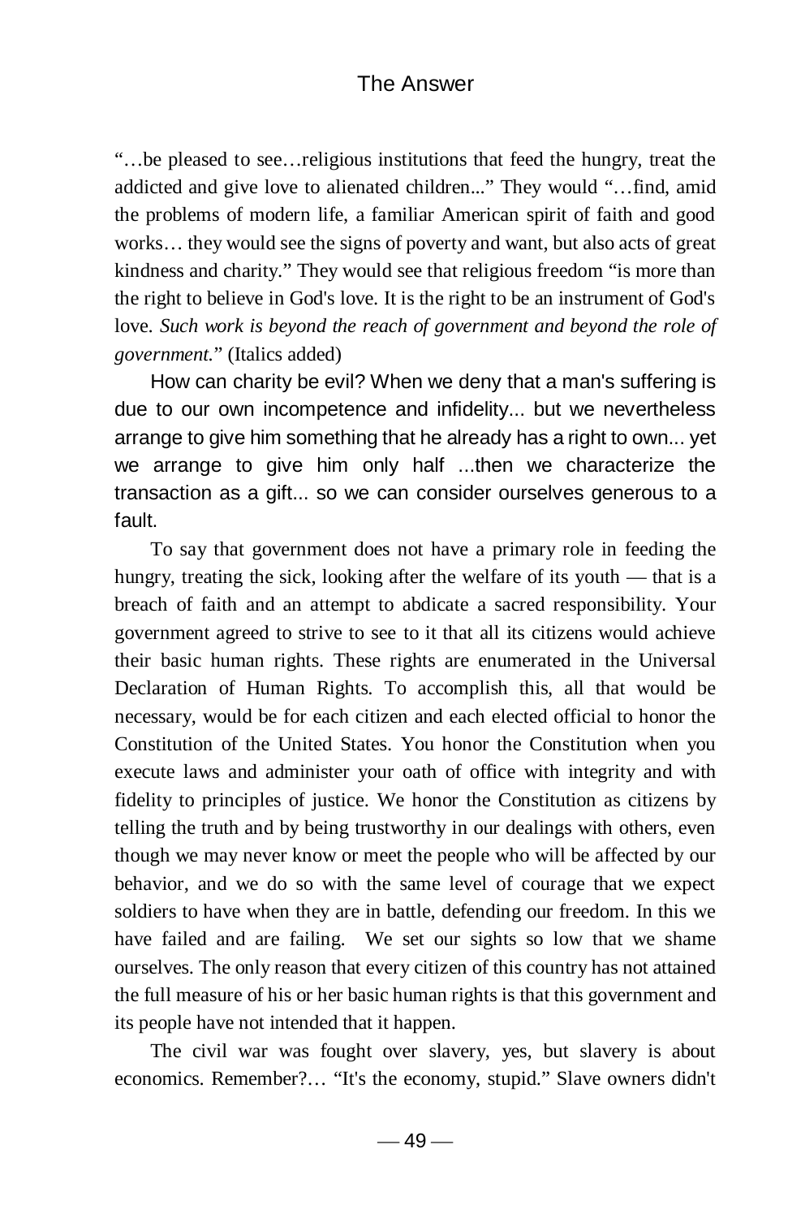"…be pleased to see…religious institutions that feed the hungry, treat the addicted and give love to alienated children..." They would "…find, amid the problems of modern life, a familiar American spirit of faith and good works… they would see the signs of poverty and want, but also acts of great kindness and charity." They would see that religious freedom "is more than the right to believe in God's love. It is the right to be an instrument of God's love. *Such work is beyond the reach of government and beyond the role of government.*" (Italics added)

How can charity be evil? When we deny that a man's suffering is due to our own incompetence and infidelity... but we nevertheless arrange to give him something that he already has a right to own... yet we arrange to give him only half ...then we characterize the transaction as a gift... so we can consider ourselves generous to a fault.

To say that government does not have a primary role in feeding the hungry, treating the sick, looking after the welfare of its youth — that is a breach of faith and an attempt to abdicate a sacred responsibility. Your government agreed to strive to see to it that all its citizens would achieve their basic human rights. These rights are enumerated in the Universal Declaration of Human Rights. To accomplish this, all that would be necessary, would be for each citizen and each elected official to honor the Constitution of the United States. You honor the Constitution when you execute laws and administer your oath of office with integrity and with fidelity to principles of justice. We honor the Constitution as citizens by telling the truth and by being trustworthy in our dealings with others, even though we may never know or meet the people who will be affected by our behavior, and we do so with the same level of courage that we expect soldiers to have when they are in battle, defending our freedom. In this we have failed and are failing. We set our sights so low that we shame ourselves. The only reason that every citizen of this country has not attained the full measure of his or her basic human rights is that this government and its people have not intended that it happen.

The civil war was fought over slavery, yes, but slavery is about economics. Remember?… "It's the economy, stupid." Slave owners didn't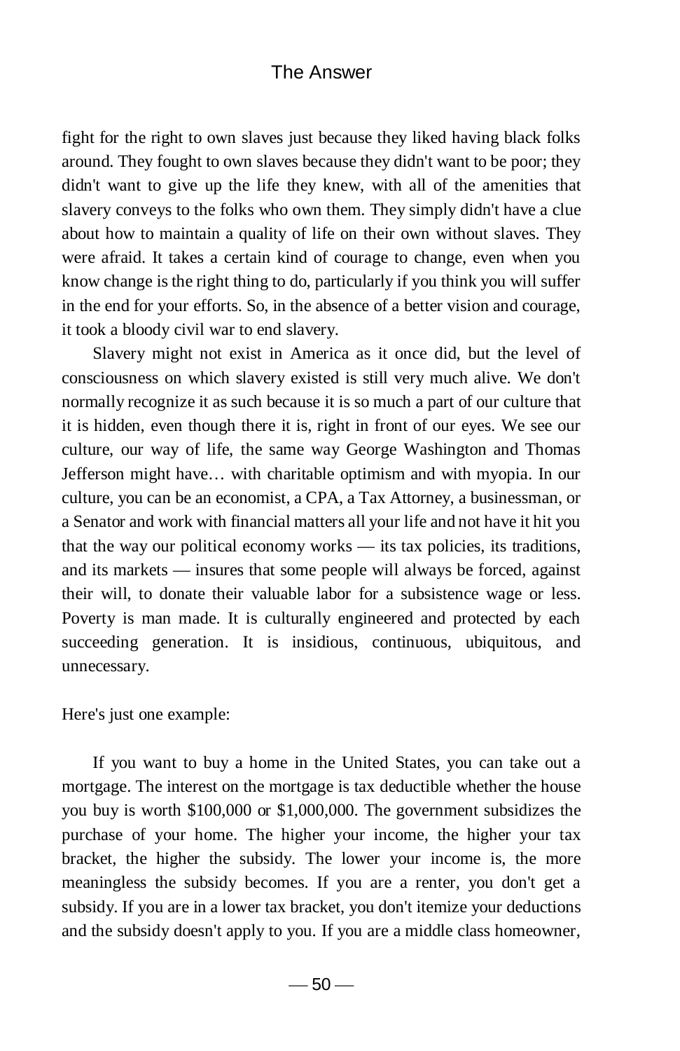fight for the right to own slaves just because they liked having black folks around. They fought to own slaves because they didn't want to be poor; they didn't want to give up the life they knew, with all of the amenities that slavery conveys to the folks who own them. They simply didn't have a clue about how to maintain a quality of life on their own without slaves. They were afraid. It takes a certain kind of courage to change, even when you know change is the right thing to do, particularly if you think you will suffer in the end for your efforts. So, in the absence of a better vision and courage, it took a bloody civil war to end slavery.

Slavery might not exist in America as it once did, but the level of consciousness on which slavery existed is still very much alive. We don't normally recognize it as such because it is so much a part of our culture that it is hidden, even though there it is, right in front of our eyes. We see our culture, our way of life, the same way George Washington and Thomas Jefferson might have… with charitable optimism and with myopia. In our culture, you can be an economist, a CPA, a Tax Attorney, a businessman, or a Senator and work with financial matters all your life and not have it hit you that the way our political economy works — its tax policies, its traditions, and its markets — insures that some people will always be forced, against their will, to donate their valuable labor for a subsistence wage or less. Poverty is man made. It is culturally engineered and protected by each succeeding generation. It is insidious, continuous, ubiquitous, and unnecessary.

Here's just one example:

If you want to buy a home in the United States, you can take out a mortgage. The interest on the mortgage is tax deductible whether the house you buy is worth $100,000 or $1,000,000. The government subsidizes the purchase of your home. The higher your income, the higher your tax bracket, the higher the subsidy. The lower your income is, the more meaningless the subsidy becomes. If you are a renter, you don't get a subsidy. If you are in a lower tax bracket, you don't itemize your deductions and the subsidy doesn't apply to you. If you are a middle class homeowner,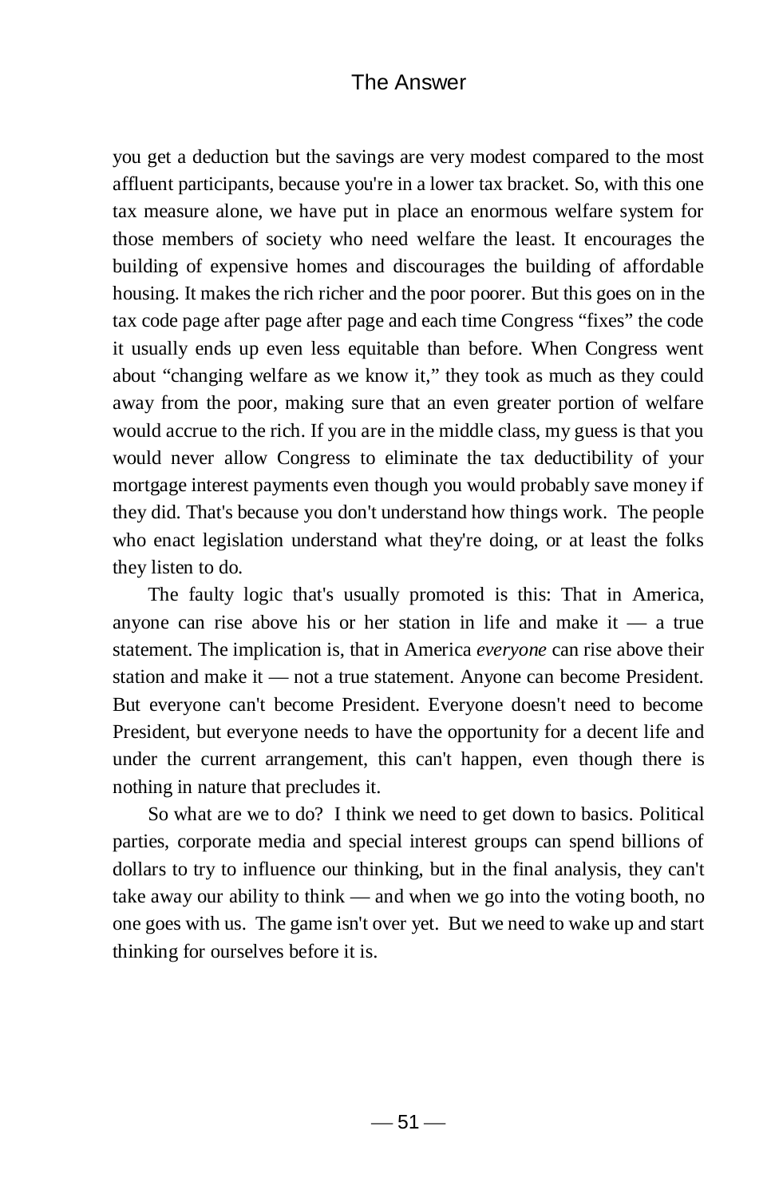you get a deduction but the savings are very modest compared to the most affluent participants, because you're in a lower tax bracket. So, with this one tax measure alone, we have put in place an enormous welfare system for those members of society who need welfare the least. It encourages the building of expensive homes and discourages the building of affordable housing. It makes the rich richer and the poor poorer. But this goes on in the tax code page after page after page and each time Congress "fixes" the code it usually ends up even less equitable than before. When Congress went about "changing welfare as we know it," they took as much as they could away from the poor, making sure that an even greater portion of welfare would accrue to the rich. If you are in the middle class, my guess is that you would never allow Congress to eliminate the tax deductibility of your mortgage interest payments even though you would probably save money if they did. That's because you don't understand how things work. The people who enact legislation understand what they're doing, or at least the folks they listen to do.

The faulty logic that's usually promoted is this: That in America, anyone can rise above his or her station in life and make it — a true statement. The implication is, that in America *everyone* can rise above their station and make it — not a true statement. Anyone can become President. But everyone can't become President. Everyone doesn't need to become President, but everyone needs to have the opportunity for a decent life and under the current arrangement, this can't happen, even though there is nothing in nature that precludes it.

So what are we to do? I think we need to get down to basics. Political parties, corporate media and special interest groups can spend billions of dollars to try to influence our thinking, but in the final analysis, they can't take away our ability to think — and when we go into the voting booth, no one goes with us. The game isn't over yet. But we need to wake up and start thinking for ourselves before it is.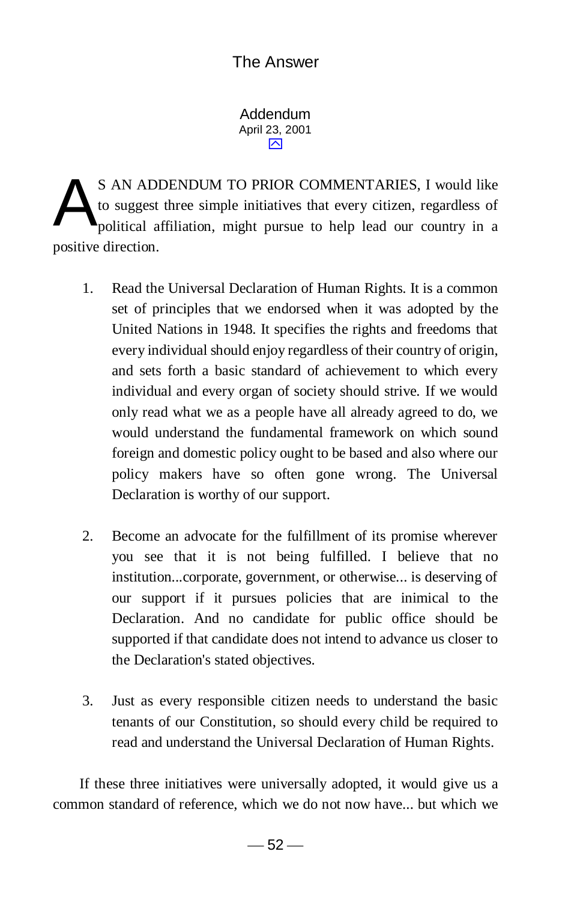## Addendum

April 23, 2001

AS AN ADDENDUM TO PRIOR COMMENTARIES, I would like to suggest three simple initiatives that every citizen, regardless of political affiliation, might pursue to help lead our country in a positive direction.

1. Read the Universal Declaration of Human Rights. It is a common set of principles that we endorsed when it was adopted by the United Nations in 1948. It specifies the rights and freedoms that every individual should enjoy regardless of their country of origin, and sets forth a basic standard of achievement to which every individual and every organ of society should strive. If we would only read what we as a people have all already agreed to do, we would understand the fundamental framework on which sound foreign and domestic policy ought to be based and also where our policy makers have so often gone wrong. The Universal Declaration is worthy of our support.

2. Become an advocate for the fulfillment of its promise wherever you see that it is not being fulfilled. I believe that no institution...corporate, government, or otherwise... is deserving of our support if it pursues policies that are inimical to the Declaration. And no candidate for public office should be supported if that candidate does not intend to advance us closer to the Declaration's stated objectives.

3. Just as every responsible citizen needs to understand the basic tenants of our Constitution, so should every child be required to read and understand the Universal Declaration of Human Rights.

If these three initiatives were universally adopted, it would give us a common standard of reference, which we do not now have... but which we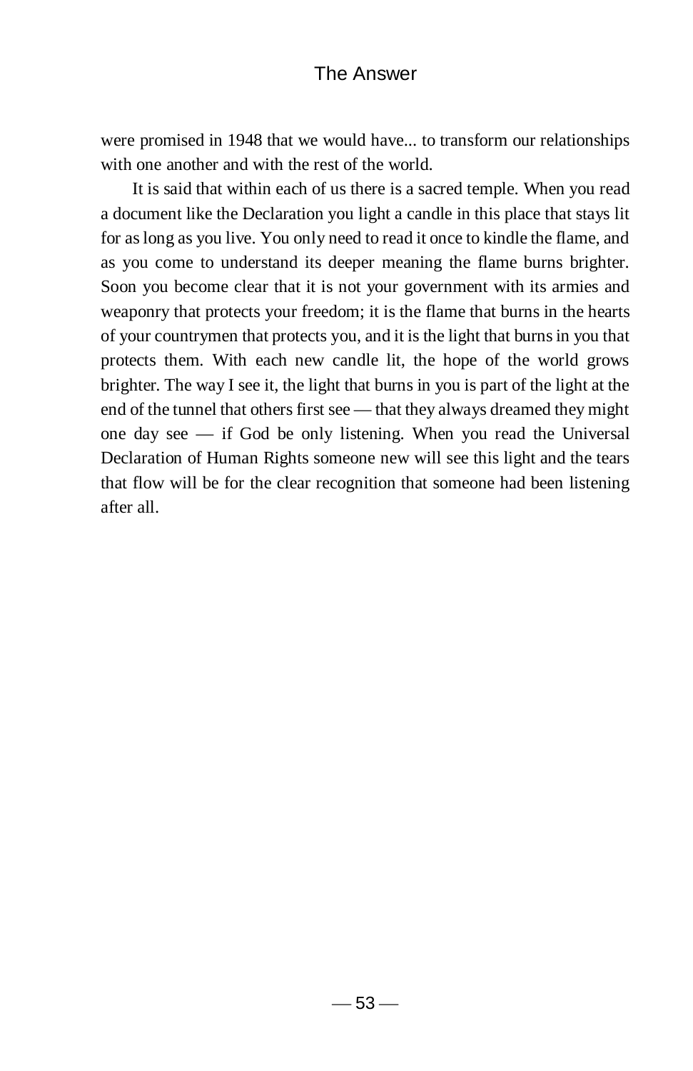were promised in 1948 that we would have... to transform our relationships with one another and with the rest of the world.

It is said that within each of us there is a sacred temple. When you read a document like the Declaration you light a candle in this place that stays lit for as long as you live. You only need to read it once to kindle the flame, and as you come to understand its deeper meaning the flame burns brighter. Soon you become clear that it is not your government with its armies and weaponry that protects your freedom; it is the flame that burns in the hearts of your countrymen that protects you, and it is the light that burns in you that protects them. With each new candle lit, the hope of the world grows brighter. The way I see it, the light that burns in you is part of the light at the end of the tunnel that others first see — that they always dreamed they might one day see — if God be only listening. When you read the Universal Declaration of Human Rights someone new will see this light and the tears that flow will be for the clear recognition that someone had been listening after all.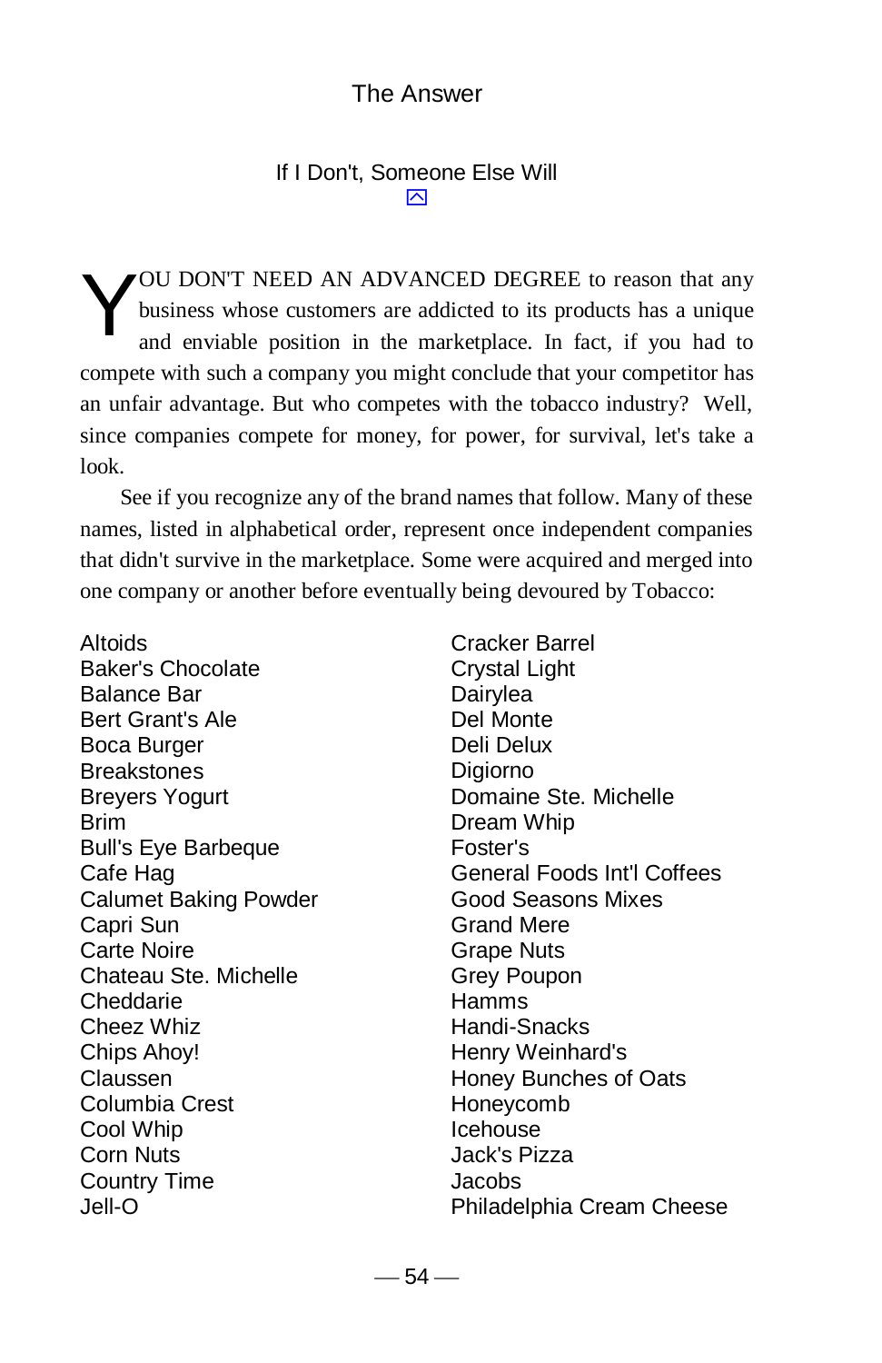## If I Don't, Someone Else Will

YOU DON'T NEED AN ADVANCED DEGREE to reason that any business whose customers are addicted to its products has a unique and enviable position in the marketplace. In fact, if you had to compete with such a company you might conclude that your competitor has an unfair advantage. But who competes with the tobacco industry? Well, since companies compete for money, for power, for survival, let's take a look.

See if you recognize any of the brand names that follow. Many of these names, listed in alphabetical order, represent once independent companies that didn't survive in the marketplace. Some were acquired and merged into one company or another before eventually being devoured by Tobacco:

Altoids
Baker's Chocolate
Balance Bar
Bert Grant's Ale
Boca Burger
Breakstones
Breyers Yogurt
Brim
Bull's Eye Barbeque
Cafe Hag
Calumet Baking Powder
Capri Sun
Carte Noire
Chateau Ste. Michelle
Cheddarie
Cheez Whiz
Chips Ahoy!
Claussen
Columbia Crest
Cool Whip
Corn Nuts
Country Time
Jell-O
Cracker Barrel
Crystal Light
Dairylea
Del Monte
Deli Delux
Digiorno
Domaine Ste. Michelle
Dream Whip
Foster's
General Foods Int'l Coffees
Good Seasons Mixes
Grand Mere
Grape Nuts
Grey Poupon
Hamms
Handi-Snacks
Henry Weinhard's
Honey Bunches of Oats
Honeycomb
Icehouse
Jack's Pizza
Jacobs
Philadelphia Cream Cheese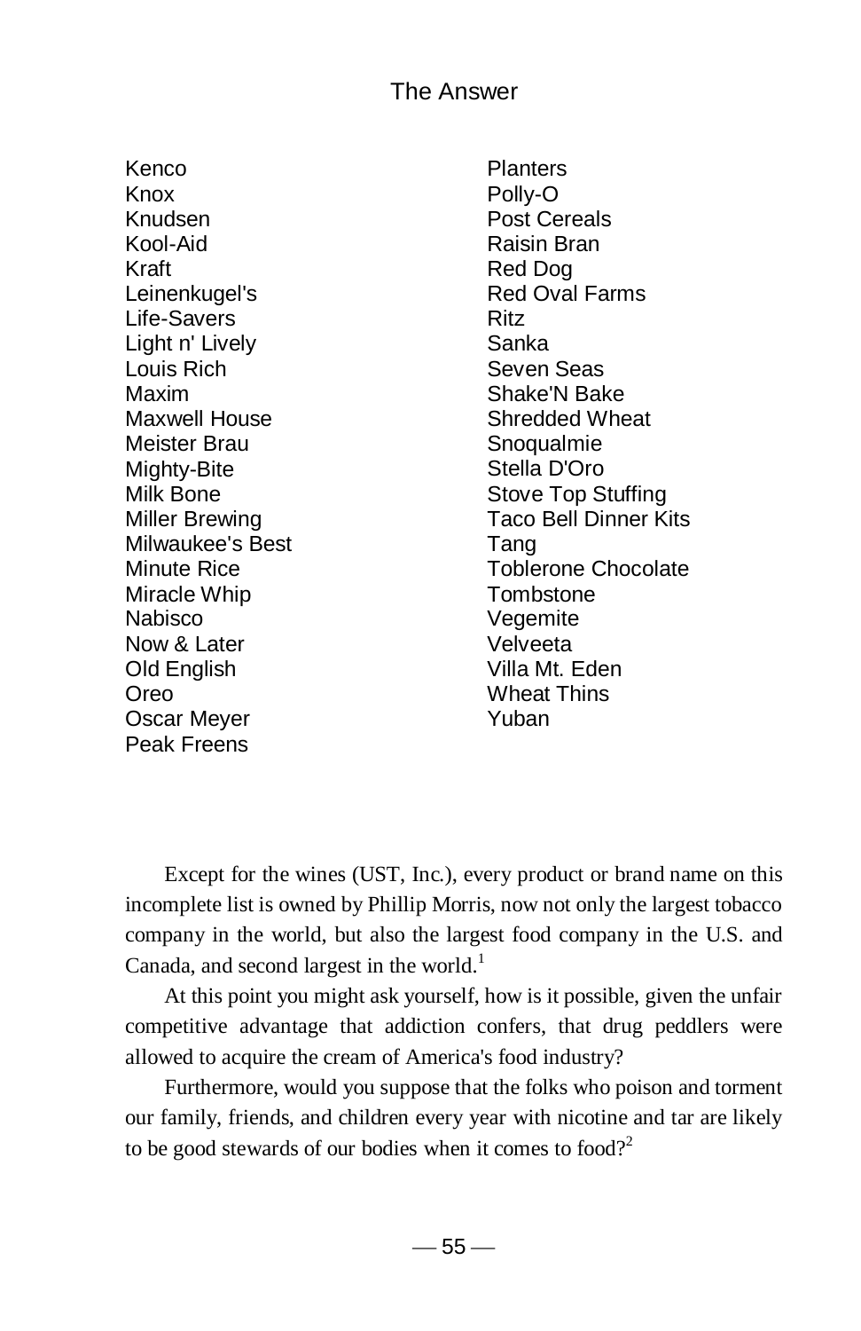Kenco
Knox
Knudsen
Kool-Aid
Kraft
Leinenkugel's
Life-Savers
Light n' Lively
Louis Rich
Maxim
Maxwell House
Meister Brau
Mighty-Bite
Milk Bone
Miller Brewing
Milwaukee's Best
Minute Rice
Miracle Whip
Nabisco
Now & Later
Old English
Oreo
Oscar Meyer
Peak Freens
Planters
Polly-O
Post Cereals
Raisin Bran
Red Dog
Red Oval Farms
Ritz
Sanka
Seven Seas
Shake'N Bake
Shredded Wheat
Snoqualmie
Stella D'Oro
Stove Top Stuffing
Taco Bell Dinner Kits
Tang
Toblerone Chocolate
Tombstone
Vegemite
Velveeta
Villa Mt. Eden
Wheat Thins
Yuban

Except for the wines (UST, Inc.), every product or brand name on this incomplete list is owned by Phillip Morris, now not only the largest tobacco company in the world, but also the largest food company in the U.S. and Canada, and second largest in the world.[1]

At this point you might ask yourself, how is it possible, given the unfair competitive advantage that addiction confers, that drug peddlers were allowed to acquire the cream of America's food industry?

Furthermore, would you suppose that the folks who poison and torment our family, friends, and children every year with nicotine and tar are likely to be good stewards of our bodies when it comes to food?[2]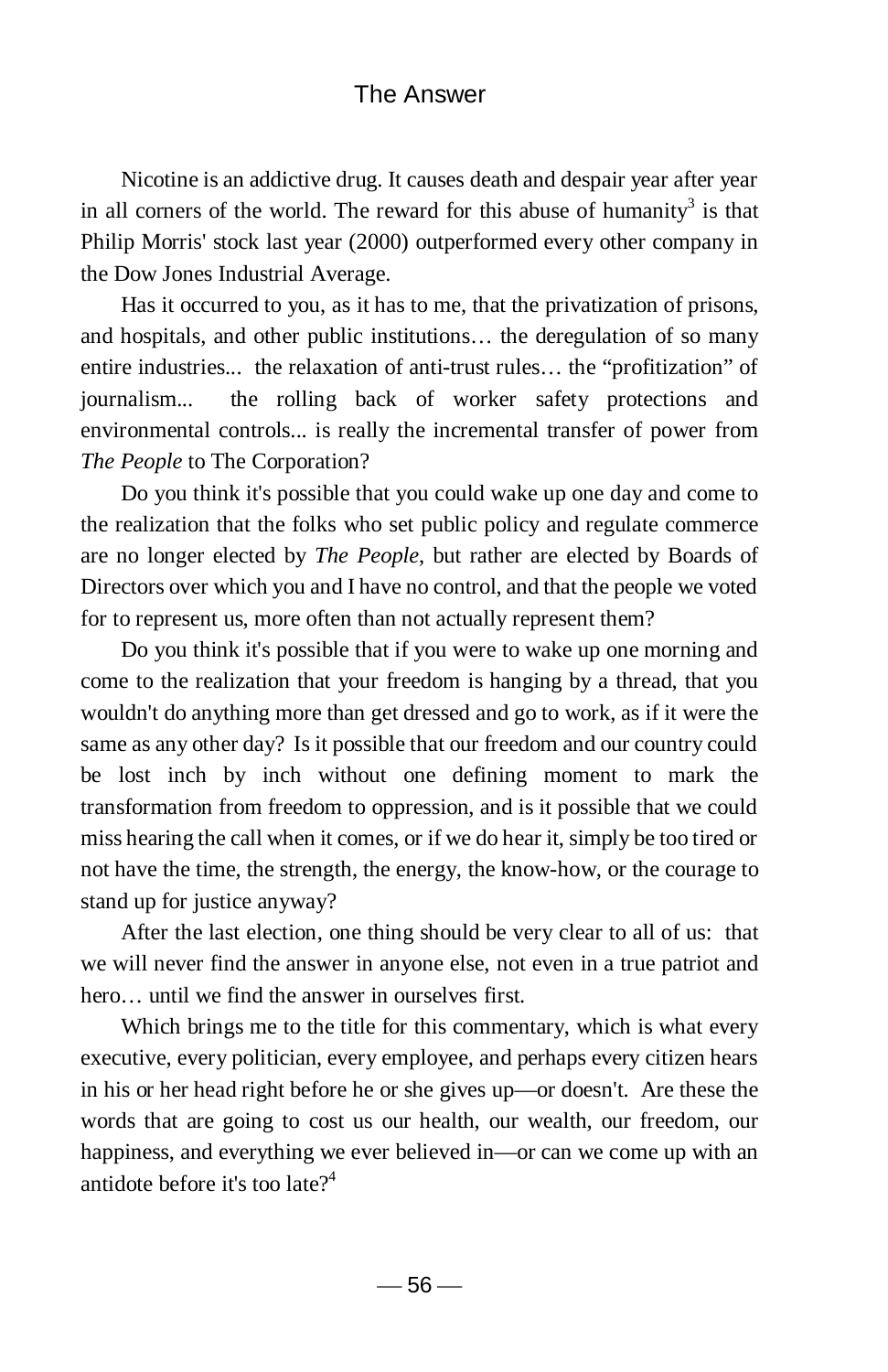Nicotine is an addictive drug. It causes death and despair year after year in all corners of the world. The reward for this abuse of humanity[3] is that Philip Morris' stock last year (2000) outperformed every other company in the Dow Jones Industrial Average.

Has it occurred to you, as it has to me, that the privatization of prisons, and hospitals, and other public institutions… the deregulation of so many entire industries... the relaxation of anti-trust rules… the "profitization" of journalism... the rolling back of worker safety protections and environmental controls... is really the incremental transfer of power from *The People* to The Corporation?

Do you think it's possible that you could wake up one day and come to the realization that the folks who set public policy and regulate commerce are no longer elected by *The People*, but rather are elected by Boards of Directors over which you and I have no control, and that the people we voted for to represent us, more often than not actually represent them?

Do you think it's possible that if you were to wake up one morning and come to the realization that your freedom is hanging by a thread, that you wouldn't do anything more than get dressed and go to work, as if it were the same as any other day? Is it possible that our freedom and our country could be lost inch by inch without one defining moment to mark the transformation from freedom to oppression, and is it possible that we could miss hearing the call when it comes, or if we do hear it, simply be too tired or not have the time, the strength, the energy, the know-how, or the courage to stand up for justice anyway?

After the last election, one thing should be very clear to all of us: that we will never find the answer in anyone else, not even in a true patriot and hero… until we find the answer in ourselves first.

Which brings me to the title for this commentary, which is what every executive, every politician, every employee, and perhaps every citizen hears in his or her head right before he or she gives up—or doesn't. Are these the words that are going to cost us our health, our wealth, our freedom, our happiness, and everything we ever believed in—or can we come up with an antidote before it's too late?[4]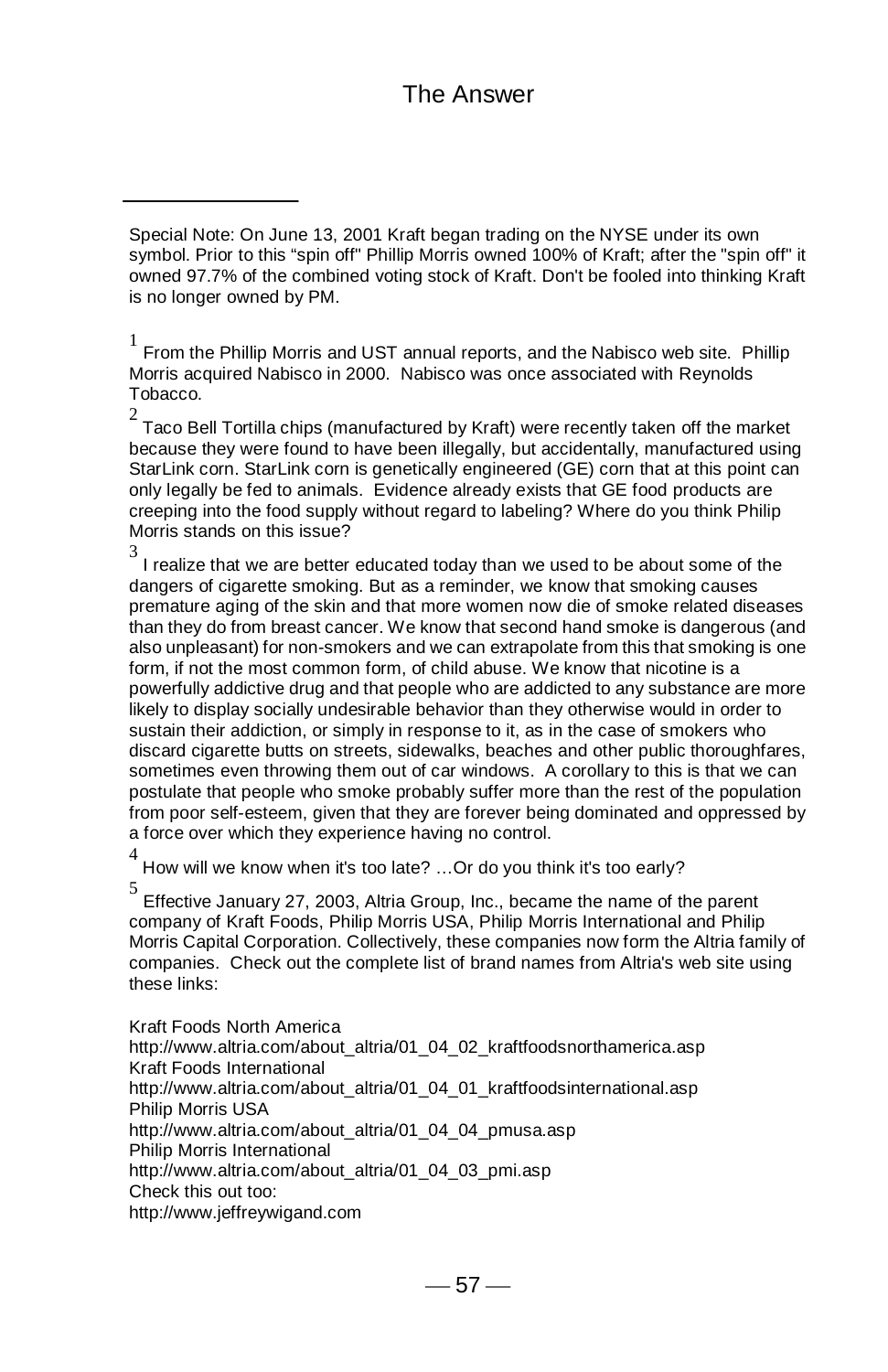Special Note: On June 13, 2001 Kraft began trading on the NYSE under its own symbol. Prior to this "spin off" Phillip Morris owned 100% of Kraft; after the "spin off" it owned 97.7% of the combined voting stock of Kraft. Don't be fooled into thinking Kraft is no longer owned by PM.

[1] From the Phillip Morris and UST annual reports, and the Nabisco web site. Phillip Morris acquired Nabisco in 2000. Nabisco was once associated with Reynolds Tobacco.

[2] Taco Bell Tortilla chips (manufactured by Kraft) were recently taken off the market because they were found to have been illegally, but accidentally, manufactured using StarLink corn. StarLink corn is genetically engineered (GE) corn that at this point can only legally be fed to animals. Evidence already exists that GE food products are creeping into the food supply without regard to labeling? Where do you think Philip Morris stands on this issue?

[3] I realize that we are better educated today than we used to be about some of the dangers of cigarette smoking. But as a reminder, we know that smoking causes premature aging of the skin and that more women now die of smoke related diseases than they do from breast cancer. We know that second hand smoke is dangerous (and also unpleasant) for non-smokers and we can extrapolate from this that smoking is one form, if not the most common form, of child abuse. We know that nicotine is a powerfully addictive drug and that people who are addicted to any substance are more likely to display socially undesirable behavior than they otherwise would in order to sustain their addiction, or simply in response to it, as in the case of smokers who discard cigarette butts on streets, sidewalks, beaches and other public thoroughfares, sometimes even throwing them out of car windows. A corollary to this is that we can postulate that people who smoke probably suffer more than the rest of the population from poor self-esteem, given that they are forever being dominated and oppressed by a force over which they experience having no control.

[4] How will we know when it's too late? …Or do you think it's too early?

[5] Effective January 27, 2003, Altria Group, Inc., became the name of the parent company of Kraft Foods, Philip Morris USA, Philip Morris International and Philip Morris Capital Corporation. Collectively, these companies now form the Altria family of companies. Check out the complete list of brand names from Altria's web site using these links:

Kraft Foods North America
http://www.altria.com/about_altria/01_04_02_kraftfoodsnorthamerica.asp
Kraft Foods International
http://www.altria.com/about_altria/01_04_01_kraftfoodsinternational.asp
Philip Morris USA
http://www.altria.com/about_altria/01_04_04_pmusa.asp
Philip Morris International
http://www.altria.com/about_altria/01_04_03_pmi.asp
Check this out too:
http://www.jeffreywigand.com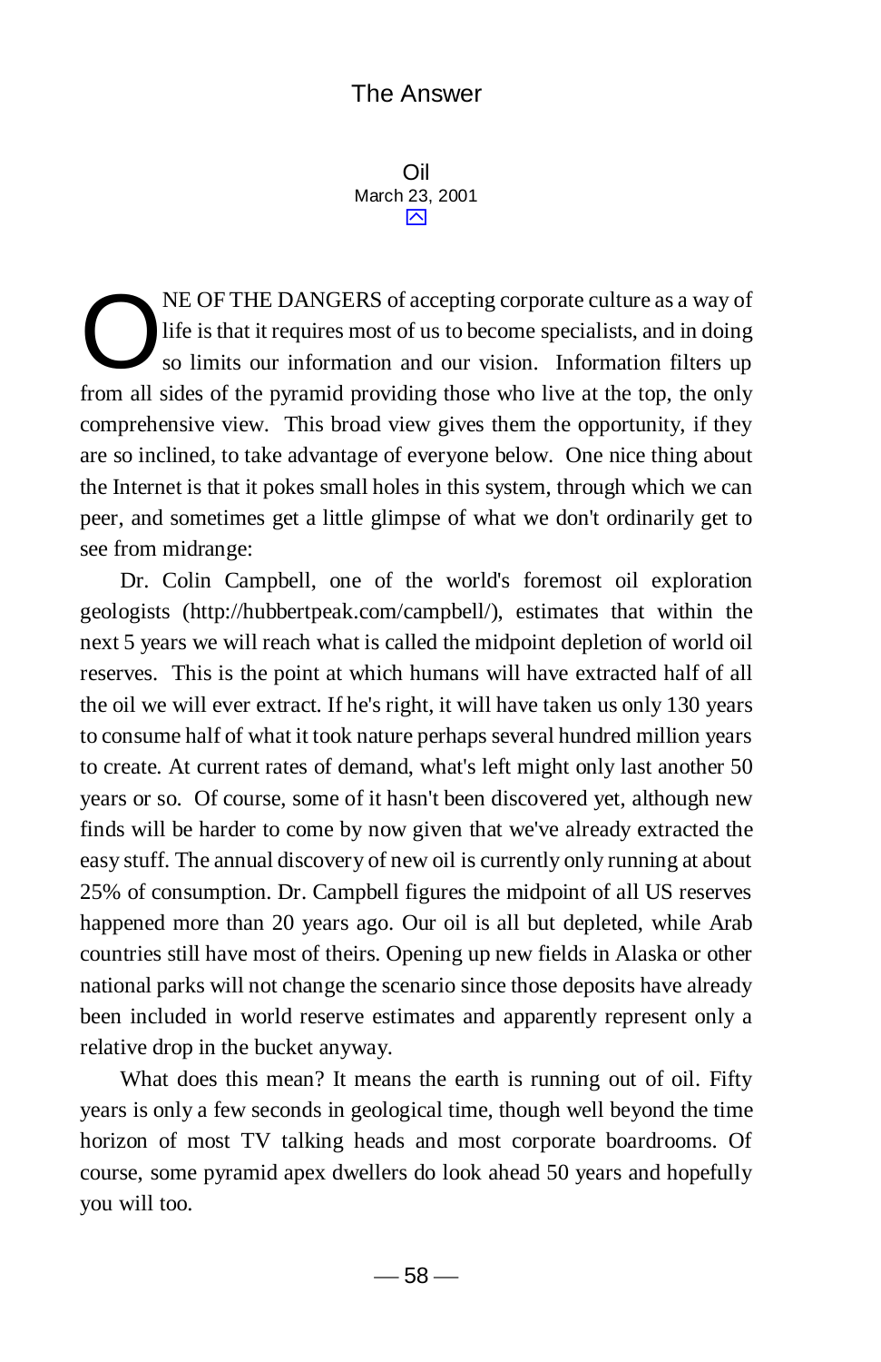## Oil

March 23, 2001

ONE OF THE DANGERS of accepting corporate culture as a way of life is that it requires most of us to become specialists, and in doing so limits our information and our vision. Information filters up from all sides of the pyramid providing those who live at the top, the only comprehensive view. This broad view gives them the opportunity, if they are so inclined, to take advantage of everyone below. One nice thing about the Internet is that it pokes small holes in this system, through which we can peer, and sometimes get a little glimpse of what we don't ordinarily get to see from midrange:

Dr. Colin Campbell, one of the world's foremost oil exploration geologists (http://hubbertpeak.com/campbell/), estimates that within the next 5 years we will reach what is called the midpoint depletion of world oil reserves. This is the point at which humans will have extracted half of all the oil we will ever extract. If he's right, it will have taken us only 130 years to consume half of what it took nature perhaps several hundred million years to create. At current rates of demand, what's left might only last another 50 years or so. Of course, some of it hasn't been discovered yet, although new finds will be harder to come by now given that we've already extracted the easy stuff. The annual discovery of new oil is currently only running at about 25% of consumption. Dr. Campbell figures the midpoint of all US reserves happened more than 20 years ago. Our oil is all but depleted, while Arab countries still have most of theirs. Opening up new fields in Alaska or other national parks will not change the scenario since those deposits have already been included in world reserve estimates and apparently represent only a relative drop in the bucket anyway.

What does this mean? It means the earth is running out of oil. Fifty years is only a few seconds in geological time, though well beyond the time horizon of most TV talking heads and most corporate boardrooms. Of course, some pyramid apex dwellers do look ahead 50 years and hopefully you will too.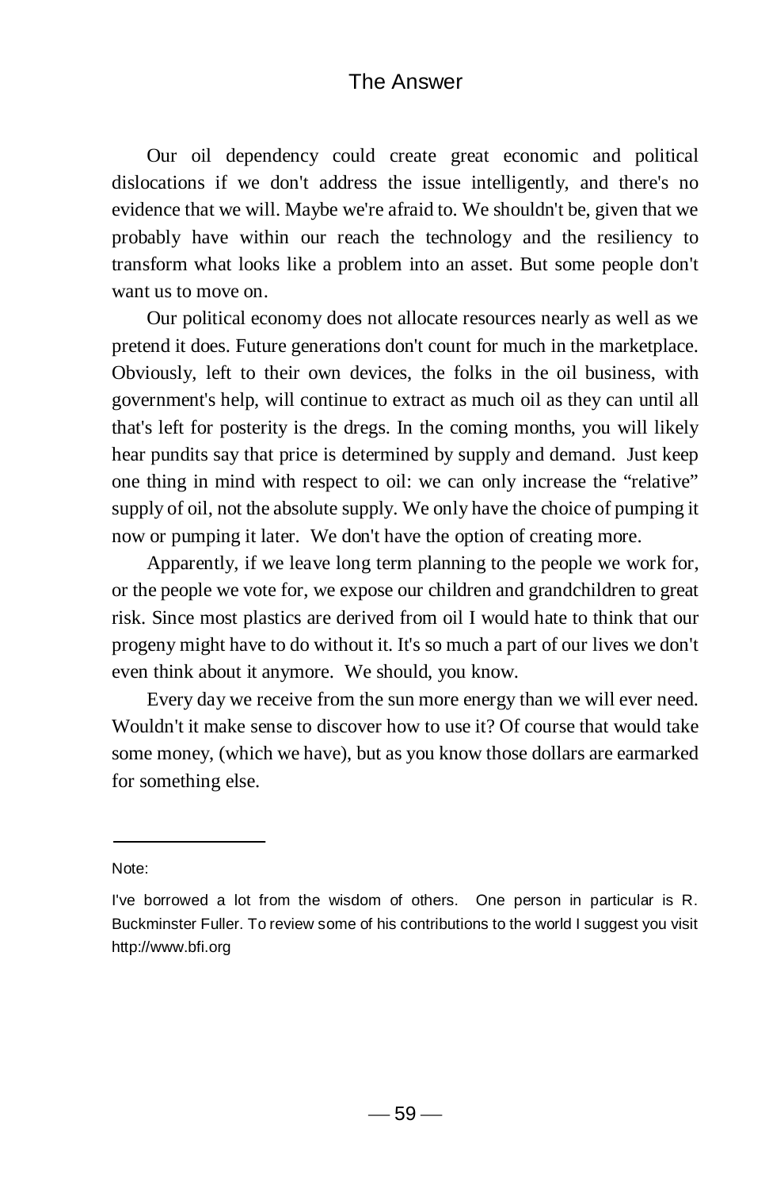Our oil dependency could create great economic and political dislocations if we don't address the issue intelligently, and there's no evidence that we will. Maybe we're afraid to. We shouldn't be, given that we probably have within our reach the technology and the resiliency to transform what looks like a problem into an asset. But some people don't want us to move on.

Our political economy does not allocate resources nearly as well as we pretend it does. Future generations don't count for much in the marketplace. Obviously, left to their own devices, the folks in the oil business, with government's help, will continue to extract as much oil as they can until all that's left for posterity is the dregs. In the coming months, you will likely hear pundits say that price is determined by supply and demand. Just keep one thing in mind with respect to oil: we can only increase the "relative" supply of oil, not the absolute supply. We only have the choice of pumping it now or pumping it later. We don't have the option of creating more.

Apparently, if we leave long term planning to the people we work for, or the people we vote for, we expose our children and grandchildren to great risk. Since most plastics are derived from oil I would hate to think that our progeny might have to do without it. It's so much a part of our lives we don't even think about it anymore. We should, you know.

Every day we receive from the sun more energy than we will ever need. Wouldn't it make sense to discover how to use it? Of course that would take some money, (which we have), but as you know those dollars are earmarked for something else.

---

Note:

I've borrowed a lot from the wisdom of others. One person in particular is R. Buckminster Fuller. To review some of his contributions to the world I suggest you visit http://www.bfi.org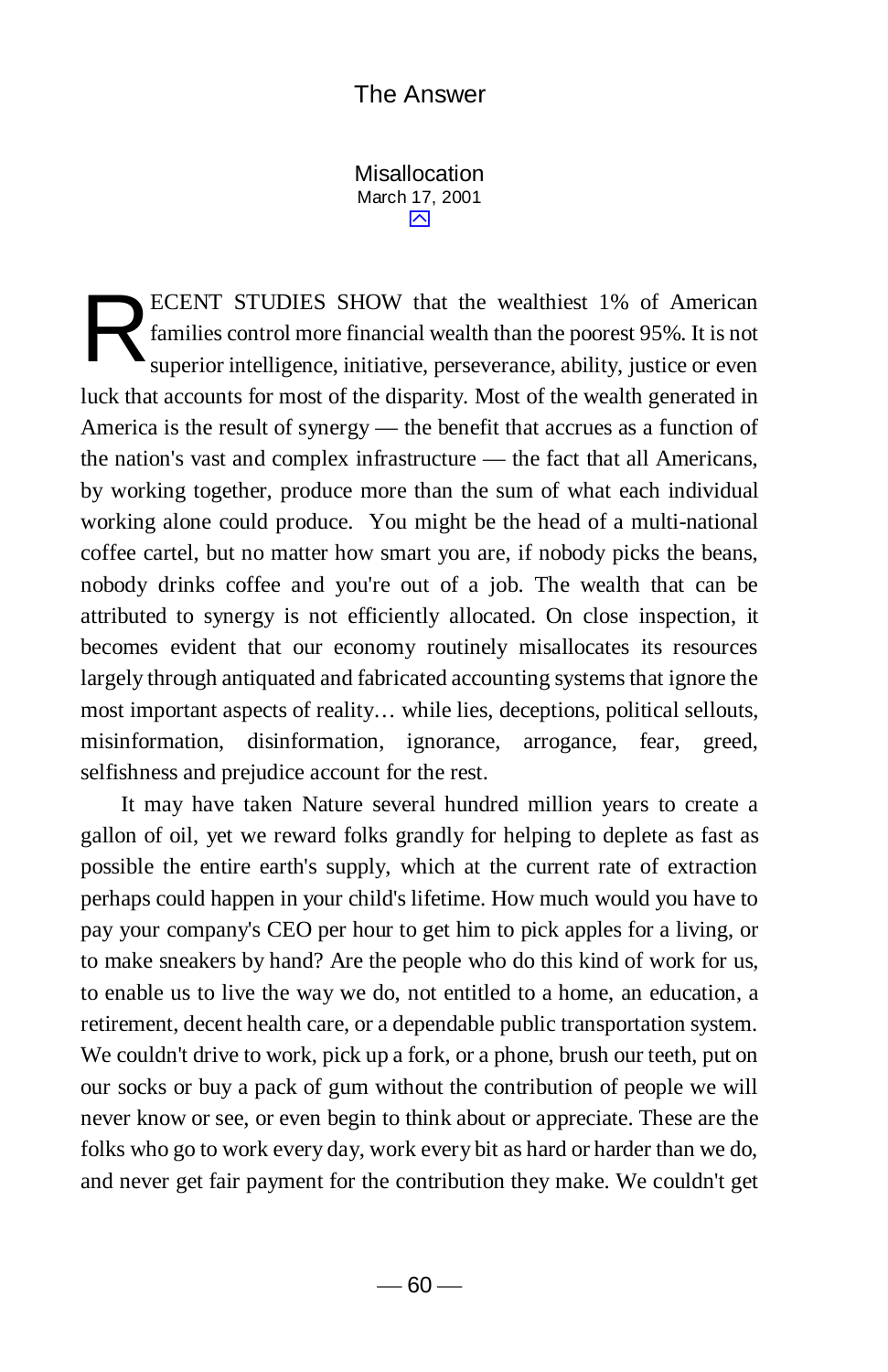## Misallocation

March 17, 2001

RECENT STUDIES SHOW that the wealthiest 1% of American families control more financial wealth than the poorest 95%. It is not superior intelligence, initiative, perseverance, ability, justice or even luck that accounts for most of the disparity. Most of the wealth generated in America is the result of synergy — the benefit that accrues as a function of the nation's vast and complex infrastructure — the fact that all Americans, by working together, produce more than the sum of what each individual working alone could produce. You might be the head of a multi-national coffee cartel, but no matter how smart you are, if nobody picks the beans, nobody drinks coffee and you're out of a job. The wealth that can be attributed to synergy is not efficiently allocated. On close inspection, it becomes evident that our economy routinely misallocates its resources largely through antiquated and fabricated accounting systems that ignore the most important aspects of reality… while lies, deceptions, political sellouts, misinformation, disinformation, ignorance, arrogance, fear, greed, selfishness and prejudice account for the rest.

It may have taken Nature several hundred million years to create a gallon of oil, yet we reward folks grandly for helping to deplete as fast as possible the entire earth's supply, which at the current rate of extraction perhaps could happen in your child's lifetime. How much would you have to pay your company's CEO per hour to get him to pick apples for a living, or to make sneakers by hand? Are the people who do this kind of work for us, to enable us to live the way we do, not entitled to a home, an education, a retirement, decent health care, or a dependable public transportation system. We couldn't drive to work, pick up a fork, or a phone, brush our teeth, put on our socks or buy a pack of gum without the contribution of people we will never know or see, or even begin to think about or appreciate. These are the folks who go to work every day, work every bit as hard or harder than we do, and never get fair payment for the contribution they make. We couldn't get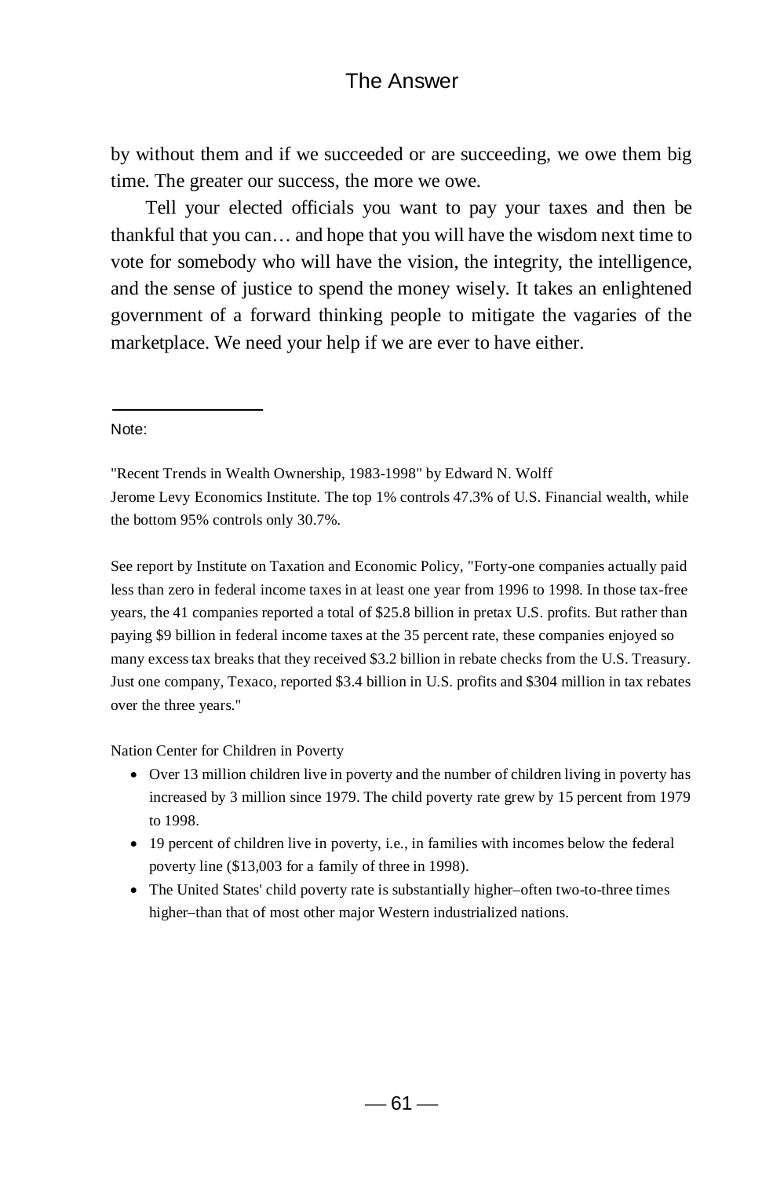by without them and if we succeeded or are succeeding, we owe them big time. The greater our success, the more we owe.

Tell your elected officials you want to pay your taxes and then be thankful that you can… and hope that you will have the wisdom next time to vote for somebody who will have the vision, the integrity, the intelligence, and the sense of justice to spend the money wisely. It takes an enlightened government of a forward thinking people to mitigate the vagaries of the marketplace. We need your help if we are ever to have either.

---

Note:

"Recent Trends in Wealth Ownership, 1983-1998" by Edward N. Wolff
Jerome Levy Economics Institute. The top 1% controls 47.3% of U.S. Financial wealth, while the bottom 95% controls only 30.7%.

See report by Institute on Taxation and Economic Policy, "Forty-one companies actually paid less than zero in federal income taxes in at least one year from 1996 to 1998. In those tax-free years, the 41 companies reported a total of $25.8 billion in pretax U.S. profits. But rather than paying $9 billion in federal income taxes at the 35 percent rate, these companies enjoyed so many excess tax breaks that they received $3.2 billion in rebate checks from the U.S. Treasury. Just one company, Texaco, reported $3.4 billion in U.S. profits and $304 million in tax rebates over the three years."

Nation Center for Children in Poverty

- Over 13 million children live in poverty and the number of children living in poverty has increased by 3 million since 1979. The child poverty rate grew by 15 percent from 1979 to 1998.
- 19 percent of children live in poverty, i.e., in families with incomes below the federal poverty line ($13,003 for a family of three in 1998).
- The United States' child poverty rate is substantially higher–often two-to-three times higher–than that of most other major Western industrialized nations.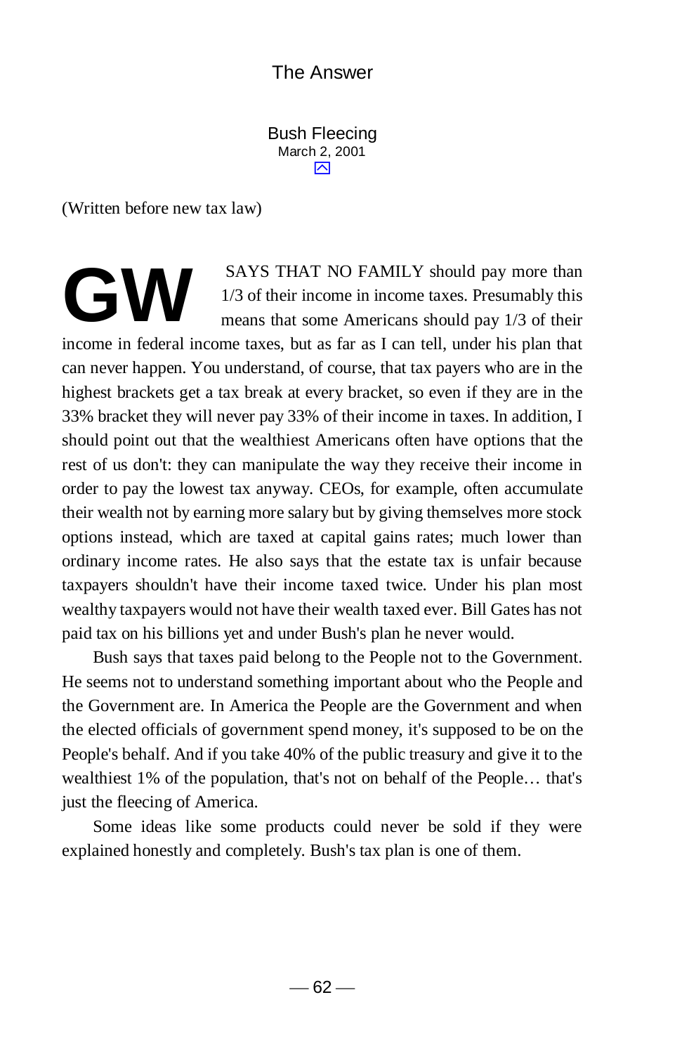## Bush Fleecing

March 2, 2001

(Written before new tax law)

**GW** SAYS THAT NO FAMILY should pay more than 1/3 of their income in income taxes. Presumably this means that some Americans should pay 1/3 of their income in federal income taxes, but as far as I can tell, under his plan that can never happen. You understand, of course, that tax payers who are in the highest brackets get a tax break at every bracket, so even if they are in the 33% bracket they will never pay 33% of their income in taxes. In addition, I should point out that the wealthiest Americans often have options that the rest of us don't: they can manipulate the way they receive their income in order to pay the lowest tax anyway. CEOs, for example, often accumulate their wealth not by earning more salary but by giving themselves more stock options instead, which are taxed at capital gains rates; much lower than ordinary income rates. He also says that the estate tax is unfair because taxpayers shouldn't have their income taxed twice. Under his plan most wealthy taxpayers would not have their wealth taxed ever. Bill Gates has not paid tax on his billions yet and under Bush's plan he never would.

Bush says that taxes paid belong to the People not to the Government. He seems not to understand something important about who the People and the Government are. In America the People are the Government and when the elected officials of government spend money, it's supposed to be on the People's behalf. And if you take 40% of the public treasury and give it to the wealthiest 1% of the population, that's not on behalf of the People… that's just the fleecing of America.

Some ideas like some products could never be sold if they were explained honestly and completely. Bush's tax plan is one of them.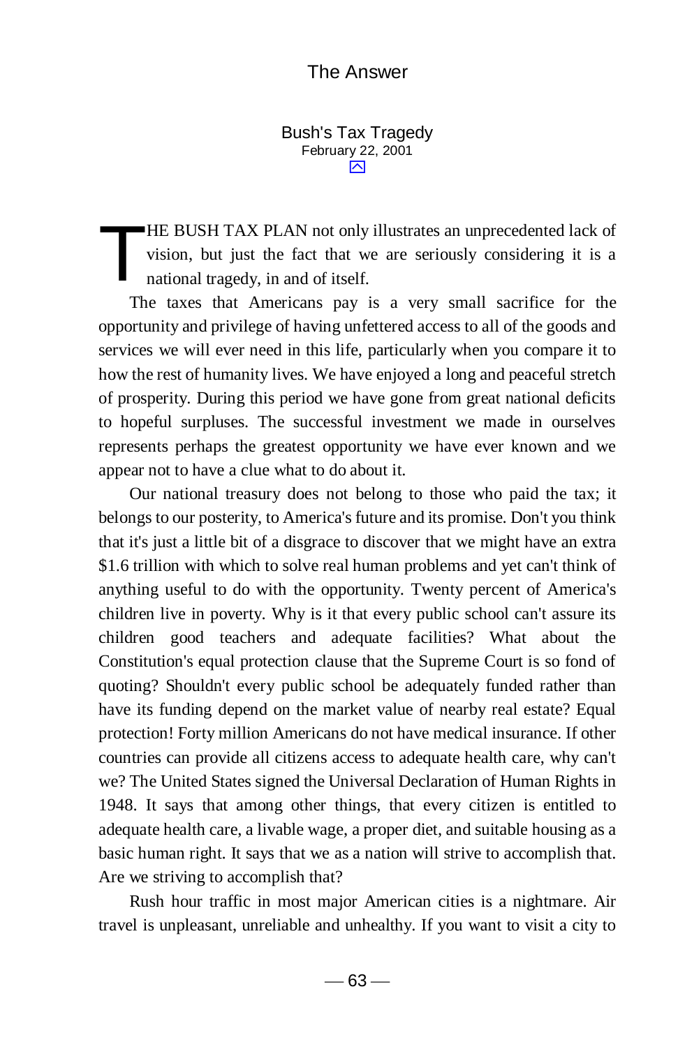## Bush's Tax Tragedy

February 22, 2001

THE BUSH TAX PLAN not only illustrates an unprecedented lack of vision, but just the fact that we are seriously considering it is a national tragedy, in and of itself.

The taxes that Americans pay is a very small sacrifice for the opportunity and privilege of having unfettered access to all of the goods and services we will ever need in this life, particularly when you compare it to how the rest of humanity lives. We have enjoyed a long and peaceful stretch of prosperity. During this period we have gone from great national deficits to hopeful surpluses. The successful investment we made in ourselves represents perhaps the greatest opportunity we have ever known and we appear not to have a clue what to do about it.

Our national treasury does not belong to those who paid the tax; it belongs to our posterity, to America's future and its promise. Don't you think that it's just a little bit of a disgrace to discover that we might have an extra $1.6 trillion with which to solve real human problems and yet can't think of anything useful to do with the opportunity. Twenty percent of America's children live in poverty. Why is it that every public school can't assure its children good teachers and adequate facilities? What about the Constitution's equal protection clause that the Supreme Court is so fond of quoting? Shouldn't every public school be adequately funded rather than have its funding depend on the market value of nearby real estate? Equal protection! Forty million Americans do not have medical insurance. If other countries can provide all citizens access to adequate health care, why can't we? The United States signed the Universal Declaration of Human Rights in 1948. It says that among other things, that every citizen is entitled to adequate health care, a livable wage, a proper diet, and suitable housing as a basic human right. It says that we as a nation will strive to accomplish that. Are we striving to accomplish that?

Rush hour traffic in most major American cities is a nightmare. Air travel is unpleasant, unreliable and unhealthy. If you want to visit a city to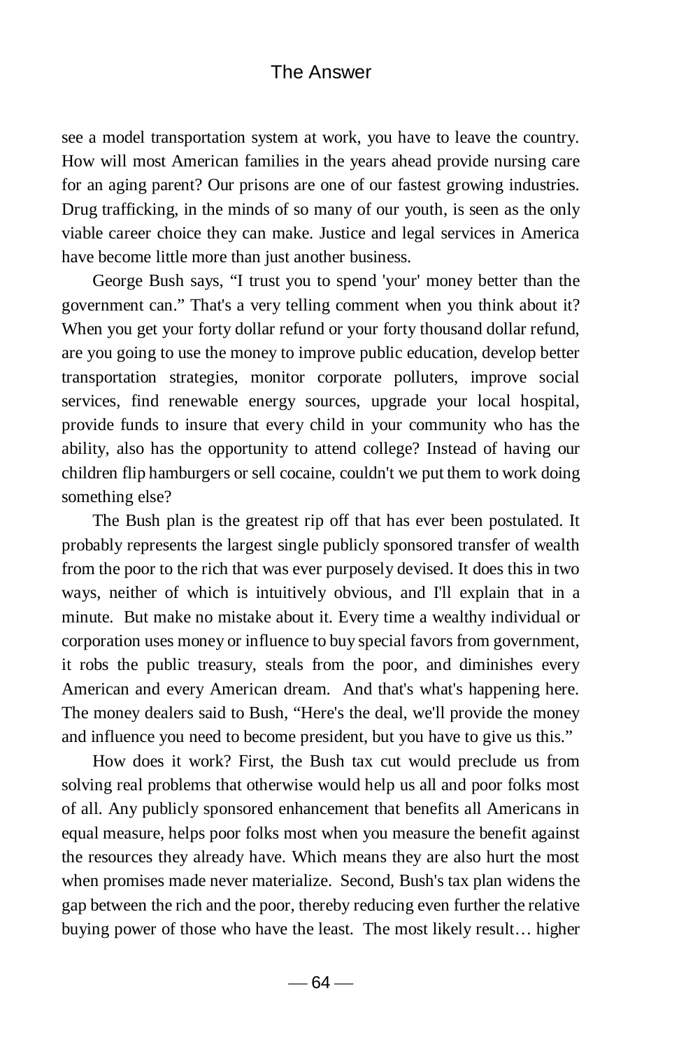see a model transportation system at work, you have to leave the country. How will most American families in the years ahead provide nursing care for an aging parent? Our prisons are one of our fastest growing industries. Drug trafficking, in the minds of so many of our youth, is seen as the only viable career choice they can make. Justice and legal services in America have become little more than just another business.

George Bush says, "I trust you to spend 'your' money better than the government can." That's a very telling comment when you think about it? When you get your forty dollar refund or your forty thousand dollar refund, are you going to use the money to improve public education, develop better transportation strategies, monitor corporate polluters, improve social services, find renewable energy sources, upgrade your local hospital, provide funds to insure that every child in your community who has the ability, also has the opportunity to attend college? Instead of having our children flip hamburgers or sell cocaine, couldn't we put them to work doing something else?

The Bush plan is the greatest rip off that has ever been postulated. It probably represents the largest single publicly sponsored transfer of wealth from the poor to the rich that was ever purposely devised. It does this in two ways, neither of which is intuitively obvious, and I'll explain that in a minute. But make no mistake about it. Every time a wealthy individual or corporation uses money or influence to buy special favors from government, it robs the public treasury, steals from the poor, and diminishes every American and every American dream. And that's what's happening here. The money dealers said to Bush, "Here's the deal, we'll provide the money and influence you need to become president, but you have to give us this."

How does it work? First, the Bush tax cut would preclude us from solving real problems that otherwise would help us all and poor folks most of all. Any publicly sponsored enhancement that benefits all Americans in equal measure, helps poor folks most when you measure the benefit against the resources they already have. Which means they are also hurt the most when promises made never materialize. Second, Bush's tax plan widens the gap between the rich and the poor, thereby reducing even further the relative buying power of those who have the least. The most likely result… higher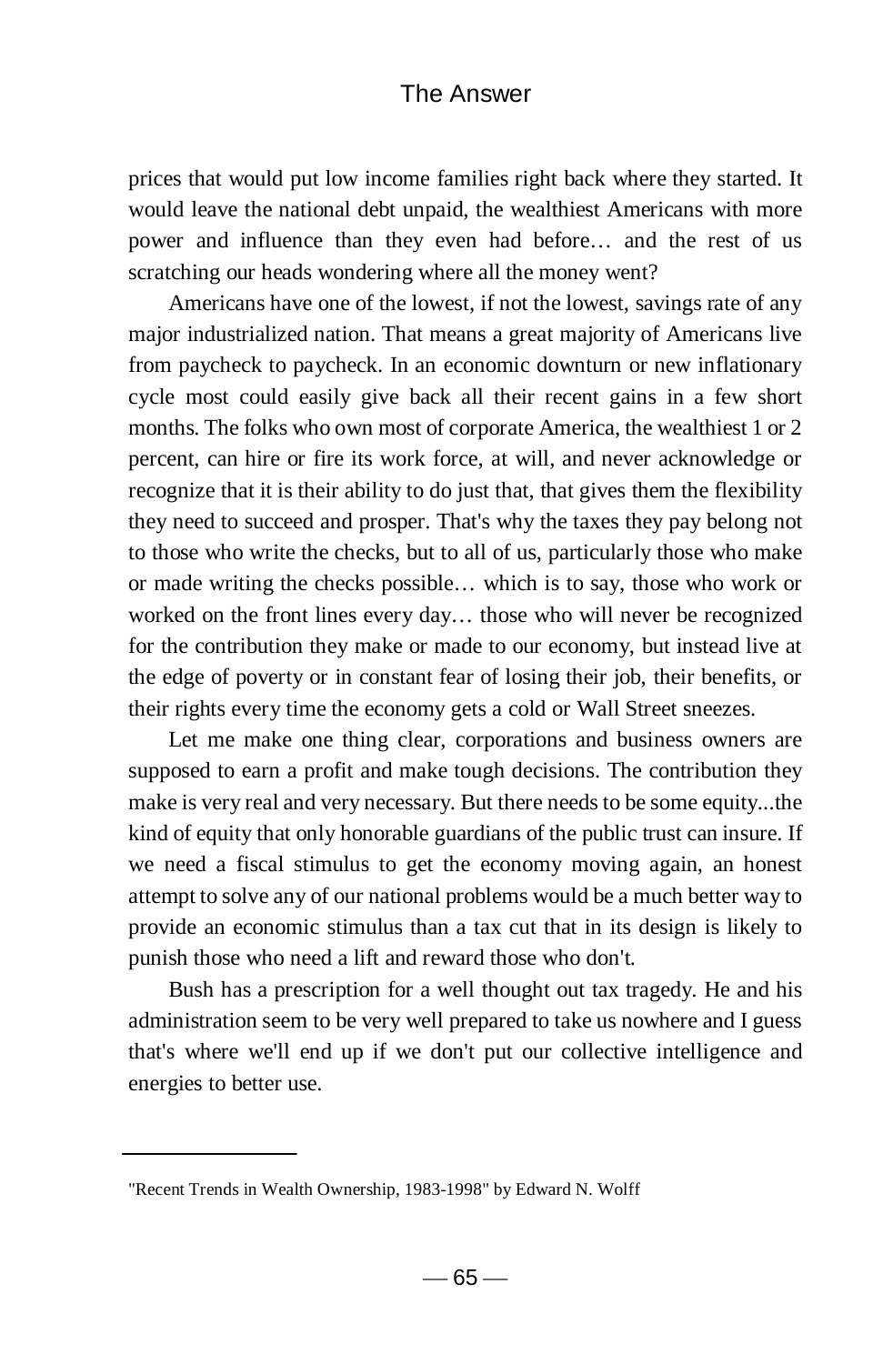prices that would put low income families right back where they started. It would leave the national debt unpaid, the wealthiest Americans with more power and influence than they even had before… and the rest of us scratching our heads wondering where all the money went?

Americans have one of the lowest, if not the lowest, savings rate of any major industrialized nation. That means a great majority of Americans live from paycheck to paycheck. In an economic downturn or new inflationary cycle most could easily give back all their recent gains in a few short months. The folks who own most of corporate America, the wealthiest 1 or 2 percent, can hire or fire its work force, at will, and never acknowledge or recognize that it is their ability to do just that, that gives them the flexibility they need to succeed and prosper. That's why the taxes they pay belong not to those who write the checks, but to all of us, particularly those who make or made writing the checks possible… which is to say, those who work or worked on the front lines every day… those who will never be recognized for the contribution they make or made to our economy, but instead live at the edge of poverty or in constant fear of losing their job, their benefits, or their rights every time the economy gets a cold or Wall Street sneezes.

Let me make one thing clear, corporations and business owners are supposed to earn a profit and make tough decisions. The contribution they make is very real and very necessary. But there needs to be some equity...the kind of equity that only honorable guardians of the public trust can insure. If we need a fiscal stimulus to get the economy moving again, an honest attempt to solve any of our national problems would be a much better way to provide an economic stimulus than a tax cut that in its design is likely to punish those who need a lift and reward those who don't.

Bush has a prescription for a well thought out tax tragedy. He and his administration seem to be very well prepared to take us nowhere and I guess that's where we'll end up if we don't put our collective intelligence and energies to better use.

---

"Recent Trends in Wealth Ownership, 1983-1998" by Edward N. Wolff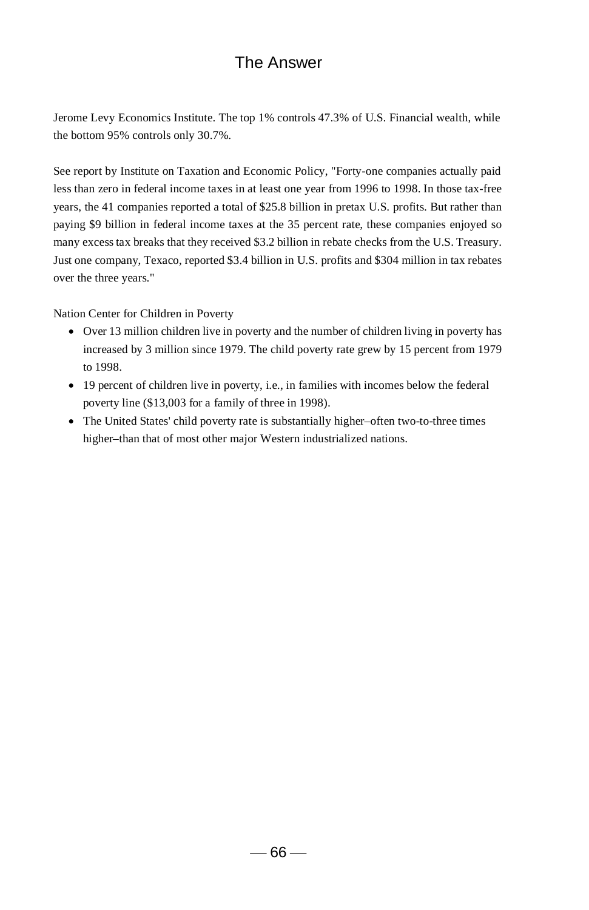Jerome Levy Economics Institute. The top 1% controls 47.3% of U.S. Financial wealth, while the bottom 95% controls only 30.7%.

See report by Institute on Taxation and Economic Policy, "Forty-one companies actually paid less than zero in federal income taxes in at least one year from 1996 to 1998. In those tax-free years, the 41 companies reported a total of $25.8 billion in pretax U.S. profits. But rather than paying $9 billion in federal income taxes at the 35 percent rate, these companies enjoyed so many excess tax breaks that they received $3.2 billion in rebate checks from the U.S. Treasury. Just one company, Texaco, reported $3.4 billion in U.S. profits and $304 million in tax rebates over the three years."

Nation Center for Children in Poverty

- Over 13 million children live in poverty and the number of children living in poverty has increased by 3 million since 1979. The child poverty rate grew by 15 percent from 1979 to 1998.
- 19 percent of children live in poverty, i.e., in families with incomes below the federal poverty line ($13,003 for a family of three in 1998).
- The United States' child poverty rate is substantially higher–often two-to-three times higher–than that of most other major Western industrialized nations.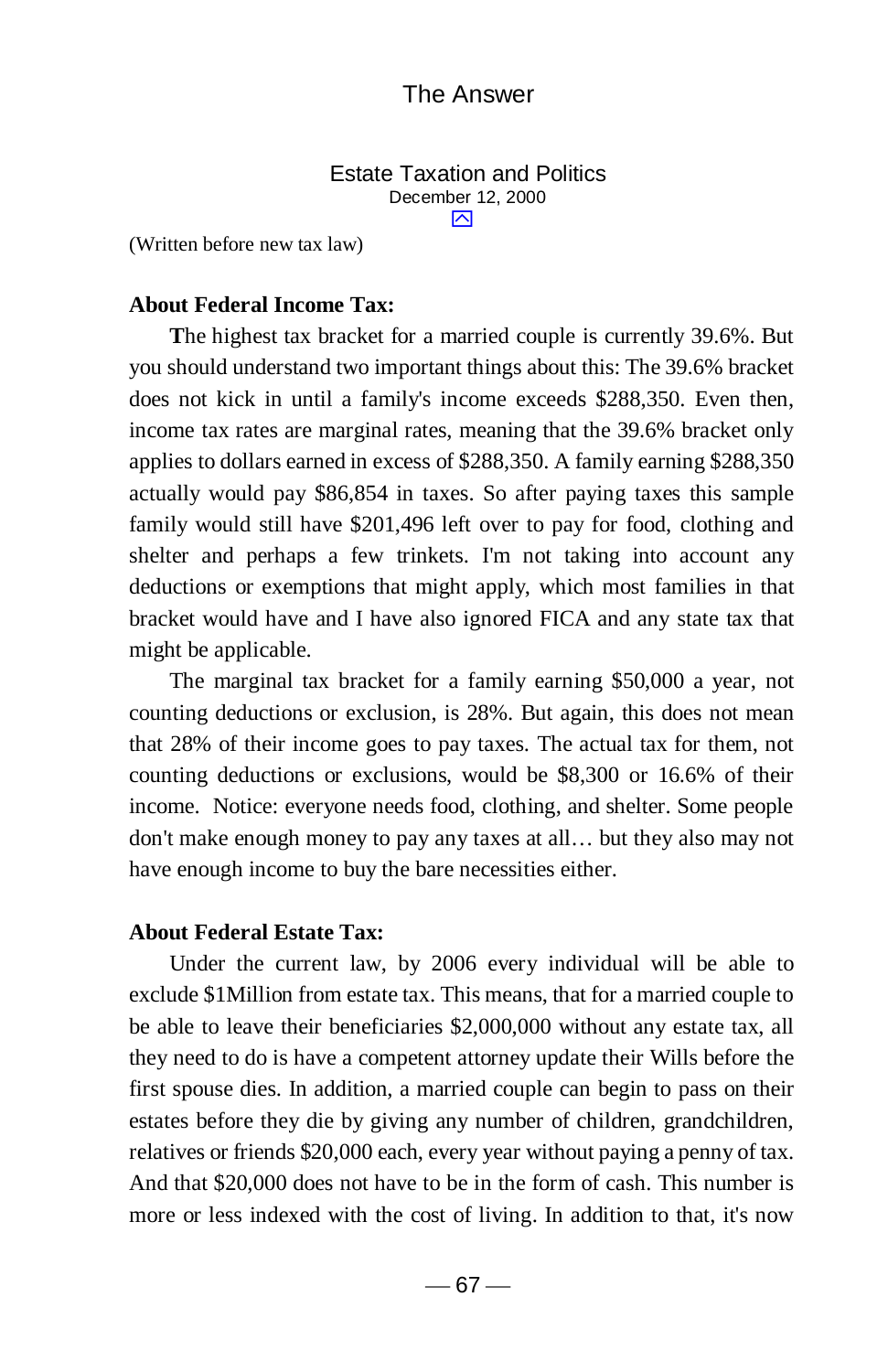## Estate Taxation and Politics

December 12, 2000

(Written before new tax law)

**About Federal Income Tax:**

The highest tax bracket for a married couple is currently 39.6%. But you should understand two important things about this: The 39.6% bracket does not kick in until a family's income exceeds $288,350. Even then, income tax rates are marginal rates, meaning that the 39.6% bracket only applies to dollars earned in excess of $288,350. A family earning $288,350 actually would pay $86,854 in taxes. So after paying taxes this sample family would still have $201,496 left over to pay for food, clothing and shelter and perhaps a few trinkets. I'm not taking into account any deductions or exemptions that might apply, which most families in that bracket would have and I have also ignored FICA and any state tax that might be applicable.

The marginal tax bracket for a family earning $50,000 a year, not counting deductions or exclusion, is 28%. But again, this does not mean that 28% of their income goes to pay taxes. The actual tax for them, not counting deductions or exclusions, would be $8,300 or 16.6% of their income. Notice: everyone needs food, clothing, and shelter. Some people don't make enough money to pay any taxes at all… but they also may not have enough income to buy the bare necessities either.

**About Federal Estate Tax:**

Under the current law, by 2006 every individual will be able to exclude $1Million from estate tax. This means, that for a married couple to be able to leave their beneficiaries $2,000,000 without any estate tax, all they need to do is have a competent attorney update their Wills before the first spouse dies. In addition, a married couple can begin to pass on their estates before they die by giving any number of children, grandchildren, relatives or friends $20,000 each, every year without paying a penny of tax. And that $20,000 does not have to be in the form of cash. This number is more or less indexed with the cost of living. In addition to that, it's now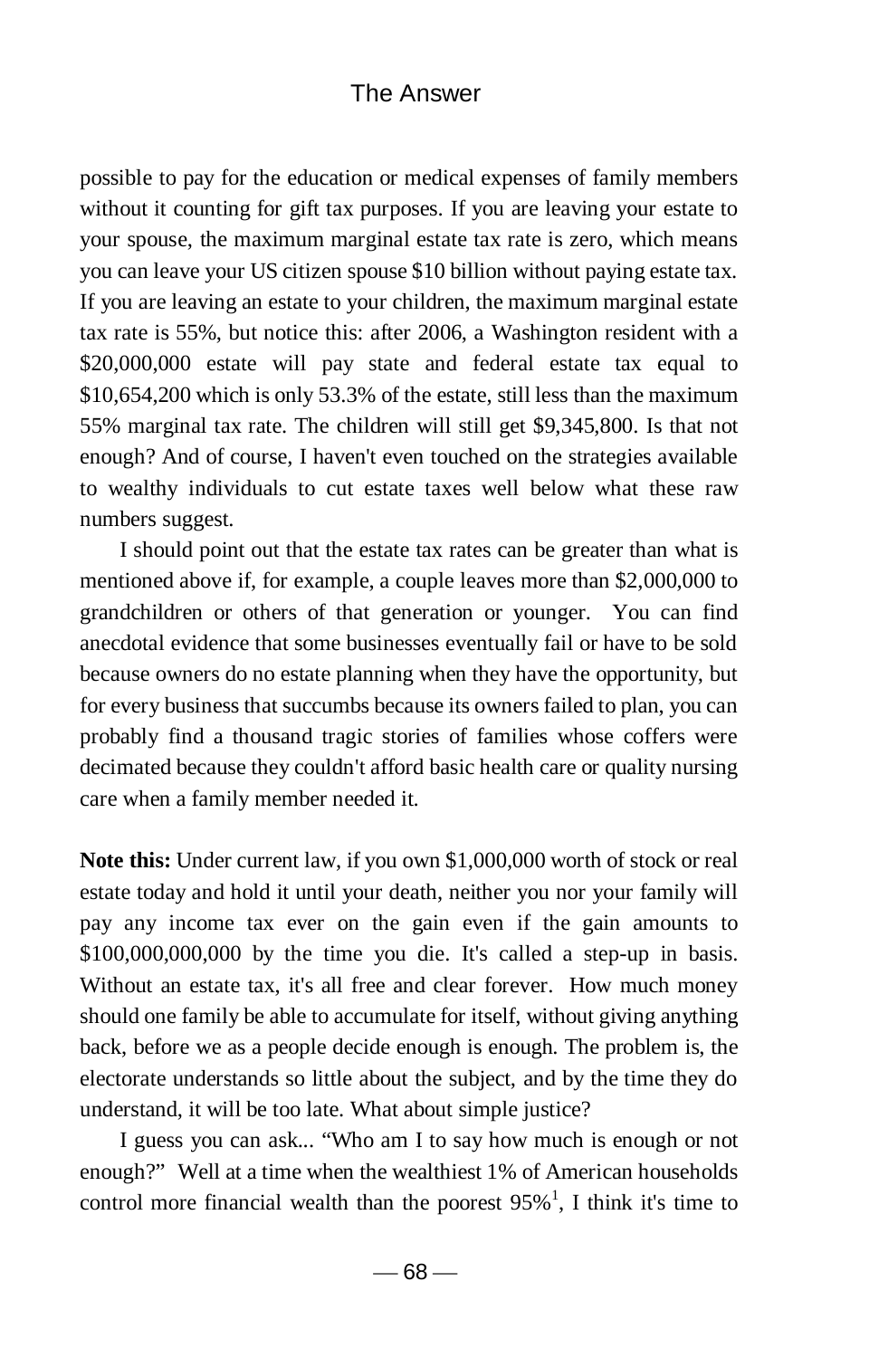possible to pay for the education or medical expenses of family members without it counting for gift tax purposes. If you are leaving your estate to your spouse, the maximum marginal estate tax rate is zero, which means you can leave your US citizen spouse $10 billion without paying estate tax. If you are leaving an estate to your children, the maximum marginal estate tax rate is 55%, but notice this: after 2006, a Washington resident with a $20,000,000 estate will pay state and federal estate tax equal to $10,654,200 which is only 53.3% of the estate, still less than the maximum 55% marginal tax rate. The children will still get $9,345,800. Is that not enough? And of course, I haven't even touched on the strategies available to wealthy individuals to cut estate taxes well below what these raw numbers suggest.

I should point out that the estate tax rates can be greater than what is mentioned above if, for example, a couple leaves more than $2,000,000 to grandchildren or others of that generation or younger. You can find anecdotal evidence that some businesses eventually fail or have to be sold because owners do no estate planning when they have the opportunity, but for every business that succumbs because its owners failed to plan, you can probably find a thousand tragic stories of families whose coffers were decimated because they couldn't afford basic health care or quality nursing care when a family member needed it.

**Note this:** Under current law, if you own $1,000,000 worth of stock or real estate today and hold it until your death, neither you nor your family will pay any income tax ever on the gain even if the gain amounts to $100,000,000,000 by the time you die. It's called a step-up in basis. Without an estate tax, it's all free and clear forever. How much money should one family be able to accumulate for itself, without giving anything back, before we as a people decide enough is enough. The problem is, the electorate understands so little about the subject, and by the time they do understand, it will be too late. What about simple justice?

I guess you can ask... "Who am I to say how much is enough or not enough?" Well at a time when the wealthiest 1% of American households control more financial wealth than the poorest 95%[1], I think it's time to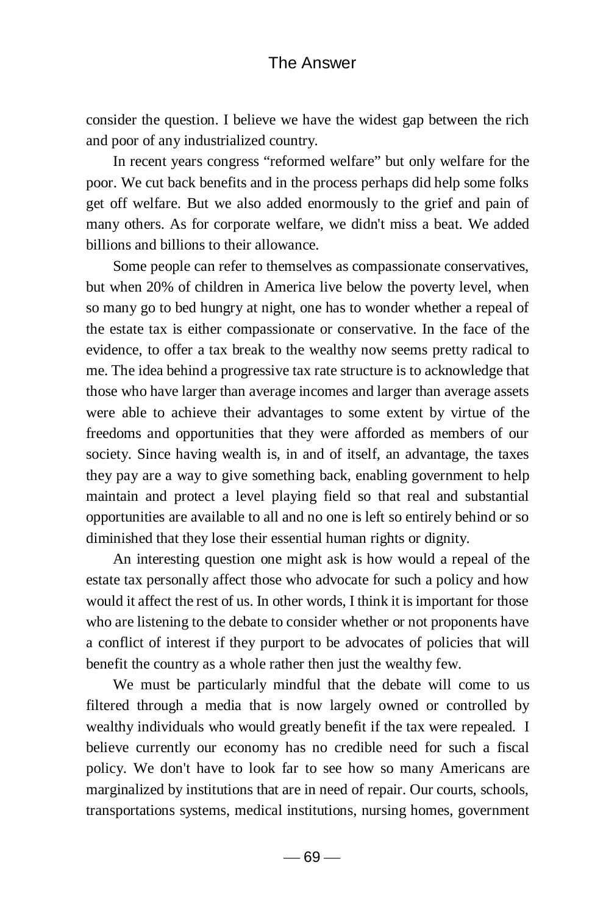consider the question. I believe we have the widest gap between the rich and poor of any industrialized country.

In recent years congress "reformed welfare" but only welfare for the poor. We cut back benefits and in the process perhaps did help some folks get off welfare. But we also added enormously to the grief and pain of many others. As for corporate welfare, we didn't miss a beat. We added billions and billions to their allowance.

Some people can refer to themselves as compassionate conservatives, but when 20% of children in America live below the poverty level, when so many go to bed hungry at night, one has to wonder whether a repeal of the estate tax is either compassionate or conservative. In the face of the evidence, to offer a tax break to the wealthy now seems pretty radical to me. The idea behind a progressive tax rate structure is to acknowledge that those who have larger than average incomes and larger than average assets were able to achieve their advantages to some extent by virtue of the freedoms and opportunities that they were afforded as members of our society. Since having wealth is, in and of itself, an advantage, the taxes they pay are a way to give something back, enabling government to help maintain and protect a level playing field so that real and substantial opportunities are available to all and no one is left so entirely behind or so diminished that they lose their essential human rights or dignity.

An interesting question one might ask is how would a repeal of the estate tax personally affect those who advocate for such a policy and how would it affect the rest of us. In other words, I think it is important for those who are listening to the debate to consider whether or not proponents have a conflict of interest if they purport to be advocates of policies that will benefit the country as a whole rather then just the wealthy few.

We must be particularly mindful that the debate will come to us filtered through a media that is now largely owned or controlled by wealthy individuals who would greatly benefit if the tax were repealed. I believe currently our economy has no credible need for such a fiscal policy. We don't have to look far to see how so many Americans are marginalized by institutions that are in need of repair. Our courts, schools, transportations systems, medical institutions, nursing homes, government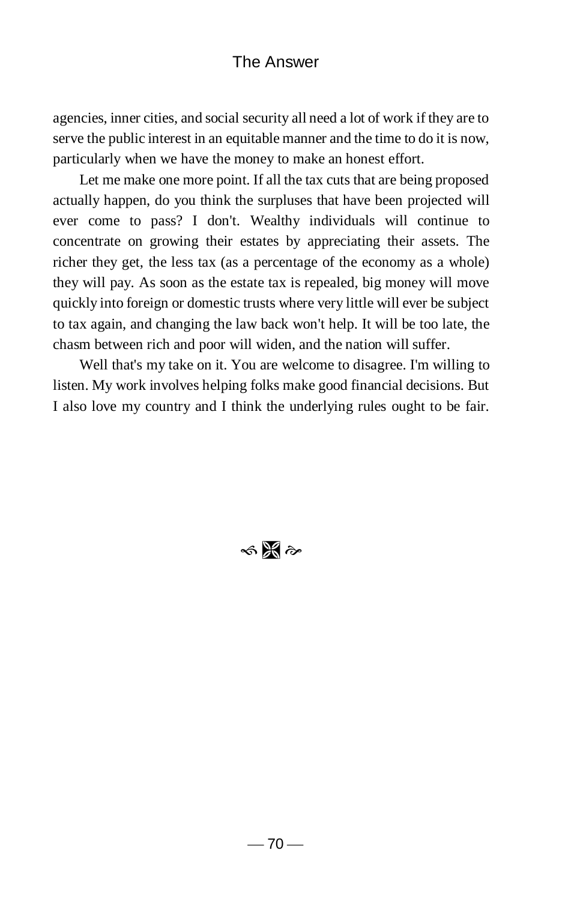agencies, inner cities, and social security all need a lot of work if they are to serve the public interest in an equitable manner and the time to do it is now, particularly when we have the money to make an honest effort.

Let me make one more point. If all the tax cuts that are being proposed actually happen, do you think the surpluses that have been projected will ever come to pass? I don't. Wealthy individuals will continue to concentrate on growing their estates by appreciating their assets. The richer they get, the less tax (as a percentage of the economy as a whole) they will pay. As soon as the estate tax is repealed, big money will move quickly into foreign or domestic trusts where very little will ever be subject to tax again, and changing the law back won't help. It will be too late, the chasm between rich and poor will widen, and the nation will suffer.

Well that's my take on it. You are welcome to disagree. I'm willing to listen. My work involves helping folks make good financial decisions. But I also love my country and I think the underlying rules ought to be fair.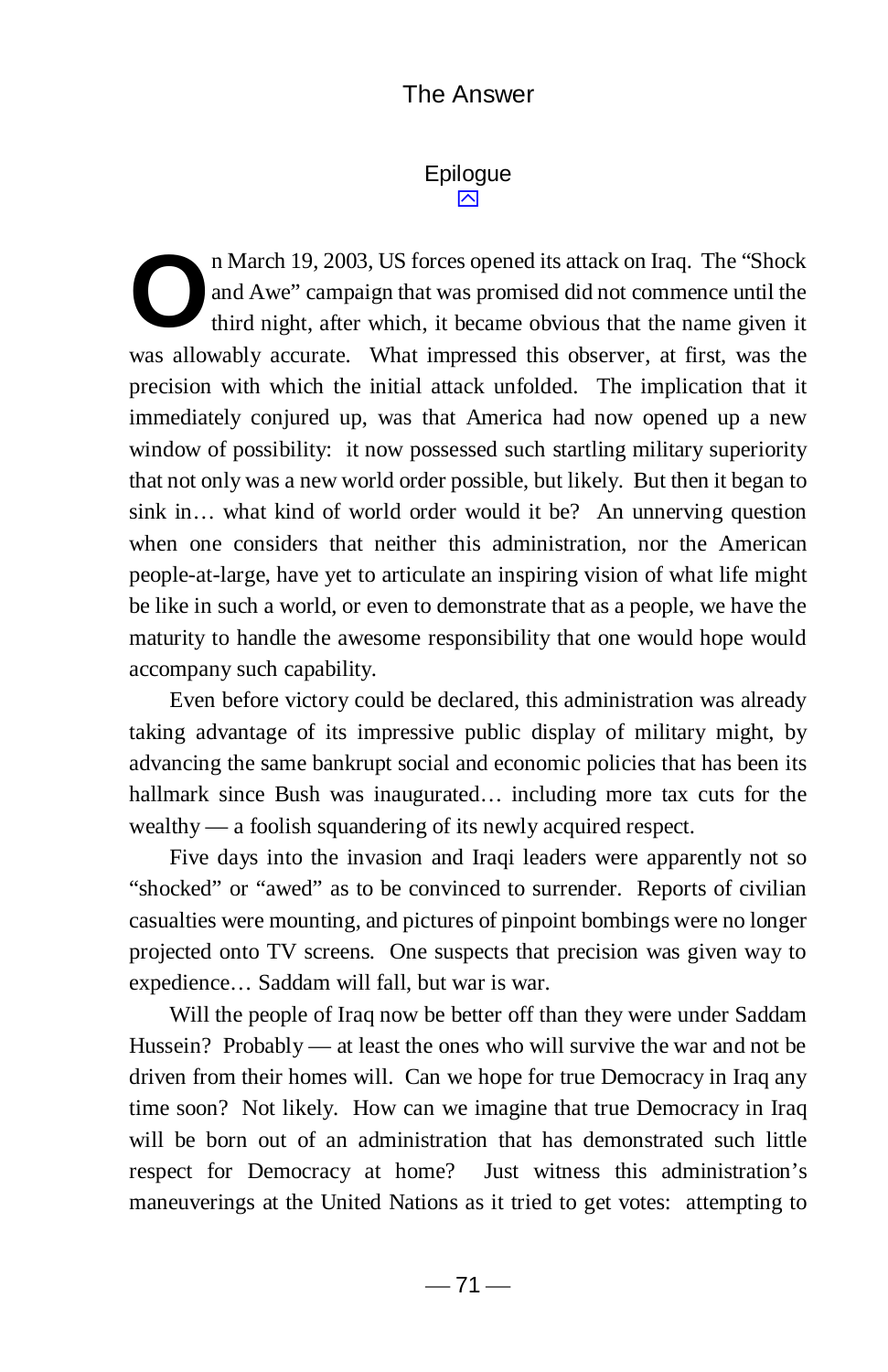## Epilogue

On March 19, 2003, US forces opened its attack on Iraq. The "Shock and Awe" campaign that was promised did not commence until the third night, after which, it became obvious that the name given it was allowably accurate. What impressed this observer, at first, was the precision with which the initial attack unfolded. The implication that it immediately conjured up, was that America had now opened up a new window of possibility: it now possessed such startling military superiority that not only was a new world order possible, but likely. But then it began to sink in… what kind of world order would it be? An unnerving question when one considers that neither this administration, nor the American people-at-large, have yet to articulate an inspiring vision of what life might be like in such a world, or even to demonstrate that as a people, we have the maturity to handle the awesome responsibility that one would hope would accompany such capability.

Even before victory could be declared, this administration was already taking advantage of its impressive public display of military might, by advancing the same bankrupt social and economic policies that has been its hallmark since Bush was inaugurated… including more tax cuts for the wealthy — a foolish squandering of its newly acquired respect.

Five days into the invasion and Iraqi leaders were apparently not so "shocked" or "awed" as to be convinced to surrender. Reports of civilian casualties were mounting, and pictures of pinpoint bombings were no longer projected onto TV screens. One suspects that precision was given way to expedience… Saddam will fall, but war is war.

Will the people of Iraq now be better off than they were under Saddam Hussein? Probably — at least the ones who will survive the war and not be driven from their homes will. Can we hope for true Democracy in Iraq any time soon? Not likely. How can we imagine that true Democracy in Iraq will be born out of an administration that has demonstrated such little respect for Democracy at home? Just witness this administration's maneuverings at the United Nations as it tried to get votes: attempting to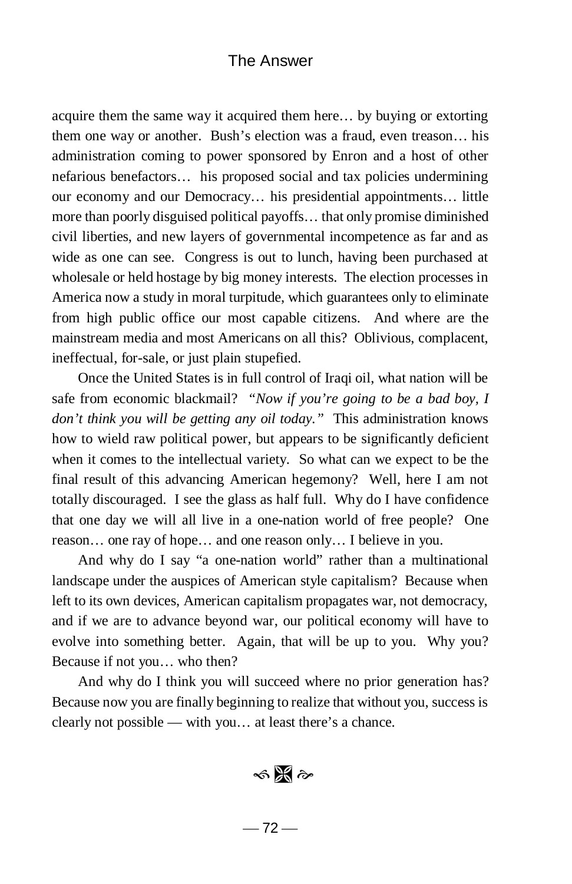acquire them the same way it acquired them here… by buying or extorting them one way or another. Bush's election was a fraud, even treason… his administration coming to power sponsored by Enron and a host of other nefarious benefactors… his proposed social and tax policies undermining our economy and our Democracy… his presidential appointments… little more than poorly disguised political payoffs… that only promise diminished civil liberties, and new layers of governmental incompetence as far and as wide as one can see. Congress is out to lunch, having been purchased at wholesale or held hostage by big money interests. The election processes in America now a study in moral turpitude, which guarantees only to eliminate from high public office our most capable citizens. And where are the mainstream media and most Americans on all this? Oblivious, complacent, ineffectual, for-sale, or just plain stupefied.

Once the United States is in full control of Iraqi oil, what nation will be safe from economic blackmail? *"Now if you're going to be a bad boy, I don't think you will be getting any oil today."* This administration knows how to wield raw political power, but appears to be significantly deficient when it comes to the intellectual variety. So what can we expect to be the final result of this advancing American hegemony? Well, here I am not totally discouraged. I see the glass as half full. Why do I have confidence that one day we will all live in a one-nation world of free people? One reason… one ray of hope… and one reason only… I believe in you.

And why do I say "a one-nation world" rather than a multinational landscape under the auspices of American style capitalism? Because when left to its own devices, American capitalism propagates war, not democracy, and if we are to advance beyond war, our political economy will have to evolve into something better. Again, that will be up to you. Why you? Because if not you… who then?

And why do I think you will succeed where no prior generation has? Because now you are finally beginning to realize that without you, success is clearly not possible — with you… at least there's a chance.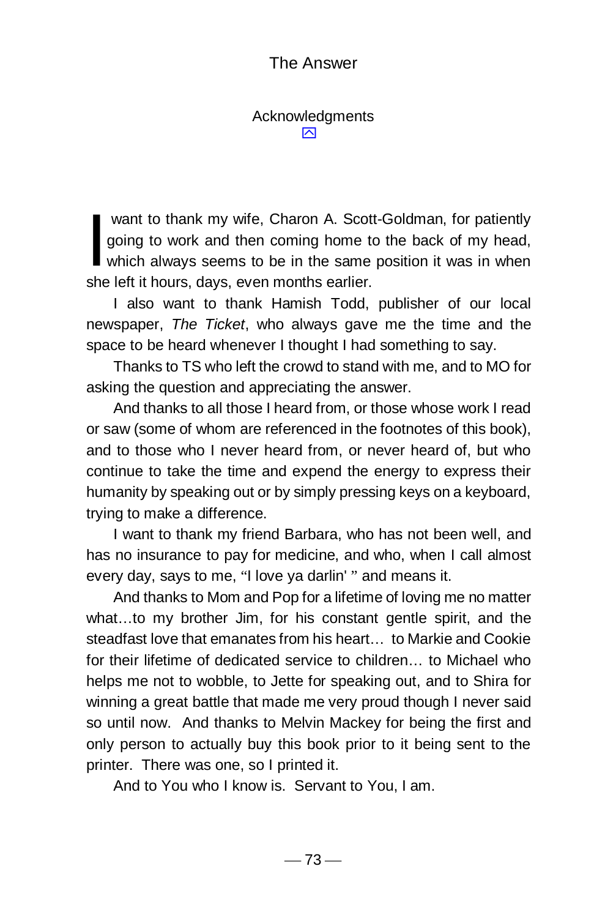## Acknowledgments

I want to thank my wife, Charon A. Scott-Goldman, for patiently going to work and then coming home to the back of my head, which always seems to be in the same position it was in when she left it hours, days, even months earlier.

I also want to thank Hamish Todd, publisher of our local newspaper, *The Ticket*, who always gave me the time and the space to be heard whenever I thought I had something to say.

Thanks to TS who left the crowd to stand with me, and to MO for asking the question and appreciating the answer.

And thanks to all those I heard from, or those whose work I read or saw (some of whom are referenced in the footnotes of this book), and to those who I never heard from, or never heard of, but who continue to take the time and expend the energy to express their humanity by speaking out or by simply pressing keys on a keyboard, trying to make a difference.

I want to thank my friend Barbara, who has not been well, and has no insurance to pay for medicine, and who, when I call almost every day, says to me, "I love ya darlin' " and means it.

And thanks to Mom and Pop for a lifetime of loving me no matter what…to my brother Jim, for his constant gentle spirit, and the steadfast love that emanates from his heart… to Markie and Cookie for their lifetime of dedicated service to children… to Michael who helps me not to wobble, to Jette for speaking out, and to Shira for winning a great battle that made me very proud though I never said so until now. And thanks to Melvin Mackey for being the first and only person to actually buy this book prior to it being sent to the printer. There was one, so I printed it.

And to You who I know is. Servant to You, I am.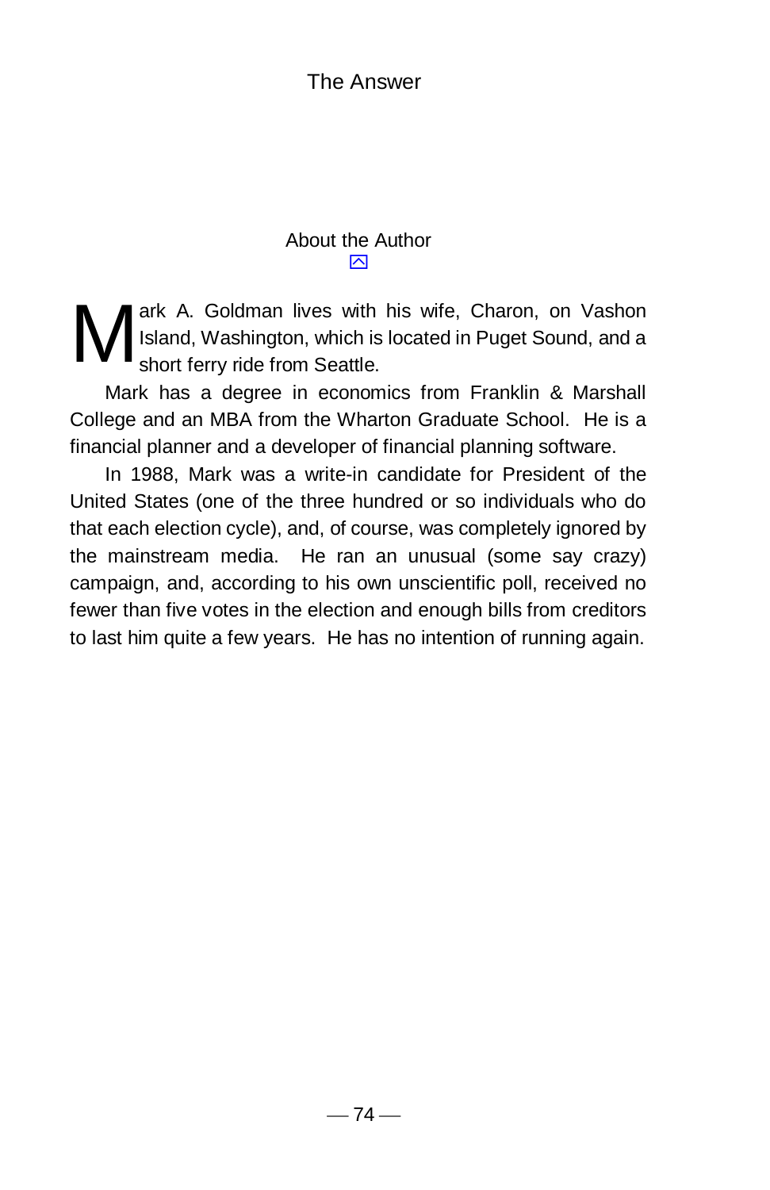## About the Author

Mark A. Goldman lives with his wife, Charon, on Vashon Island, Washington, which is located in Puget Sound, and a short ferry ride from Seattle.

Mark has a degree in economics from Franklin & Marshall College and an MBA from the Wharton Graduate School. He is a financial planner and a developer of financial planning software.

In 1988, Mark was a write-in candidate for President of the United States (one of the three hundred or so individuals who do that each election cycle), and, of course, was completely ignored by the mainstream media. He ran an unusual (some say crazy) campaign, and, according to his own unscientific poll, received no fewer than five votes in the election and enough bills from creditors to last him quite a few years. He has no intention of running again.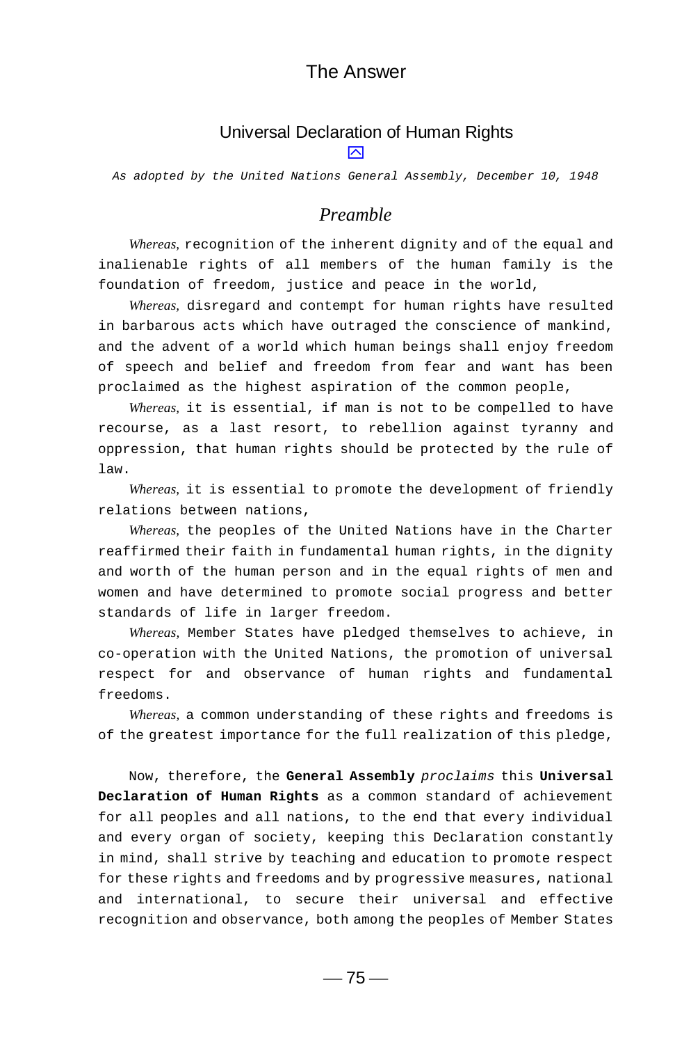# The Answer

## Universal Declaration of Human Rights

*As adopted by the United Nations General Assembly, December 10, 1948*

### *Preamble*

*Whereas,* recognition of the inherent dignity and of the equal and inalienable rights of all members of the human family is the foundation of freedom, justice and peace in the world,

*Whereas,* disregard and contempt for human rights have resulted in barbarous acts which have outraged the conscience of mankind, and the advent of a world which human beings shall enjoy freedom of speech and belief and freedom from fear and want has been proclaimed as the highest aspiration of the common people,

*Whereas,* it is essential, if man is not to be compelled to have recourse, as a last resort, to rebellion against tyranny and oppression, that human rights should be protected by the rule of law.

*Whereas,* it is essential to promote the development of friendly relations between nations,

*Whereas,* the peoples of the United Nations have in the Charter reaffirmed their faith in fundamental human rights, in the dignity and worth of the human person and in the equal rights of men and women and have determined to promote social progress and better standards of life in larger freedom.

*Whereas,* Member States have pledged themselves to achieve, in co-operation with the United Nations, the promotion of universal respect for and observance of human rights and fundamental freedoms.

*Whereas,* a common understanding of these rights and freedoms is of the greatest importance for the full realization of this pledge,

Now, therefore, the **General Assembly** *proclaims* this **Universal Declaration of Human Rights** as a common standard of achievement for all peoples and all nations, to the end that every individual and every organ of society, keeping this Declaration constantly in mind, shall strive by teaching and education to promote respect for these rights and freedoms and by progressive measures, national and international, to secure their universal and effective recognition and observance, both among the peoples of Member States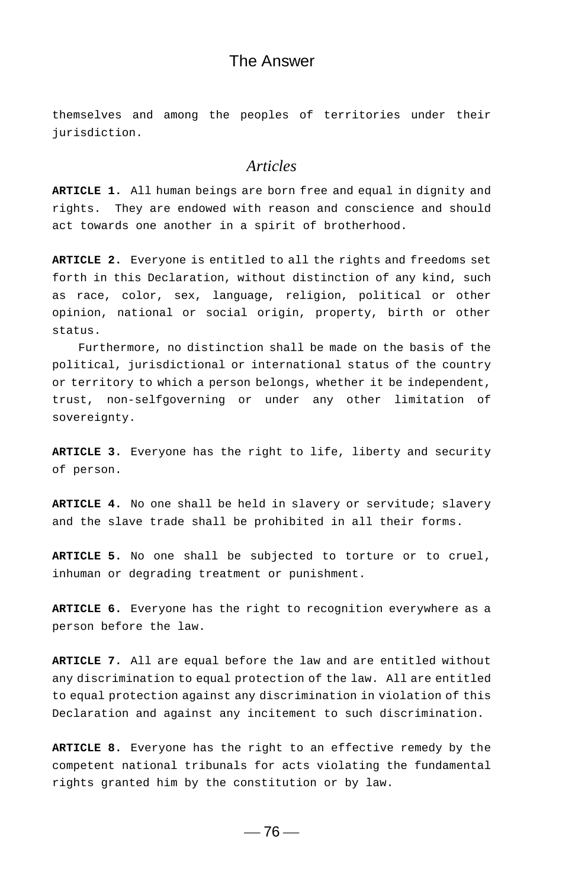themselves and among the peoples of territories under their jurisdiction.

## *Articles*

**ARTICLE 1.** All human beings are born free and equal in dignity and rights. They are endowed with reason and conscience and should act towards one another in a spirit of brotherhood.

**ARTICLE 2.** Everyone is entitled to all the rights and freedoms set forth in this Declaration, without distinction of any kind, such as race, color, sex, language, religion, political or other opinion, national or social origin, property, birth or other status.

Furthermore, no distinction shall be made on the basis of the political, jurisdictional or international status of the country or territory to which a person belongs, whether it be independent, trust, non-selfgoverning or under any other limitation of sovereignty.

**ARTICLE 3.** Everyone has the right to life, liberty and security of person.

**ARTICLE 4.** No one shall be held in slavery or servitude; slavery and the slave trade shall be prohibited in all their forms.

**ARTICLE 5.** No one shall be subjected to torture or to cruel, inhuman or degrading treatment or punishment.

**ARTICLE 6.** Everyone has the right to recognition everywhere as a person before the law.

**ARTICLE 7.** All are equal before the law and are entitled without any discrimination to equal protection of the law. All are entitled to equal protection against any discrimination in violation of this Declaration and against any incitement to such discrimination.

**ARTICLE 8.** Everyone has the right to an effective remedy by the competent national tribunals for acts violating the fundamental rights granted him by the constitution or by law.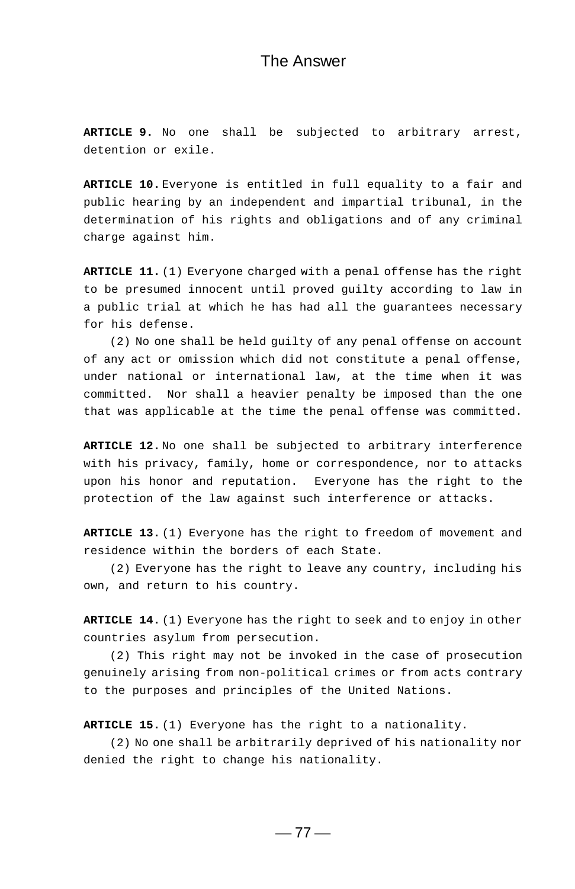**ARTICLE 9.** No one shall be subjected to arbitrary arrest, detention or exile.

**ARTICLE 10.** Everyone is entitled in full equality to a fair and public hearing by an independent and impartial tribunal, in the determination of his rights and obligations and of any criminal charge against him.

**ARTICLE 11.** (1) Everyone charged with a penal offense has the right to be presumed innocent until proved guilty according to law in a public trial at which he has had all the guarantees necessary for his defense.

(2) No one shall be held guilty of any penal offense on account of any act or omission which did not constitute a penal offense, under national or international law, at the time when it was committed. Nor shall a heavier penalty be imposed than the one that was applicable at the time the penal offense was committed.

**ARTICLE 12.** No one shall be subjected to arbitrary interference with his privacy, family, home or correspondence, nor to attacks upon his honor and reputation. Everyone has the right to the protection of the law against such interference or attacks.

**ARTICLE 13.** (1) Everyone has the right to freedom of movement and residence within the borders of each State.

(2) Everyone has the right to leave any country, including his own, and return to his country.

**ARTICLE 14.** (1) Everyone has the right to seek and to enjoy in other countries asylum from persecution.

(2) This right may not be invoked in the case of prosecution genuinely arising from non-political crimes or from acts contrary to the purposes and principles of the United Nations.

**ARTICLE 15.** (1) Everyone has the right to a nationality.

(2) No one shall be arbitrarily deprived of his nationality nor denied the right to change his nationality.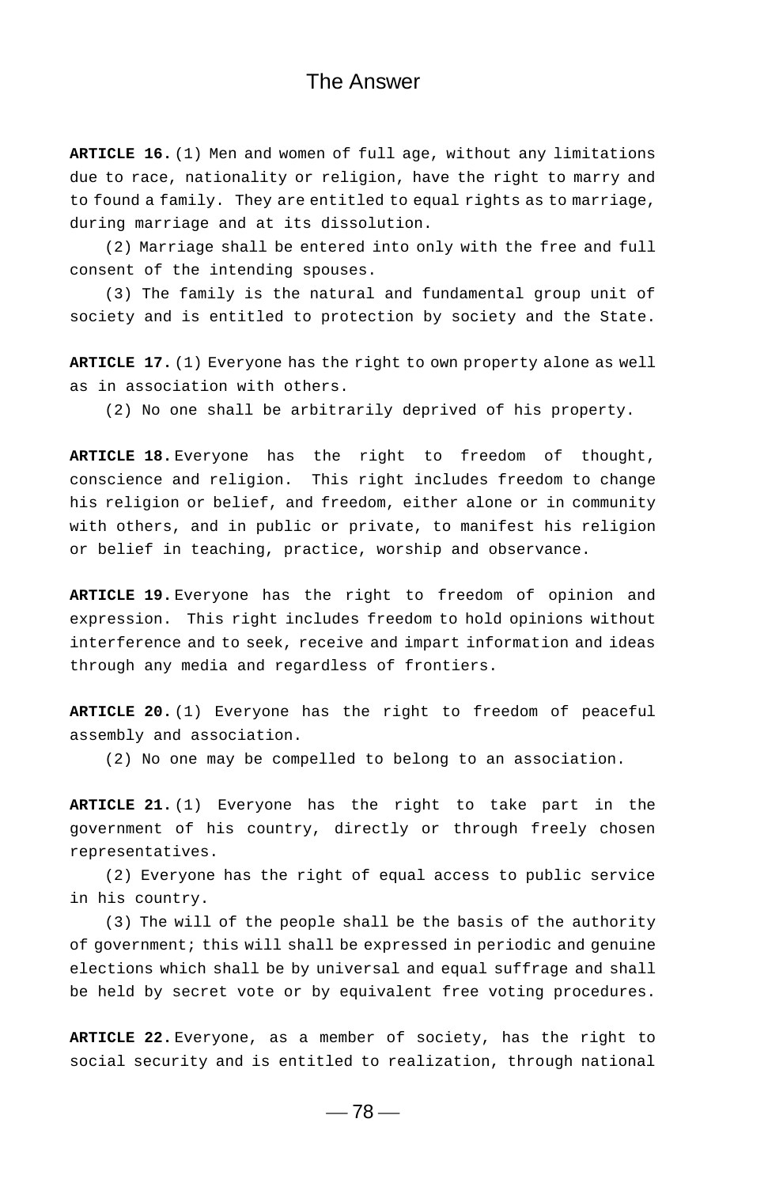**ARTICLE 16.** (1) Men and women of full age, without any limitations due to race, nationality or religion, have the right to marry and to found a family. They are entitled to equal rights as to marriage, during marriage and at its dissolution.

(2) Marriage shall be entered into only with the free and full consent of the intending spouses.

(3) The family is the natural and fundamental group unit of society and is entitled to protection by society and the State.

**ARTICLE 17.** (1) Everyone has the right to own property alone as well as in association with others.

(2) No one shall be arbitrarily deprived of his property.

**ARTICLE 18.** Everyone has the right to freedom of thought, conscience and religion. This right includes freedom to change his religion or belief, and freedom, either alone or in community with others, and in public or private, to manifest his religion or belief in teaching, practice, worship and observance.

**ARTICLE 19.** Everyone has the right to freedom of opinion and expression. This right includes freedom to hold opinions without interference and to seek, receive and impart information and ideas through any media and regardless of frontiers.

**ARTICLE 20.** (1) Everyone has the right to freedom of peaceful assembly and association.

(2) No one may be compelled to belong to an association.

**ARTICLE 21.** (1) Everyone has the right to take part in the government of his country, directly or through freely chosen representatives.

(2) Everyone has the right of equal access to public service in his country.

(3) The will of the people shall be the basis of the authority of government; this will shall be expressed in periodic and genuine elections which shall be by universal and equal suffrage and shall be held by secret vote or by equivalent free voting procedures.

**ARTICLE 22.** Everyone, as a member of society, has the right to social security and is entitled to realization, through national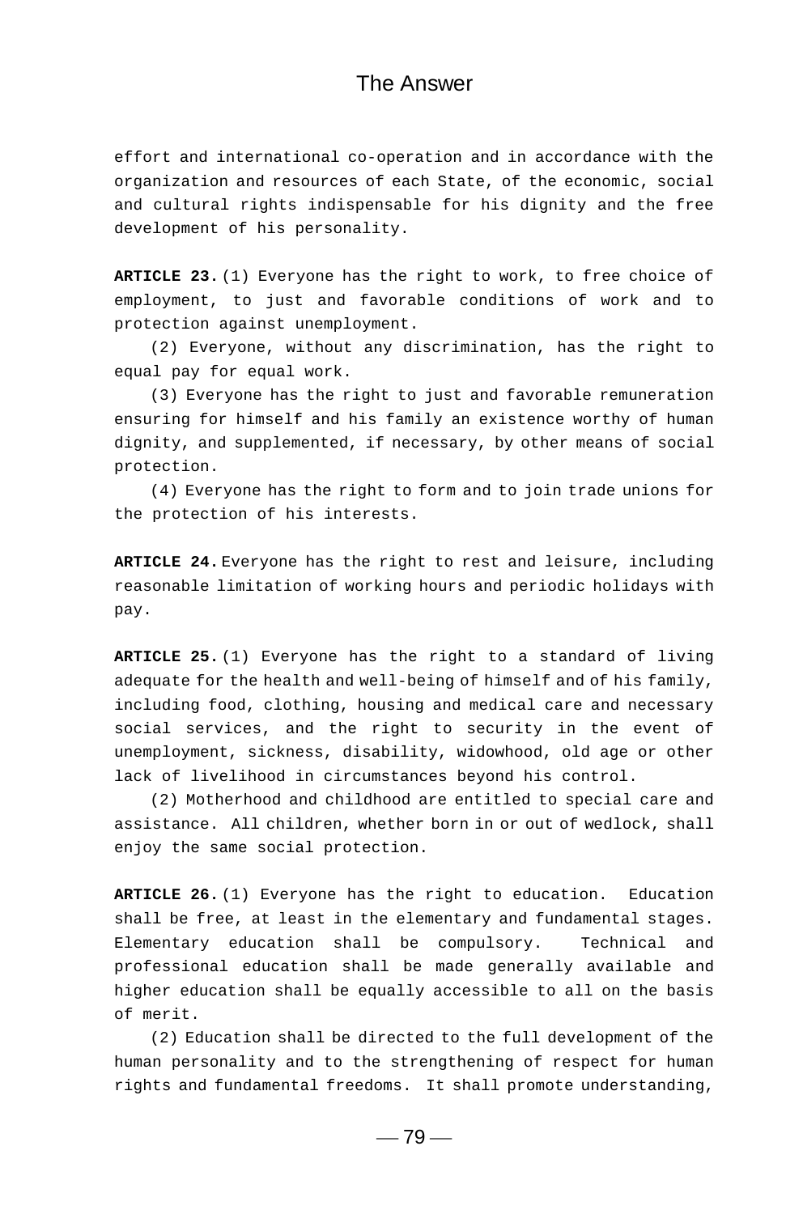effort and international co-operation and in accordance with the organization and resources of each State, of the economic, social and cultural rights indispensable for his dignity and the free development of his personality.

**ARTICLE 23.** (1) Everyone has the right to work, to free choice of employment, to just and favorable conditions of work and to protection against unemployment.

(2) Everyone, without any discrimination, has the right to equal pay for equal work.

(3) Everyone has the right to just and favorable remuneration ensuring for himself and his family an existence worthy of human dignity, and supplemented, if necessary, by other means of social protection.

(4) Everyone has the right to form and to join trade unions for the protection of his interests.

**ARTICLE 24.** Everyone has the right to rest and leisure, including reasonable limitation of working hours and periodic holidays with pay.

**ARTICLE 25.** (1) Everyone has the right to a standard of living adequate for the health and well-being of himself and of his family, including food, clothing, housing and medical care and necessary social services, and the right to security in the event of unemployment, sickness, disability, widowhood, old age or other lack of livelihood in circumstances beyond his control.

(2) Motherhood and childhood are entitled to special care and assistance. All children, whether born in or out of wedlock, shall enjoy the same social protection.

**ARTICLE 26.** (1) Everyone has the right to education. Education shall be free, at least in the elementary and fundamental stages. Elementary education shall be compulsory. Technical and professional education shall be made generally available and higher education shall be equally accessible to all on the basis of merit.

(2) Education shall be directed to the full development of the human personality and to the strengthening of respect for human rights and fundamental freedoms. It shall promote understanding,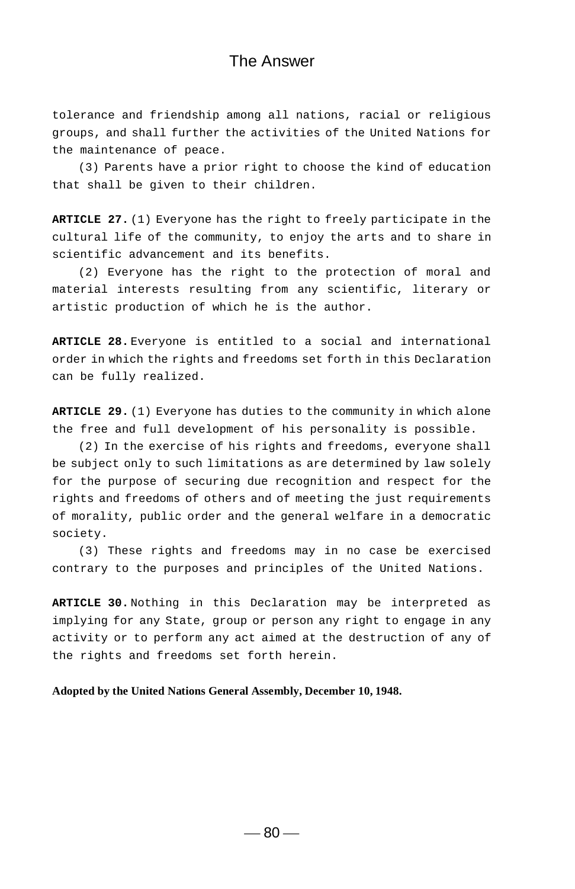tolerance and friendship among all nations, racial or religious groups, and shall further the activities of the United Nations for the maintenance of peace.

(3) Parents have a prior right to choose the kind of education that shall be given to their children.

**ARTICLE 27.** (1) Everyone has the right to freely participate in the cultural life of the community, to enjoy the arts and to share in scientific advancement and its benefits.

(2) Everyone has the right to the protection of moral and material interests resulting from any scientific, literary or artistic production of which he is the author.

**ARTICLE 28.** Everyone is entitled to a social and international order in which the rights and freedoms set forth in this Declaration can be fully realized.

**ARTICLE 29.** (1) Everyone has duties to the community in which alone the free and full development of his personality is possible.

(2) In the exercise of his rights and freedoms, everyone shall be subject only to such limitations as are determined by law solely for the purpose of securing due recognition and respect for the rights and freedoms of others and of meeting the just requirements of morality, public order and the general welfare in a democratic society.

(3) These rights and freedoms may in no case be exercised contrary to the purposes and principles of the United Nations.

**ARTICLE 30.** Nothing in this Declaration may be interpreted as implying for any State, group or person any right to engage in any activity or to perform any act aimed at the destruction of any of the rights and freedoms set forth herein.

**Adopted by the United Nations General Assembly, December 10, 1948.**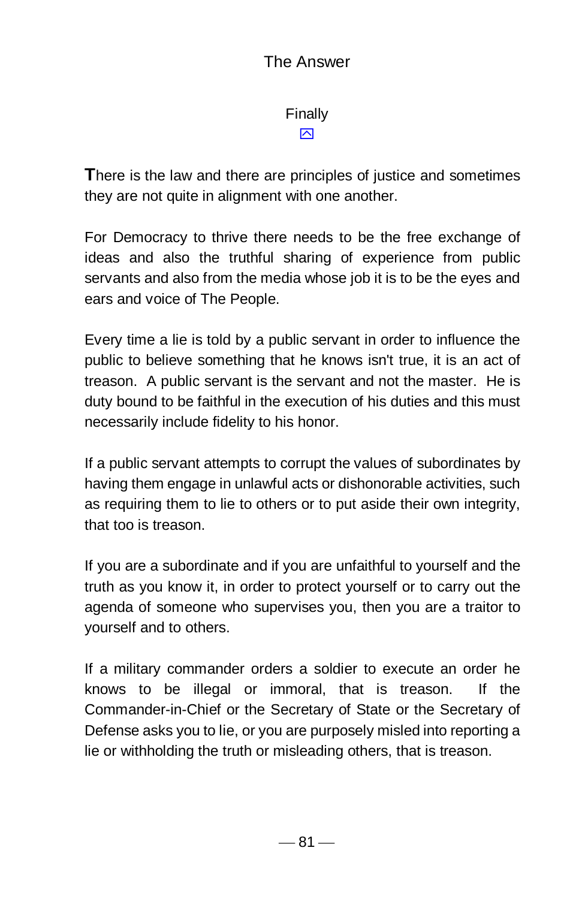## Finally

There is the law and there are principles of justice and sometimes they are not quite in alignment with one another.

For Democracy to thrive there needs to be the free exchange of ideas and also the truthful sharing of experience from public servants and also from the media whose job it is to be the eyes and ears and voice of The People.

Every time a lie is told by a public servant in order to influence the public to believe something that he knows isn't true, it is an act of treason. A public servant is the servant and not the master. He is duty bound to be faithful in the execution of his duties and this must necessarily include fidelity to his honor.

If a public servant attempts to corrupt the values of subordinates by having them engage in unlawful acts or dishonorable activities, such as requiring them to lie to others or to put aside their own integrity, that too is treason.

If you are a subordinate and if you are unfaithful to yourself and the truth as you know it, in order to protect yourself or to carry out the agenda of someone who supervises you, then you are a traitor to yourself and to others.

If a military commander orders a soldier to execute an order he knows to be illegal or immoral, that is treason. If the Commander-in-Chief or the Secretary of State or the Secretary of Defense asks you to lie, or you are purposely misled into reporting a lie or withholding the truth or misleading others, that is treason.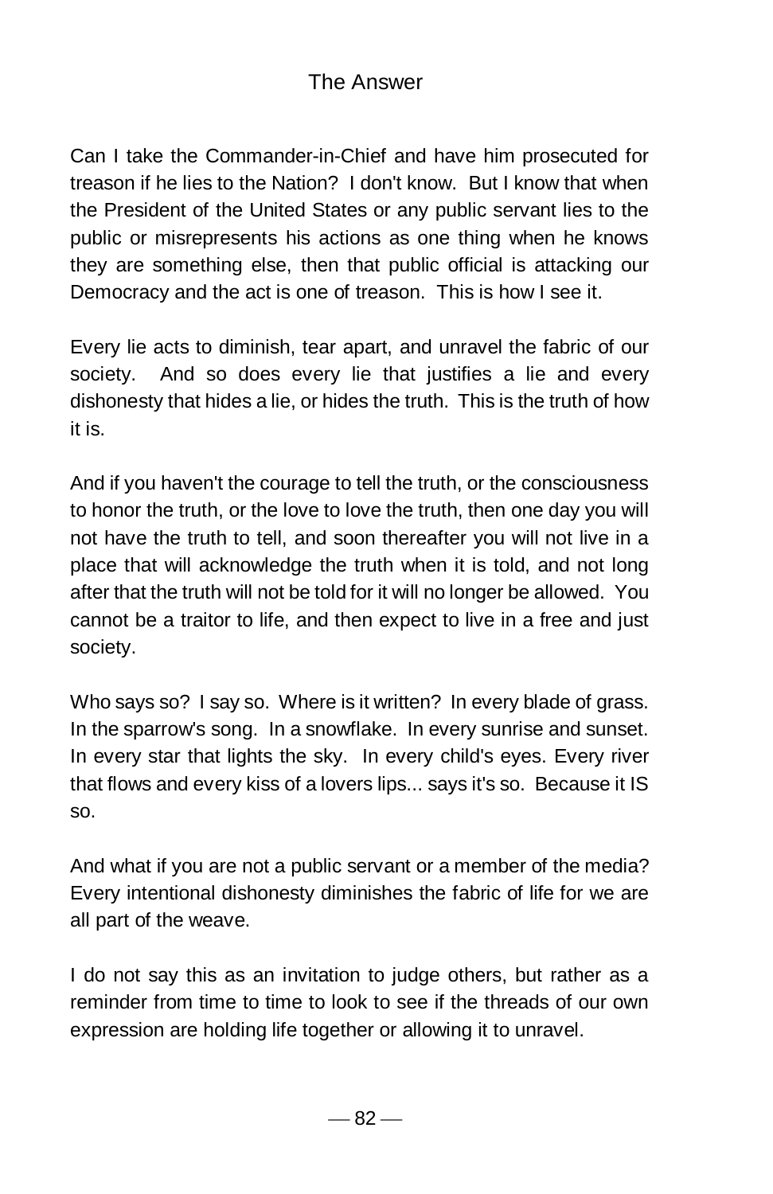# The Answer

Can I take the Commander-in-Chief and have him prosecuted for treason if he lies to the Nation? I don't know. But I know that when the President of the United States or any public servant lies to the public or misrepresents his actions as one thing when he knows they are something else, then that public official is attacking our Democracy and the act is one of treason. This is how I see it.

Every lie acts to diminish, tear apart, and unravel the fabric of our society. And so does every lie that justifies a lie and every dishonesty that hides a lie, or hides the truth. This is the truth of how it is.

And if you haven't the courage to tell the truth, or the consciousness to honor the truth, or the love to love the truth, then one day you will not have the truth to tell, and soon thereafter you will not live in a place that will acknowledge the truth when it is told, and not long after that the truth will not be told for it will no longer be allowed. You cannot be a traitor to life, and then expect to live in a free and just society.

Who says so? I say so. Where is it written? In every blade of grass. In the sparrow's song. In a snowflake. In every sunrise and sunset. In every star that lights the sky. In every child's eyes. Every river that flows and every kiss of a lovers lips... says it's so. Because it IS so.

And what if you are not a public servant or a member of the media? Every intentional dishonesty diminishes the fabric of life for we are all part of the weave.

I do not say this as an invitation to judge others, but rather as a reminder from time to time to look to see if the threads of our own expression are holding life together or allowing it to unravel.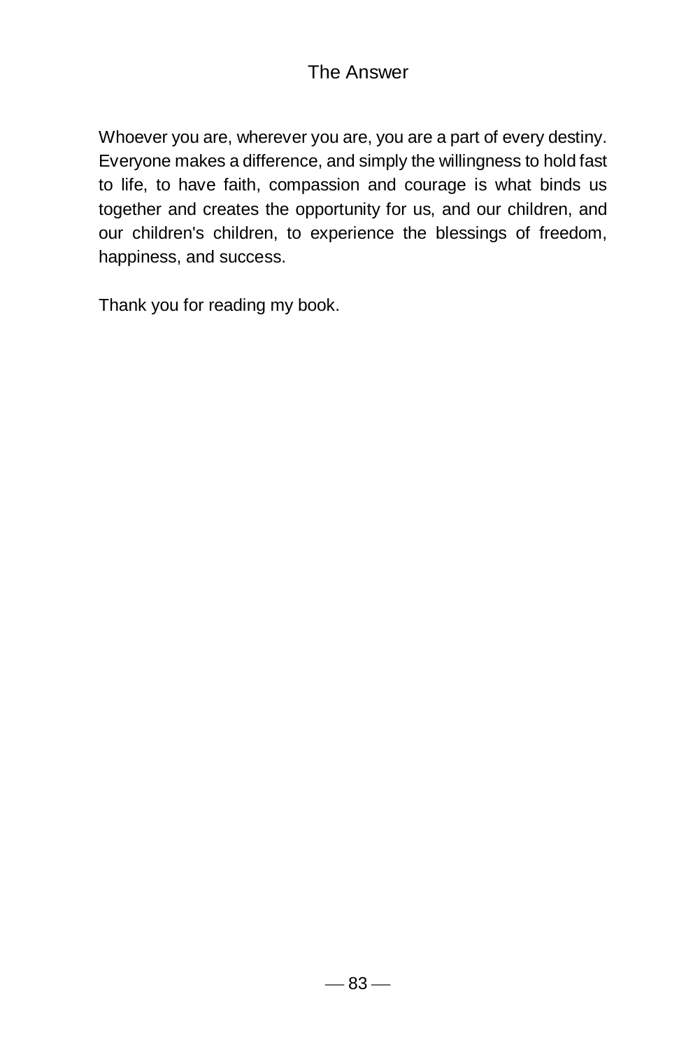Whoever you are, wherever you are, you are a part of every destiny. Everyone makes a difference, and simply the willingness to hold fast to life, to have faith, compassion and courage is what binds us together and creates the opportunity for us, and our children, and our children's children, to experience the blessings of freedom, happiness, and success.

Thank you for reading my book.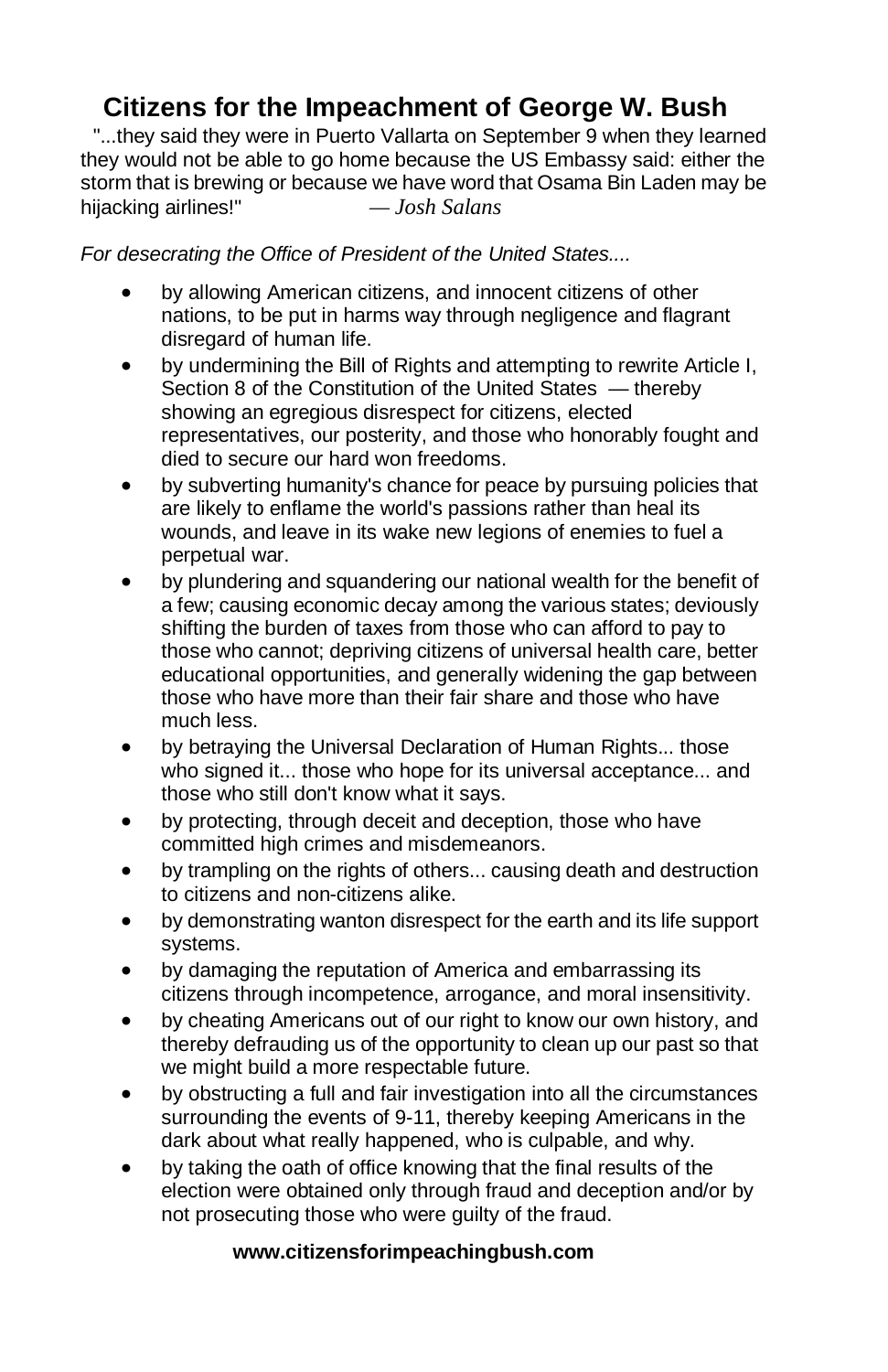# Citizens for the Impeachment of George W. Bush

"...they said they were in Puerto Vallarta on September 9 when they learned they would not be able to go home because the US Embassy said: either the storm that is brewing or because we have word that Osama Bin Laden may be hijacking airlines!" — *Josh Salans*

*For desecrating the Office of President of the United States....*

- by allowing American citizens, and innocent citizens of other nations, to be put in harms way through negligence and flagrant disregard of human life.
- by undermining the Bill of Rights and attempting to rewrite Article I, Section 8 of the Constitution of the United States — thereby showing an egregious disrespect for citizens, elected representatives, our posterity, and those who honorably fought and died to secure our hard won freedoms.
- by subverting humanity's chance for peace by pursuing policies that are likely to enflame the world's passions rather than heal its wounds, and leave in its wake new legions of enemies to fuel a perpetual war.
- by plundering and squandering our national wealth for the benefit of a few; causing economic decay among the various states; deviously shifting the burden of taxes from those who can afford to pay to those who cannot; depriving citizens of universal health care, better educational opportunities, and generally widening the gap between those who have more than their fair share and those who have much less.
- by betraying the Universal Declaration of Human Rights... those who signed it... those who hope for its universal acceptance... and those who still don't know what it says.
- by protecting, through deceit and deception, those who have committed high crimes and misdemeanors.
- by trampling on the rights of others... causing death and destruction to citizens and non-citizens alike.
- by demonstrating wanton disrespect for the earth and its life support systems.
- by damaging the reputation of America and embarrassing its citizens through incompetence, arrogance, and moral insensitivity.
- by cheating Americans out of our right to know our own history, and thereby defrauding us of the opportunity to clean up our past so that we might build a more respectable future.
- by obstructing a full and fair investigation into all the circumstances surrounding the events of 9-11, thereby keeping Americans in the dark about what really happened, who is culpable, and why.
- by taking the oath of office knowing that the final results of the election were obtained only through fraud and deception and/or by not prosecuting those who were guilty of the fraud.

**www.citizensforimpeachingbush.com**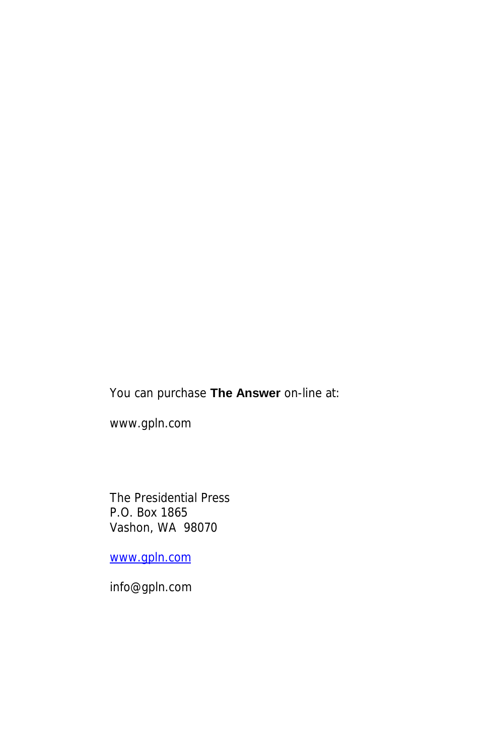You can purchase **The Answer** on-line at:

www.gpln.com

The Presidential Press
P.O. Box 1865
Vashon, WA 98070

[www.gpln.com](http://www.gpln.com)

info@gpln.com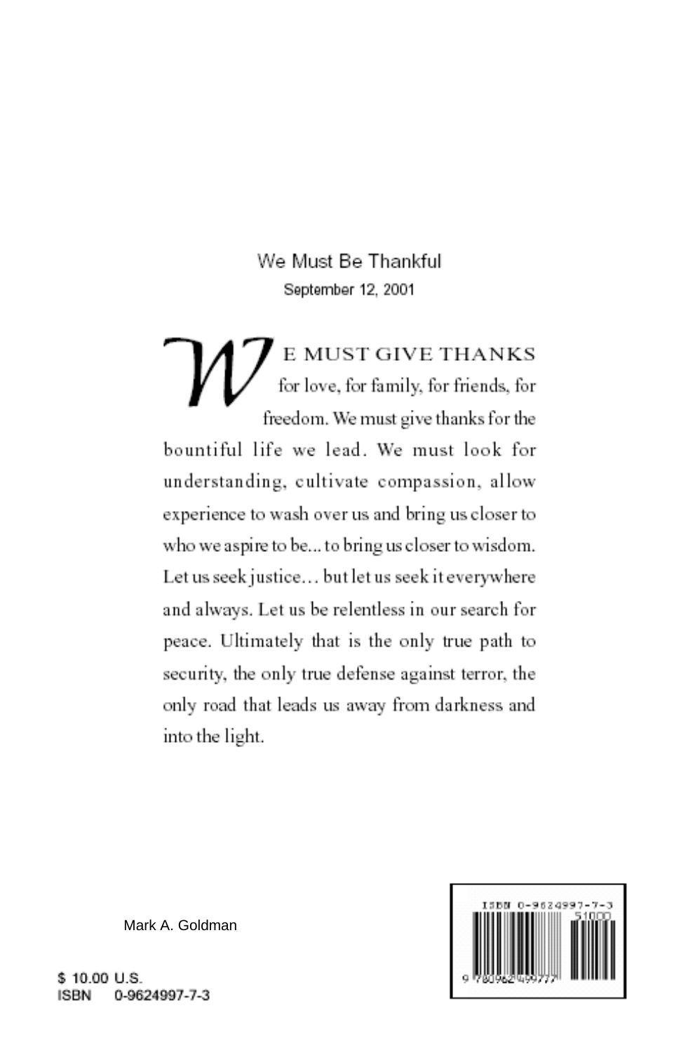## We Must Be Thankful

September 12, 2001

WE MUST GIVE THANKS for love, for family, for friends, for freedom. We must give thanks for the bountiful life we lead. We must look for understanding, cultivate compassion, allow experience to wash over us and bring us closer to who we aspire to be... to bring us closer to wisdom. Let us seek justice… but let us seek it everywhere and always. Let us be relentless in our search for peace. Ultimately that is the only true path to security, the only true defense against terror, the only road that leads us away from darkness and into the light.

Mark A. Goldman

$ 10.00 U.S.
ISBN 0-9624997-7-3

ISBN 0-9624997-7-3
51000
9 780962 499777